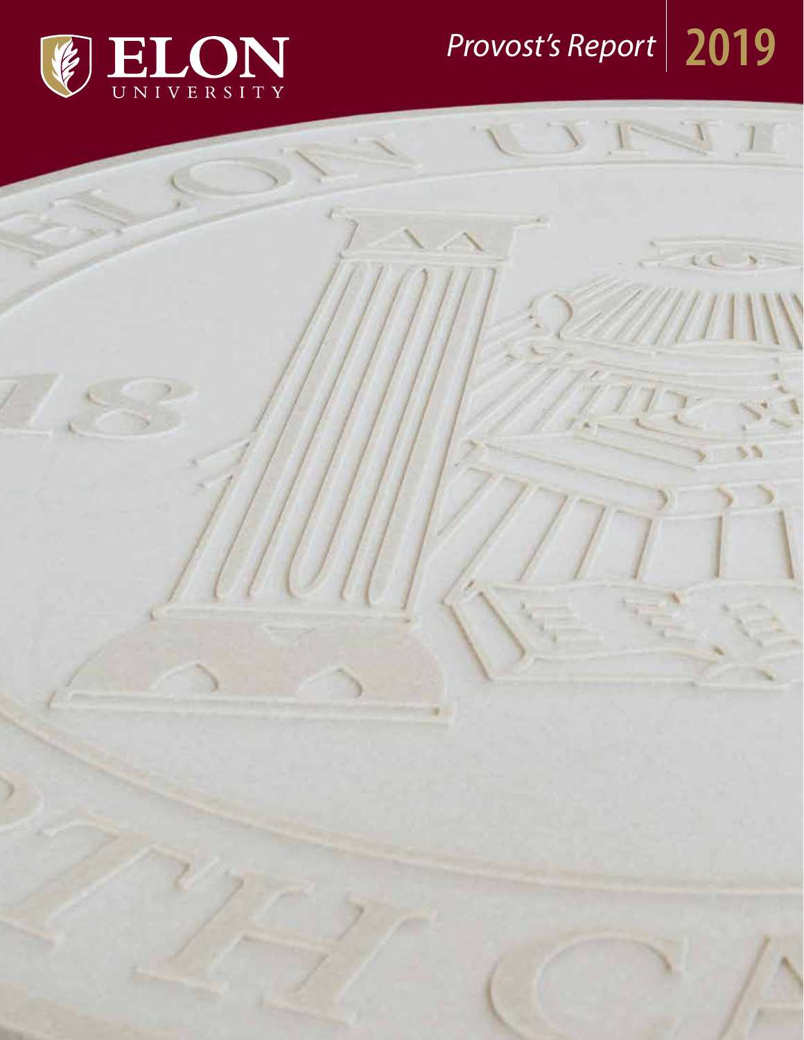# ELON UNIVERSITY

*Provost's Report* **2019**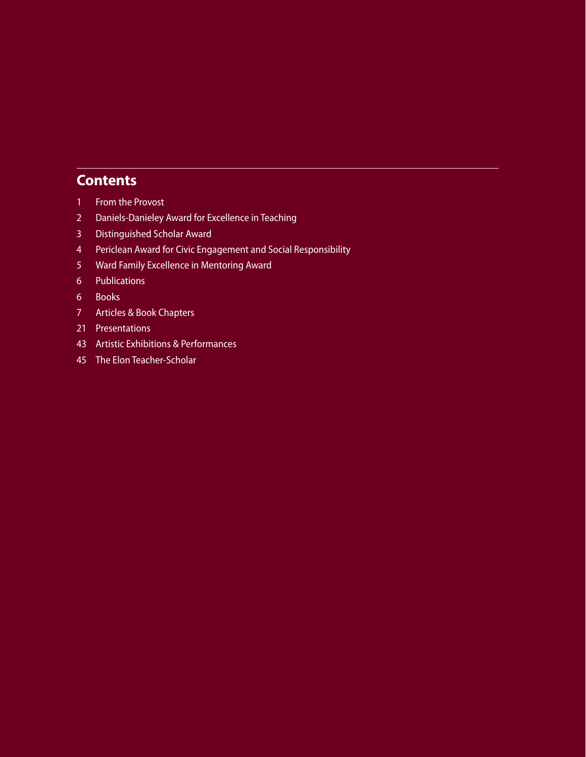## Contents

1 From the Provost
2 Daniels-Danieley Award for Excellence in Teaching
3 Distinguished Scholar Award
4 Periclean Award for Civic Engagement and Social Responsibility
5 Ward Family Excellence in Mentoring Award
6 Publications
6 Books
7 Articles & Book Chapters
21 Presentations
43 Artistic Exhibitions & Performances
45 The Elon Teacher-Scholar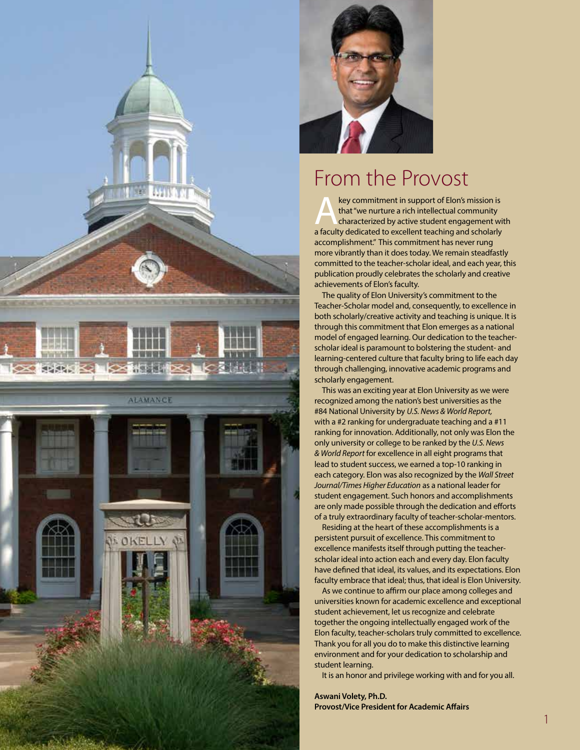# From the Provost

A key commitment in support of Elon's mission is that "we nurture a rich intellectual community characterized by active student engagement with a faculty dedicated to excellent teaching and scholarly accomplishment." This commitment has never rung more vibrantly than it does today. We remain steadfastly committed to the teacher-scholar ideal, and each year, this publication proudly celebrates the scholarly and creative achievements of Elon's faculty.

The quality of Elon University's commitment to the Teacher-Scholar model and, consequently, to excellence in both scholarly/creative activity and teaching is unique. It is through this commitment that Elon emerges as a national model of engaged learning. Our dedication to the teacher-scholar ideal is paramount to bolstering the student- and learning-centered culture that faculty bring to life each day through challenging, innovative academic programs and scholarly engagement.

This was an exciting year at Elon University as we were recognized among the nation's best universities as the #84 National University by *U.S. News & World Report,* with a #2 ranking for undergraduate teaching and a #11 ranking for innovation. Additionally, not only was Elon the only university or college to be ranked by the *U.S. News & World Report* for excellence in all eight programs that lead to student success, we earned a top-10 ranking in each category. Elon was also recognized by the *Wall Street Journal/Times Higher Education* as a national leader for student engagement. Such honors and accomplishments are only made possible through the dedication and efforts of a truly extraordinary faculty of teacher-scholar-mentors.

Residing at the heart of these accomplishments is a persistent pursuit of excellence. This commitment to excellence manifests itself through putting the teacher-scholar ideal into action each and every day. Elon faculty have defined that ideal, its values, and its expectations. Elon faculty embrace that ideal; thus, that ideal is Elon University.

As we continue to affirm our place among colleges and universities known for academic excellence and exceptional student achievement, let us recognize and celebrate together the ongoing intellectually engaged work of the Elon faculty, teacher-scholars truly committed to excellence. Thank you for all you do to make this distinctive learning environment and for your dedication to scholarship and student learning.

It is an honor and privilege working with and for you all.

**Aswani Volety, Ph.D.**
**Provost/Vice President for Academic Affairs**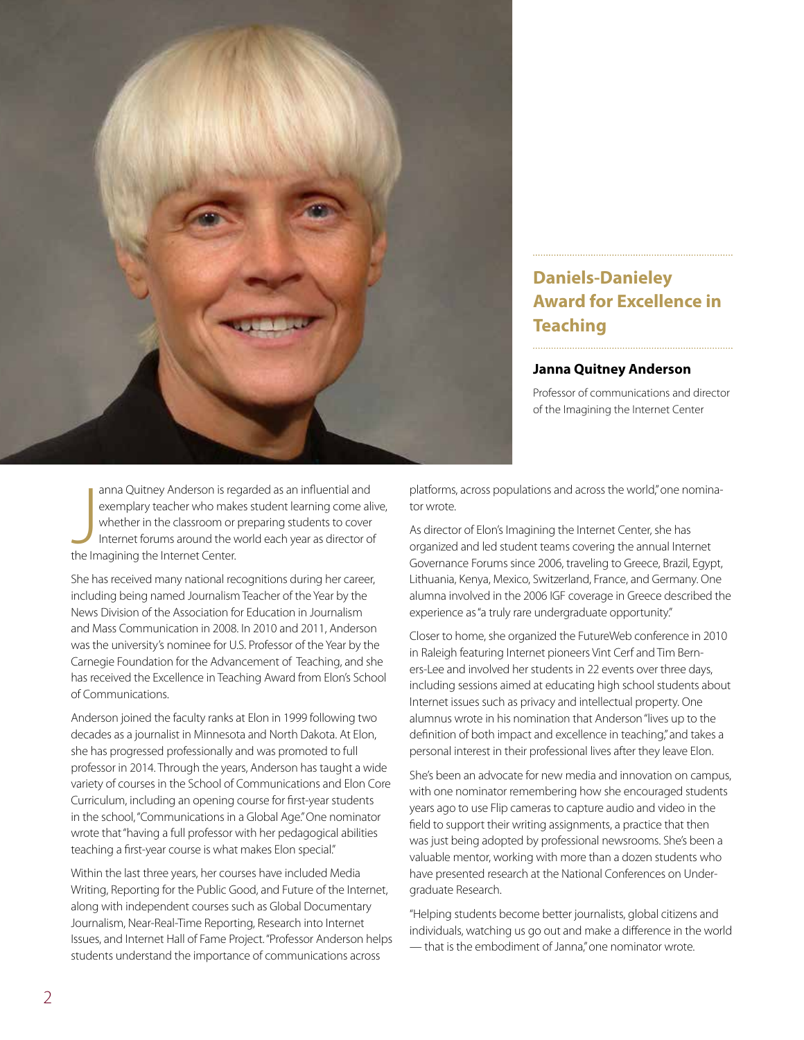## Daniels-Danieley Award for Excellence in Teaching

### Janna Quitney Anderson

Professor of communications and director of the Imagining the Internet Center

Janna Quitney Anderson is regarded as an influential and exemplary teacher who makes student learning come alive, whether in the classroom or preparing students to cover Internet forums around the world each year as director of the Imagining the Internet Center.

She has received many national recognitions during her career, including being named Journalism Teacher of the Year by the News Division of the Association for Education in Journalism and Mass Communication in 2008. In 2010 and 2011, Anderson was the university's nominee for U.S. Professor of the Year by the Carnegie Foundation for the Advancement of Teaching, and she has received the Excellence in Teaching Award from Elon's School of Communications.

Anderson joined the faculty ranks at Elon in 1999 following two decades as a journalist in Minnesota and North Dakota. At Elon, she has progressed professionally and was promoted to full professor in 2014. Through the years, Anderson has taught a wide variety of courses in the School of Communications and Elon Core Curriculum, including an opening course for first-year students in the school, "Communications in a Global Age." One nominator wrote that "having a full professor with her pedagogical abilities teaching a first-year course is what makes Elon special."

Within the last three years, her courses have included Media Writing, Reporting for the Public Good, and Future of the Internet, along with independent courses such as Global Documentary Journalism, Near-Real-Time Reporting, Research into Internet Issues, and Internet Hall of Fame Project. "Professor Anderson helps students understand the importance of communications across platforms, across populations and across the world," one nominator wrote.

As director of Elon's Imagining the Internet Center, she has organized and led student teams covering the annual Internet Governance Forums since 2006, traveling to Greece, Brazil, Egypt, Lithuania, Kenya, Mexico, Switzerland, France, and Germany. One alumna involved in the 2006 IGF coverage in Greece described the experience as "a truly rare undergraduate opportunity."

Closer to home, she organized the FutureWeb conference in 2010 in Raleigh featuring Internet pioneers Vint Cerf and Tim Berners-Lee and involved her students in 22 events over three days, including sessions aimed at educating high school students about Internet issues such as privacy and intellectual property. One alumnus wrote in his nomination that Anderson "lives up to the definition of both impact and excellence in teaching," and takes a personal interest in their professional lives after they leave Elon.

She's been an advocate for new media and innovation on campus, with one nominator remembering how she encouraged students years ago to use Flip cameras to capture audio and video in the field to support their writing assignments, a practice that then was just being adopted by professional newsrooms. She's been a valuable mentor, working with more than a dozen students who have presented research at the National Conferences on Undergraduate Research.

"Helping students become better journalists, global citizens and individuals, watching us go out and make a difference in the world — that is the embodiment of Janna," one nominator wrote.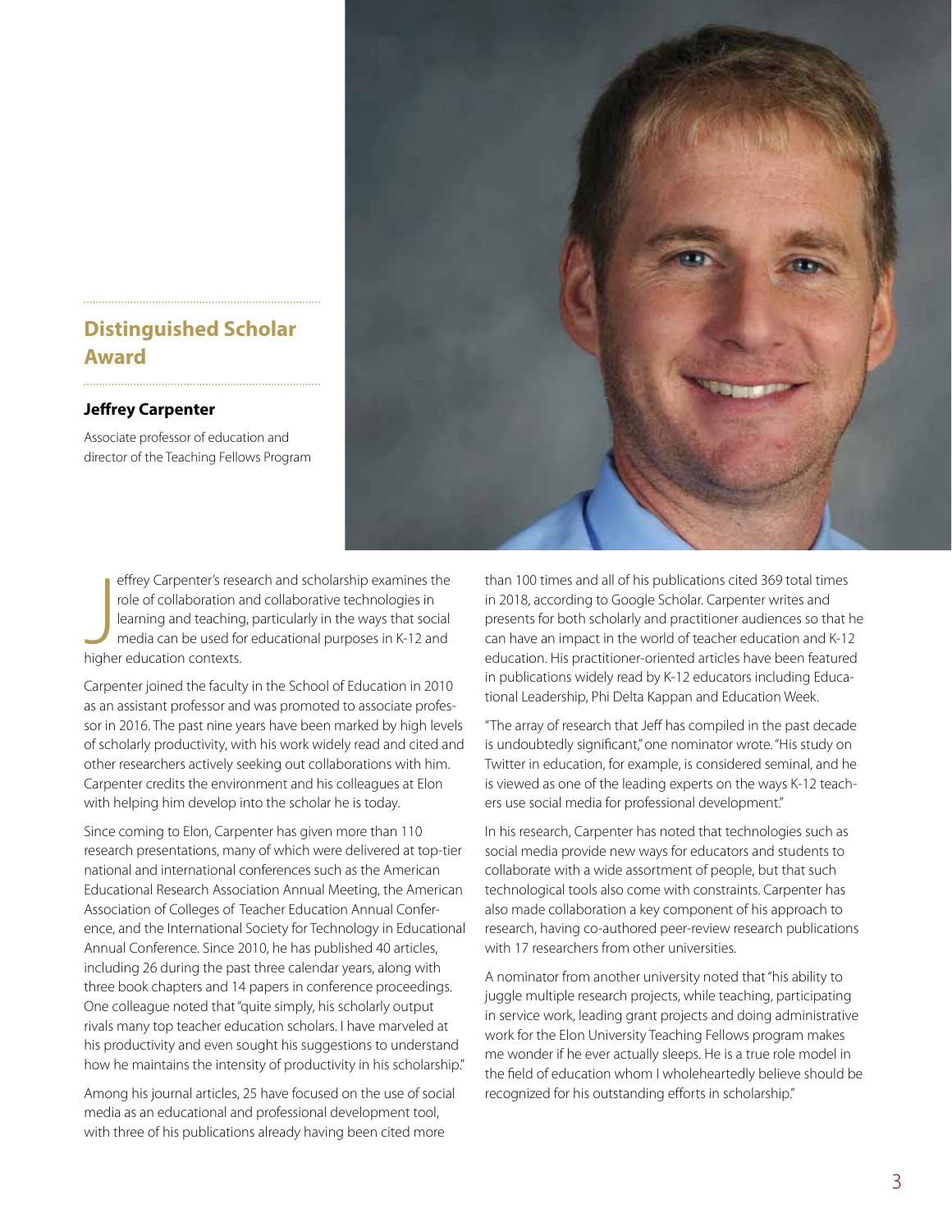## Distinguished Scholar Award

**Jeffrey Carpenter**

Associate professor of education and director of the Teaching Fellows Program

Jeffrey Carpenter's research and scholarship examines the role of collaboration and collaborative technologies in learning and teaching, particularly in the ways that social media can be used for educational purposes in K-12 and higher education contexts.

Carpenter joined the faculty in the School of Education in 2010 as an assistant professor and was promoted to associate professor in 2016. The past nine years have been marked by high levels of scholarly productivity, with his work widely read and cited and other researchers actively seeking out collaborations with him. Carpenter credits the environment and his colleagues at Elon with helping him develop into the scholar he is today.

Since coming to Elon, Carpenter has given more than 110 research presentations, many of which were delivered at top-tier national and international conferences such as the American Educational Research Association Annual Meeting, the American Association of Colleges of Teacher Education Annual Conference, and the International Society for Technology in Educational Annual Conference. Since 2010, he has published 40 articles, including 26 during the past three calendar years, along with three book chapters and 14 papers in conference proceedings. One colleague noted that "quite simply, his scholarly output rivals many top teacher education scholars. I have marveled at his productivity and even sought his suggestions to understand how he maintains the intensity of productivity in his scholarship."

Among his journal articles, 25 have focused on the use of social media as an educational and professional development tool, with three of his publications already having been cited more than 100 times and all of his publications cited 369 total times in 2018, according to Google Scholar. Carpenter writes and presents for both scholarly and practitioner audiences so that he can have an impact in the world of teacher education and K-12 education. His practitioner-oriented articles have been featured in publications widely read by K-12 educators including Educational Leadership, Phi Delta Kappan and Education Week.

"The array of research that Jeff has compiled in the past decade is undoubtedly significant," one nominator wrote. "His study on Twitter in education, for example, is considered seminal, and he is viewed as one of the leading experts on the ways K-12 teachers use social media for professional development."

In his research, Carpenter has noted that technologies such as social media provide new ways for educators and students to collaborate with a wide assortment of people, but that such technological tools also come with constraints. Carpenter has also made collaboration a key component of his approach to research, having co-authored peer-review research publications with 17 researchers from other universities.

A nominator from another university noted that "his ability to juggle multiple research projects, while teaching, participating in service work, leading grant projects and doing administrative work for the Elon University Teaching Fellows program makes me wonder if he ever actually sleeps. He is a true role model in the field of education whom I wholeheartedly believe should be recognized for his outstanding efforts in scholarship."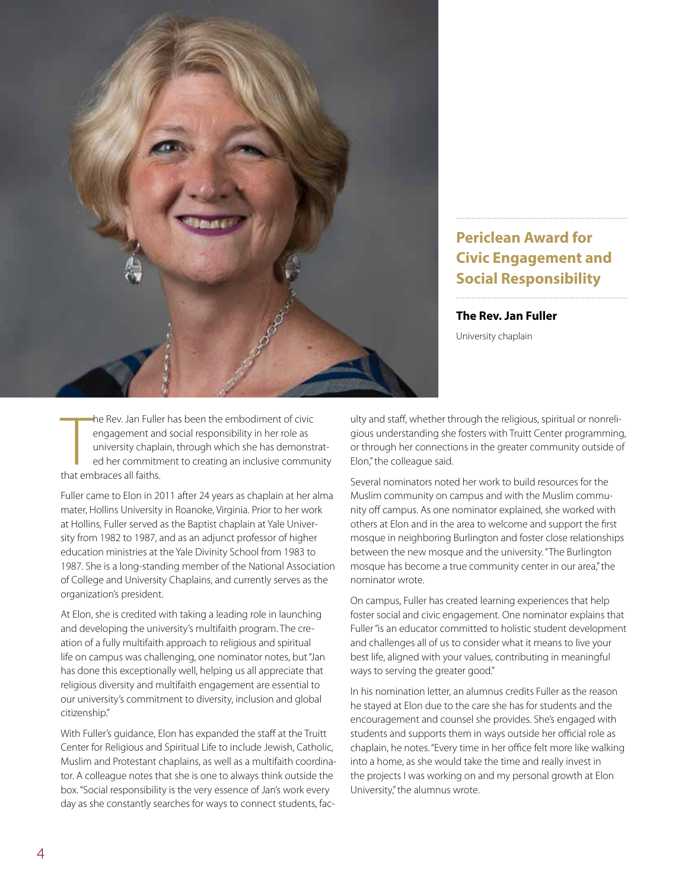## Periclean Award for Civic Engagement and Social Responsibility

**The Rev. Jan Fuller**

University chaplain

The Rev. Jan Fuller has been the embodiment of civic engagement and social responsibility in her role as university chaplain, through which she has demonstrated her commitment to creating an inclusive community that embraces all faiths.

Fuller came to Elon in 2011 after 24 years as chaplain at her alma mater, Hollins University in Roanoke, Virginia. Prior to her work at Hollins, Fuller served as the Baptist chaplain at Yale University from 1982 to 1987, and as an adjunct professor of higher education ministries at the Yale Divinity School from 1983 to 1987. She is a long-standing member of the National Association of College and University Chaplains, and currently serves as the organization's president.

At Elon, she is credited with taking a leading role in launching and developing the university's multifaith program. The creation of a fully multifaith approach to religious and spiritual life on campus was challenging, one nominator notes, but "Jan has done this exceptionally well, helping us all appreciate that religious diversity and multifaith engagement are essential to our university's commitment to diversity, inclusion and global citizenship."

With Fuller's guidance, Elon has expanded the staff at the Truitt Center for Religious and Spiritual Life to include Jewish, Catholic, Muslim and Protestant chaplains, as well as a multifaith coordinator. A colleague notes that she is one to always think outside the box. "Social responsibility is the very essence of Jan's work every day as she constantly searches for ways to connect students, faculty and staff, whether through the religious, spiritual or nonreligious understanding she fosters with Truitt Center programming, or through her connections in the greater community outside of Elon," the colleague said.

Several nominators noted her work to build resources for the Muslim community on campus and with the Muslim community off campus. As one nominator explained, she worked with others at Elon and in the area to welcome and support the first mosque in neighboring Burlington and foster close relationships between the new mosque and the university. "The Burlington mosque has become a true community center in our area," the nominator wrote.

On campus, Fuller has created learning experiences that help foster social and civic engagement. One nominator explains that Fuller "is an educator committed to holistic student development and challenges all of us to consider what it means to live your best life, aligned with your values, contributing in meaningful ways to serving the greater good."

In his nomination letter, an alumnus credits Fuller as the reason he stayed at Elon due to the care she has for students and the encouragement and counsel she provides. She's engaged with students and supports them in ways outside her official role as chaplain, he notes. "Every time in her office felt more like walking into a home, as she would take the time and really invest in the projects I was working on and my personal growth at Elon University," the alumnus wrote.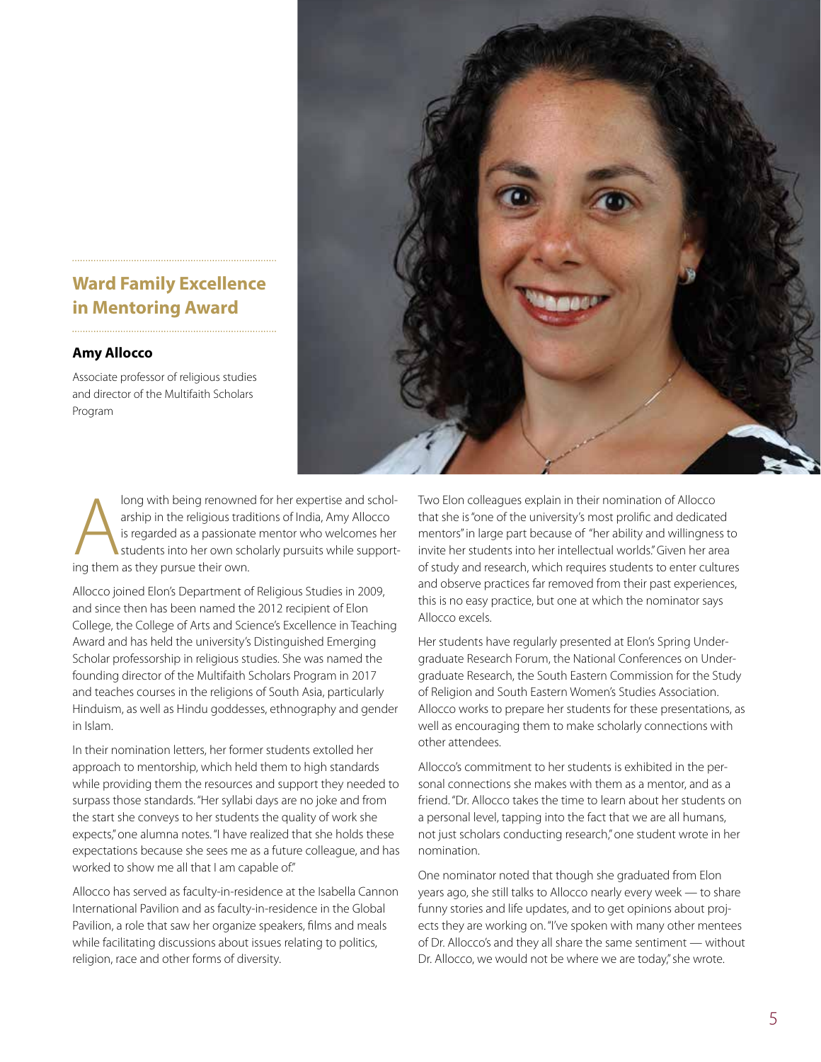## Ward Family Excellence in Mentoring Award

**Amy Allocco**

Associate professor of religious studies and director of the Multifaith Scholars Program

Along with being renowned for her expertise and scholarship in the religious traditions of India, Amy Allocco is regarded as a passionate mentor who welcomes her students into her own scholarly pursuits while supporting them as they pursue their own.

Allocco joined Elon's Department of Religious Studies in 2009, and since then has been named the 2012 recipient of Elon College, the College of Arts and Science's Excellence in Teaching Award and has held the university's Distinguished Emerging Scholar professorship in religious studies. She was named the founding director of the Multifaith Scholars Program in 2017 and teaches courses in the religions of South Asia, particularly Hinduism, as well as Hindu goddesses, ethnography and gender in Islam.

In their nomination letters, her former students extolled her approach to mentorship, which held them to high standards while providing them the resources and support they needed to surpass those standards. "Her syllabi days are no joke and from the start she conveys to her students the quality of work she expects," one alumna notes. "I have realized that she holds these expectations because she sees me as a future colleague, and has worked to show me all that I am capable of."

Allocco has served as faculty-in-residence at the Isabella Cannon International Pavilion and as faculty-in-residence in the Global Pavilion, a role that saw her organize speakers, films and meals while facilitating discussions about issues relating to politics, religion, race and other forms of diversity.

Two Elon colleagues explain in their nomination of Allocco that she is "one of the university's most prolific and dedicated mentors" in large part because of "her ability and willingness to invite her students into her intellectual worlds." Given her area of study and research, which requires students to enter cultures and observe practices far removed from their past experiences, this is no easy practice, but one at which the nominator says Allocco excels.

Her students have regularly presented at Elon's Spring Undergraduate Research Forum, the National Conferences on Undergraduate Research, the South Eastern Commission for the Study of Religion and South Eastern Women's Studies Association. Allocco works to prepare her students for these presentations, as well as encouraging them to make scholarly connections with other attendees.

Allocco's commitment to her students is exhibited in the personal connections she makes with them as a mentor, and as a friend. "Dr. Allocco takes the time to learn about her students on a personal level, tapping into the fact that we are all humans, not just scholars conducting research," one student wrote in her nomination.

One nominator noted that though she graduated from Elon years ago, she still talks to Allocco nearly every week — to share funny stories and life updates, and to get opinions about projects they are working on. "I've spoken with many other mentees of Dr. Allocco's and they all share the same sentiment — without Dr. Allocco, we would not be where we are today," she wrote.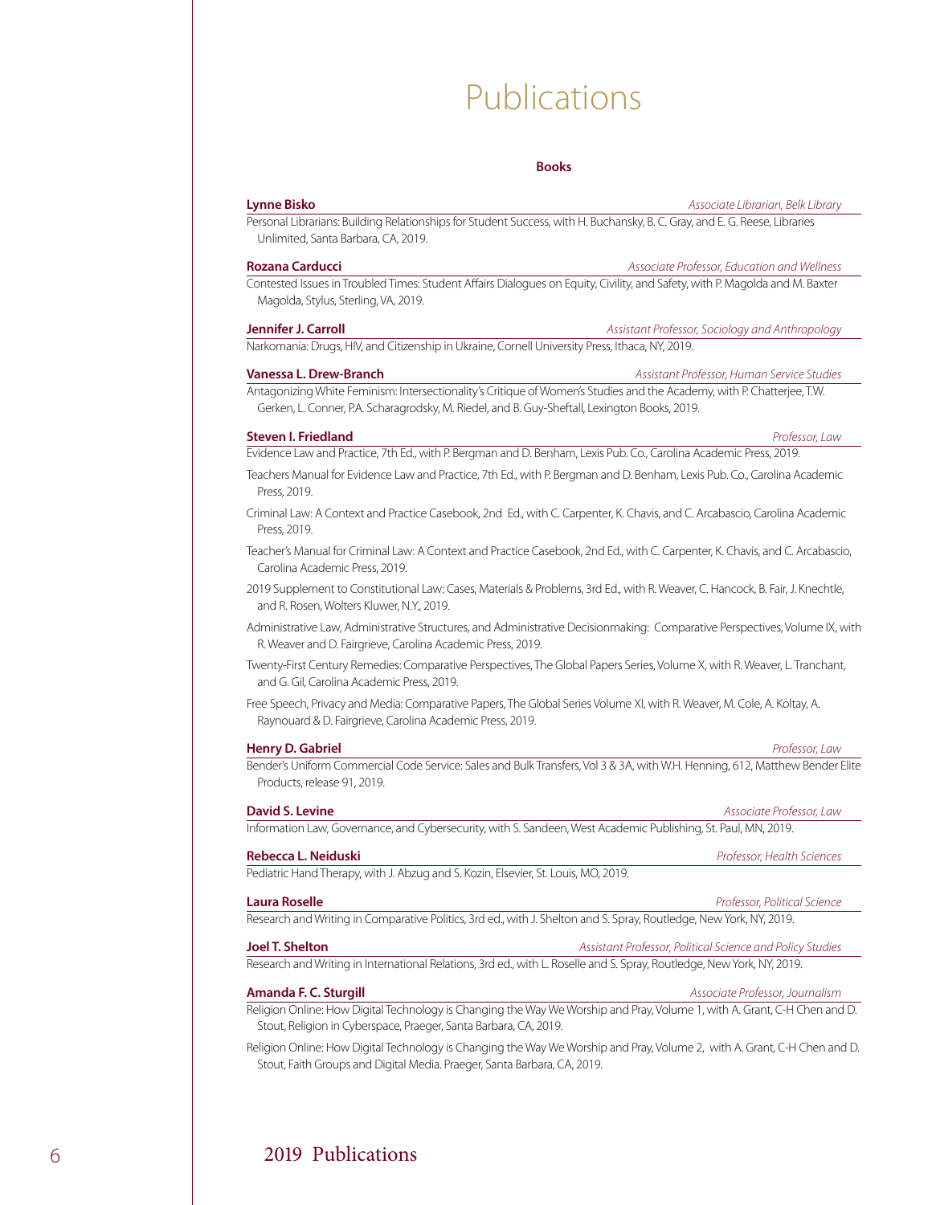# Publications

## Books

**Lynne Bisko** *Associate Librarian, Belk Library*

Personal Librarians: Building Relationships for Student Success, with H. Buchansky, B. C. Gray, and E. G. Reese, Libraries Unlimited, Santa Barbara, CA, 2019.

**Rozana Carducci** *Associate Professor, Education and Wellness*

Contested Issues in Troubled Times: Student Affairs Dialogues on Equity, Civility, and Safety, with P. Magolda and M. Baxter Magolda, Stylus, Sterling, VA, 2019.

**Jennifer J. Carroll** *Assistant Professor, Sociology and Anthropology*

Narkomania: Drugs, HIV, and Citizenship in Ukraine, Cornell University Press, Ithaca, NY, 2019.

**Vanessa L. Drew-Branch** *Assistant Professor, Human Service Studies*

Antagonizing White Feminism: Intersectionality's Critique of Women's Studies and the Academy, with P. Chatterjee, T.W. Gerken, L. Conner, P.A. Scharagrodsky, M. Riedel, and B. Guy-Sheftall, Lexington Books, 2019.

**Steven I. Friedland** *Professor, Law*

Evidence Law and Practice, 7th Ed., with P. Bergman and D. Benham, Lexis Pub. Co., Carolina Academic Press, 2019.

Teachers Manual for Evidence Law and Practice, 7th Ed., with P. Bergman and D. Benham, Lexis Pub. Co., Carolina Academic Press, 2019.

Criminal Law: A Context and Practice Casebook, 2nd Ed., with C. Carpenter, K. Chavis, and C. Arcabascio, Carolina Academic Press, 2019.

Teacher's Manual for Criminal Law: A Context and Practice Casebook, 2nd Ed., with C. Carpenter, K. Chavis, and C. Arcabascio, Carolina Academic Press, 2019.

2019 Supplement to Constitutional Law: Cases, Materials & Problems, 3rd Ed., with R. Weaver, C. Hancock, B. Fair, J. Knechtle, and R. Rosen, Wolters Kluwer, N.Y., 2019.

Administrative Law, Administrative Structures, and Administrative Decisionmaking: Comparative Perspectives, Volume IX, with R. Weaver and D. Fairgrieve, Carolina Academic Press, 2019.

Twenty-First Century Remedies: Comparative Perspectives, The Global Papers Series, Volume X, with R. Weaver, L. Tranchant, and G. Gil, Carolina Academic Press, 2019.

Free Speech, Privacy and Media: Comparative Papers, The Global Series Volume XI, with R. Weaver, M. Cole, A. Koltay, A. Raynouard & D. Fairgrieve, Carolina Academic Press, 2019.

**Henry D. Gabriel** *Professor, Law*

Bender's Uniform Commercial Code Service: Sales and Bulk Transfers, Vol 3 & 3A, with W.H. Henning, 612, Matthew Bender Elite Products, release 91, 2019.

**David S. Levine** *Associate Professor, Law*

Information Law, Governance, and Cybersecurity, with S. Sandeen, West Academic Publishing, St. Paul, MN, 2019.

**Rebecca L. Neiduski** *Professor, Health Sciences*

Pediatric Hand Therapy, with J. Abzug and S. Kozin, Elsevier, St. Louis, MO, 2019.

**Laura Roselle** *Professor, Political Science*

Research and Writing in Comparative Politics, 3rd ed., with J. Shelton and S. Spray, Routledge, New York, NY, 2019.

**Joel T. Shelton** *Assistant Professor, Political Science and Policy Studies*

Research and Writing in International Relations, 3rd ed., with L. Roselle and S. Spray, Routledge, New York, NY, 2019.

**Amanda F. C. Sturgill** *Associate Professor, Journalism*

Religion Online: How Digital Technology is Changing the Way We Worship and Pray, Volume 1, with A. Grant, C-H Chen and D. Stout, Religion in Cyberspace, Praeger, Santa Barbara, CA, 2019.

Religion Online: How Digital Technology is Changing the Way We Worship and Pray, Volume 2, with A. Grant, C-H Chen and D. Stout, Faith Groups and Digital Media. Praeger, Santa Barbara, CA, 2019.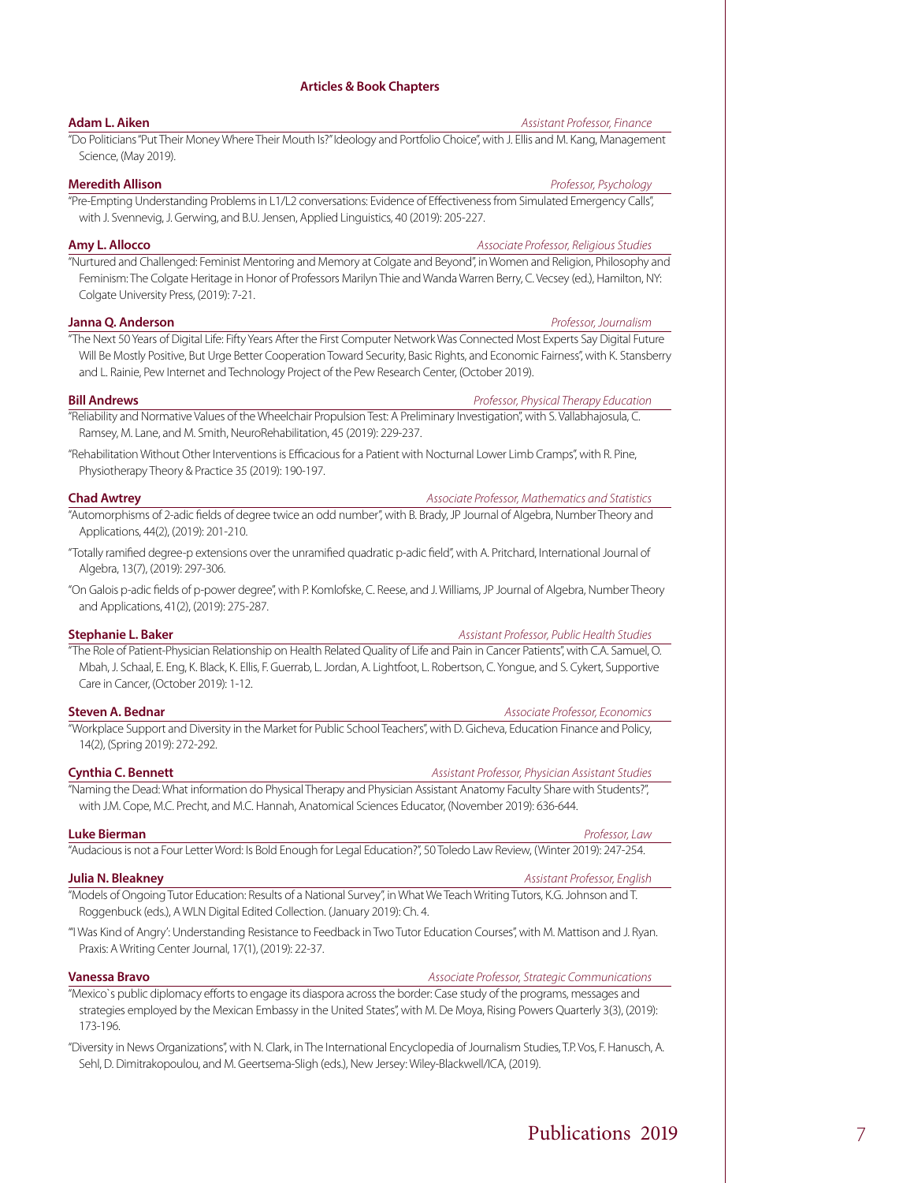## Articles & Book Chapters

**Adam L. Aiken** — *Assistant Professor, Finance*

"Do Politicians "Put Their Money Where Their Mouth Is?" Ideology and Portfolio Choice", with J. Ellis and M. Kang, Management Science, (May 2019).

**Meredith Allison** — *Professor, Psychology*

"Pre-Empting Understanding Problems in L1/L2 conversations: Evidence of Effectiveness from Simulated Emergency Calls", with J. Svennevig, J. Gerwing, and B.U. Jensen, Applied Linguistics, 40 (2019): 205-227.

**Amy L. Allocco** — *Associate Professor, Religious Studies*

"Nurtured and Challenged: Feminist Mentoring and Memory at Colgate and Beyond", in Women and Religion, Philosophy and Feminism: The Colgate Heritage in Honor of Professors Marilyn Thie and Wanda Warren Berry, C. Vecsey (ed.), Hamilton, NY: Colgate University Press, (2019): 7-21.

**Janna Q. Anderson** — *Professor, Journalism*

"The Next 50 Years of Digital Life: Fifty Years After the First Computer Network Was Connected Most Experts Say Digital Future Will Be Mostly Positive, But Urge Better Cooperation Toward Security, Basic Rights, and Economic Fairness", with K. Stansberry and L. Rainie, Pew Internet and Technology Project of the Pew Research Center, (October 2019).

**Bill Andrews** — *Professor, Physical Therapy Education*

"Reliability and Normative Values of the Wheelchair Propulsion Test: A Preliminary Investigation", with S. Vallabhajosula, C. Ramsey, M. Lane, and M. Smith, NeuroRehabilitation, 45 (2019): 229-237.

"Rehabilitation Without Other Interventions is Efficacious for a Patient with Nocturnal Lower Limb Cramps", with R. Pine, Physiotherapy Theory & Practice 35 (2019): 190-197.

**Chad Awtrey** — *Associate Professor, Mathematics and Statistics*

"Automorphisms of 2-adic fields of degree twice an odd number", with B. Brady, JP Journal of Algebra, Number Theory and Applications, 44(2), (2019): 201-210.

"Totally ramified degree-p extensions over the unramified quadratic p-adic field", with A. Pritchard, International Journal of Algebra, 13(7), (2019): 297-306.

"On Galois p-adic fields of p-power degree", with P. Komlofske, C. Reese, and J. Williams, JP Journal of Algebra, Number Theory and Applications, 41(2), (2019): 275-287.

**Stephanie L. Baker** — *Assistant Professor, Public Health Studies*

"The Role of Patient-Physician Relationship on Health Related Quality of Life and Pain in Cancer Patients", with C.A. Samuel, O. Mbah, J. Schaal, E. Eng, K. Black, K. Ellis, F. Guerrab, L. Jordan, A. Lightfoot, L. Robertson, C. Yongue, and S. Cykert, Supportive Care in Cancer, (October 2019): 1-12.

**Steven A. Bednar** — *Associate Professor, Economics*

"Workplace Support and Diversity in the Market for Public School Teachers", with D. Gicheva, Education Finance and Policy, 14(2), (Spring 2019): 272-292.

**Cynthia C. Bennett** — *Assistant Professor, Physician Assistant Studies*

"Naming the Dead: What information do Physical Therapy and Physician Assistant Anatomy Faculty Share with Students?", with J.M. Cope, M.C. Precht, and M.C. Hannah, Anatomical Sciences Educator, (November 2019): 636-644.

**Luke Bierman** — *Professor, Law*

"Audacious is not a Four Letter Word: Is Bold Enough for Legal Education?", 50 Toledo Law Review, (Winter 2019): 247-254.

**Julia N. Bleakney** — *Assistant Professor, English*

"Models of Ongoing Tutor Education: Results of a National Survey", in What We Teach Writing Tutors, K.G. Johnson and T. Roggenbuck (eds.), A WLN Digital Edited Collection. (January 2019): Ch. 4.

"'I Was Kind of Angry': Understanding Resistance to Feedback in Two Tutor Education Courses", with M. Mattison and J. Ryan. Praxis: A Writing Center Journal, 17(1), (2019): 22-37.

**Vanessa Bravo** — *Associate Professor, Strategic Communications*

"Mexico`s public diplomacy efforts to engage its diaspora across the border: Case study of the programs, messages and strategies employed by the Mexican Embassy in the United States", with M. De Moya, Rising Powers Quarterly 3(3), (2019): 173-196.

"Diversity in News Organizations", with N. Clark, in The International Encyclopedia of Journalism Studies, T.P. Vos, F. Hanusch, A. Sehl, D. Dimitrakopoulou, and M. Geertsema-Sligh (eds.), New Jersey: Wiley-Blackwell/ICA, (2019).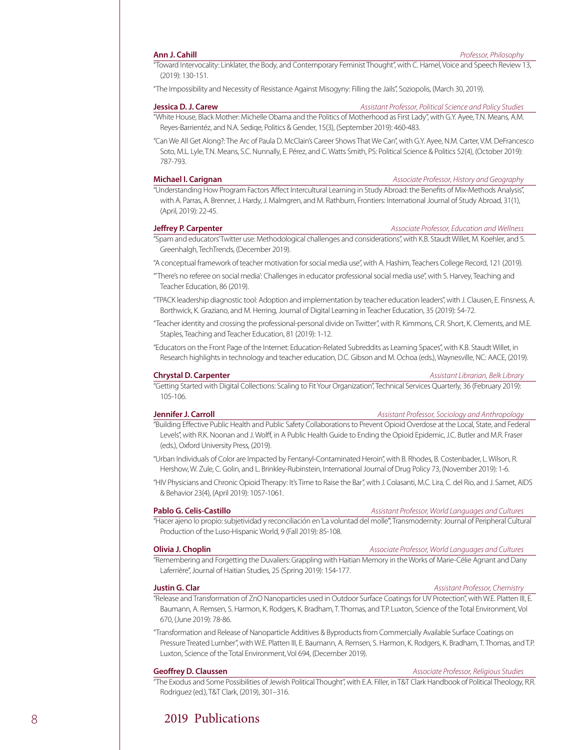**Ann J. Cahill** *Professor, Philosophy*

"Toward Intervocality: Linklater, the Body, and Contemporary Feminist Thought", with C. Hamel, Voice and Speech Review 13, (2019): 130-151.

"The Impossibility and Necessity of Resistance Against Misogyny: Filling the Jails", Soziopolis, (March 30, 2019).

**Jessica D. J. Carew** *Assistant Professor, Political Science and Policy Studies*

"White House, Black Mother: Michelle Obama and the Politics of Motherhood as First Lady", with G.Y. Ayee, T.N. Means, A.M. Reyes-Barrientéz, and N.A. Sediqe, Politics & Gender, 15(3), (September 2019): 460-483.

"Can We All Get Along?: The Arc of Paula D. McClain's Career Shows That We Can", with G.Y. Ayee, N.M. Carter, V.M. DeFrancesco Soto, M.L. Lyle, T.N. Means, S.C. Nunnally, E. Pérez, and C. Watts Smith, PS: Political Science & Politics 52(4), (October 2019): 787-793.

**Michael I. Carignan** *Associate Professor, History and Geography*

"Understanding How Program Factors Affect Intercultural Learning in Study Abroad: the Benefits of Mix-Methods Analysis", with A. Parras, A. Brenner, J. Hardy, J. Malmgren, and M. Rathburn, Frontiers: International Journal of Study Abroad, 31(1), (April, 2019): 22-45.

**Jeffrey P. Carpenter** *Associate Professor, Education and Wellness*

"Spam and educators' Twitter use: Methodological challenges and considerations", with K.B. Staudt Willet, M. Koehler, and S. Greenhalgh, TechTrends, (December 2019).

"A conceptual framework of teacher motivation for social media use", with A. Hashim, Teachers College Record, 121 (2019).

"'There's no referee on social media': Challenges in educator professional social media use", with S. Harvey, Teaching and Teacher Education, 86 (2019).

"TPACK leadership diagnostic tool: Adoption and implementation by teacher education leaders", with J. Clausen, E. Finsness, A. Borthwick, K. Graziano, and M. Herring, Journal of Digital Learning in Teacher Education, 35 (2019): 54-72.

"Teacher identity and crossing the professional-personal divide on Twitter", with R. Kimmons, C.R. Short, K. Clements, and M.E. Staples, Teaching and Teacher Education, 81 (2019): 1-12.

"Educators on the Front Page of the Internet: Education-Related Subreddits as Learning Spaces", with K.B. Staudt Willet, in Research highlights in technology and teacher education, D.C. Gibson and M. Ochoa (eds.), Waynesville, NC: AACE, (2019).

**Chrystal D. Carpenter** *Assistant Librarian, Belk Library*

"Getting Started with Digital Collections: Scaling to Fit Your Organization", Technical Services Quarterly, 36 (February 2019): 105-106.

**Jennifer J. Carroll** *Assistant Professor, Sociology and Anthropology*

"Building Effective Public Health and Public Safety Collaborations to Prevent Opioid Overdose at the Local, State, and Federal Levels", with R.K. Noonan and J. Wolff, in A Public Health Guide to Ending the Opioid Epidemic, J.C. Butler and M.R. Fraser (eds.), Oxford University Press, (2019).

"Urban Individuals of Color are Impacted by Fentanyl-Contaminated Heroin", with B. Rhodes, B. Costenbader, L. Wilson, R. Hershow, W. Zule, C. Golin, and L. Brinkley-Rubinstein, International Journal of Drug Policy 73, (November 2019): 1-6.

"HIV Physicians and Chronic Opioid Therapy: It's Time to Raise the Bar", with J. Colasanti, M.C. Lira, C. del Rio, and J. Samet, AIDS & Behavior 23(4), (April 2019): 1057-1061.

**Pablo G. Celis-Castillo** *Assistant Professor, World Languages and Cultures*

"Hacer ajeno lo propio: subjetividad y reconciliación en 'La voluntad del molle'", Transmodernity: Journal of Peripheral Cultural Production of the Luso-Hispanic World, 9 (Fall 2019): 85-108.

**Olivia J. Choplin** *Associate Professor, World Languages and Cultures*

"Remembering and Forgetting the Duvaliers: Grappling with Haitian Memory in the Works of Marie-Célie Agnant and Dany Laferrière", Journal of Haitian Studies, 25 (Spring 2019): 154-177.

**Justin G. Clar** *Assistant Professor, Chemistry*

"Release and Transformation of ZnO Nanoparticles used in Outdoor Surface Coatings for UV Protection", with W.E. Platten III, E. Baumann, A. Remsen, S. Harmon, K. Rodgers, K. Bradham, T. Thomas, and T.P. Luxton, Science of the Total Environment, Vol 670, (June 2019): 78-86.

"Transformation and Release of Nanoparticle Additives & Byproducts from Commercially Available Surface Coatings on Pressure Treated Lumber", with W.E. Platten III, E. Baumann, A. Remsen, S. Harmon, K. Rodgers, K. Bradham, T. Thomas, and T.P. Luxton, Science of the Total Environment, Vol 694, (December 2019).

**Geoffrey D. Claussen** *Associate Professor, Religious Studies*

"The Exodus and Some Possibilities of Jewish Political Thought", with E.A. Filler, in T&T Clark Handbook of Political Theology, R.R. Rodriguez (ed.), T&T Clark, (2019), 301–316.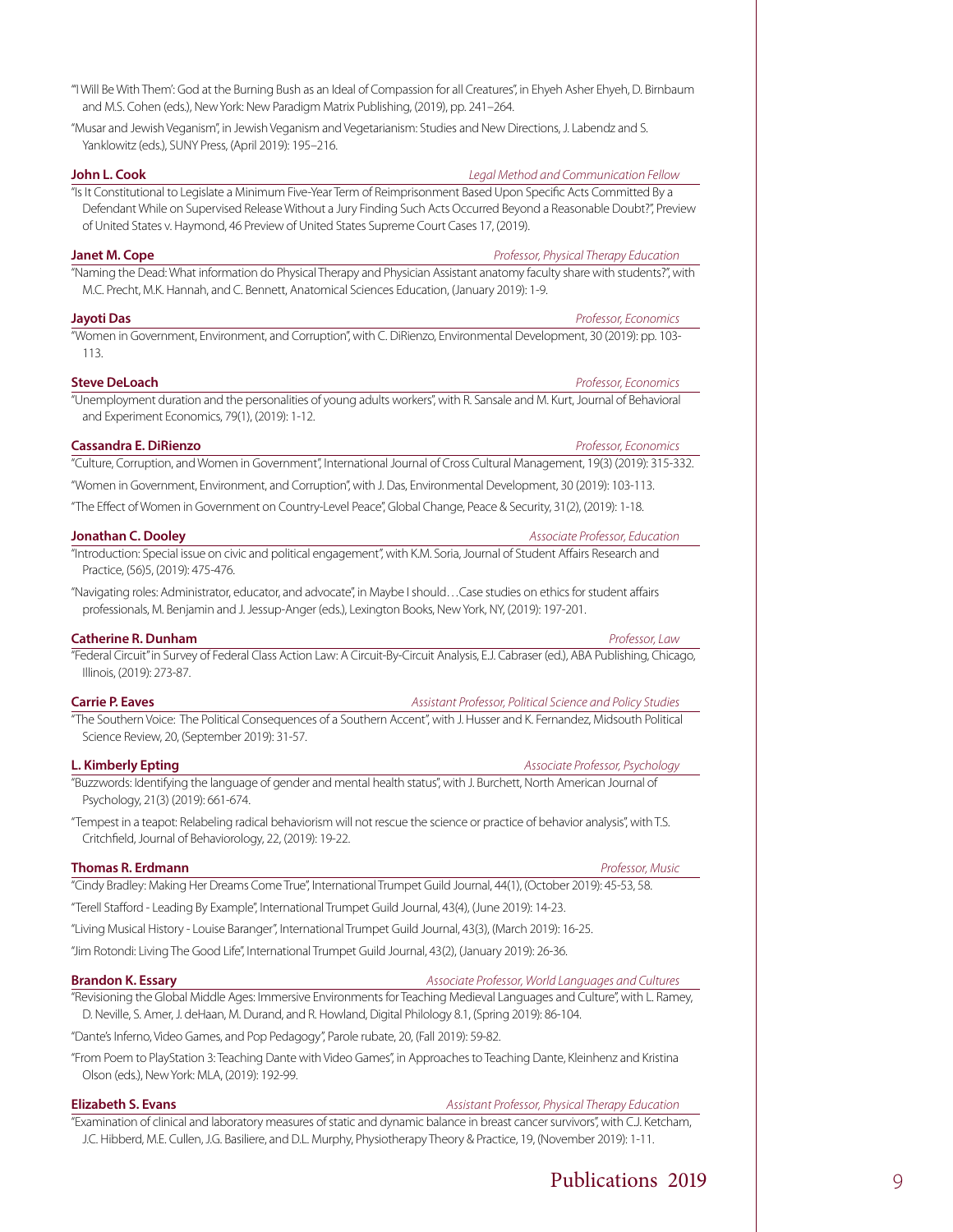"'I Will Be With Them': God at the Burning Bush as an Ideal of Compassion for all Creatures", in Ehyeh Asher Ehyeh, D. Birnbaum and M.S. Cohen (eds.), New York: New Paradigm Matrix Publishing, (2019), pp. 241–264.

"Musar and Jewish Veganism", in Jewish Veganism and Vegetarianism: Studies and New Directions, J. Labendz and S. Yanklowitz (eds.), SUNY Press, (April 2019): 195–216.

**John L. Cook** — *Legal Method and Communication Fellow*

"Is It Constitutional to Legislate a Minimum Five-Year Term of Reimprisonment Based Upon Specific Acts Committed By a Defendant While on Supervised Release Without a Jury Finding Such Acts Occurred Beyond a Reasonable Doubt?", Preview of United States v. Haymond, 46 Preview of United States Supreme Court Cases 17, (2019).

**Janet M. Cope** — *Professor, Physical Therapy Education*

"Naming the Dead: What information do Physical Therapy and Physician Assistant anatomy faculty share with students?", with M.C. Precht, M.K. Hannah, and C. Bennett, Anatomical Sciences Education, (January 2019): 1-9.

**Jayoti Das** — *Professor, Economics*

"Women in Government, Environment, and Corruption", with C. DiRienzo, Environmental Development, 30 (2019): pp. 103-113.

**Steve DeLoach** — *Professor, Economics*

"Unemployment duration and the personalities of young adults workers", with R. Sansale and M. Kurt, Journal of Behavioral and Experiment Economics, 79(1), (2019): 1-12.

**Cassandra E. DiRienzo** — *Professor, Economics*

"Culture, Corruption, and Women in Government", International Journal of Cross Cultural Management, 19(3) (2019): 315-332.

"Women in Government, Environment, and Corruption", with J. Das, Environmental Development, 30 (2019): 103-113.

"The Effect of Women in Government on Country-Level Peace", Global Change, Peace & Security, 31(2), (2019): 1-18.

**Jonathan C. Dooley** — *Associate Professor, Education*

"Introduction: Special issue on civic and political engagement", with K.M. Soria, Journal of Student Affairs Research and Practice, (56)5, (2019): 475-476.

"Navigating roles: Administrator, educator, and advocate", in Maybe I should…Case studies on ethics for student affairs professionals, M. Benjamin and J. Jessup-Anger (eds.), Lexington Books, New York, NY, (2019): 197-201.

**Catherine R. Dunham** — *Professor, Law*

"Federal Circuit" in Survey of Federal Class Action Law: A Circuit-By-Circuit Analysis, E.J. Cabraser (ed.), ABA Publishing, Chicago, Illinois, (2019): 273-87.

**Carrie P. Eaves** — *Assistant Professor, Political Science and Policy Studies*

"The Southern Voice: The Political Consequences of a Southern Accent", with J. Husser and K. Fernandez, Midsouth Political Science Review, 20, (September 2019): 31-57.

**L. Kimberly Epting** — *Associate Professor, Psychology*

"Buzzwords: Identifying the language of gender and mental health status", with J. Burchett, North American Journal of Psychology, 21(3) (2019): 661-674.

"Tempest in a teapot: Relabeling radical behaviorism will not rescue the science or practice of behavior analysis", with T.S. Critchfield, Journal of Behaviorology, 22, (2019): 19-22.

**Thomas R. Erdmann** — *Professor, Music*

"Cindy Bradley: Making Her Dreams Come True", International Trumpet Guild Journal, 44(1), (October 2019): 45-53, 58.

"Terell Stafford - Leading By Example", International Trumpet Guild Journal, 43(4), (June 2019): 14-23.

"Living Musical History - Louise Baranger", International Trumpet Guild Journal, 43(3), (March 2019): 16-25.

"Jim Rotondi: Living The Good Life", International Trumpet Guild Journal, 43(2), (January 2019): 26-36.

**Brandon K. Essary** — *Associate Professor, World Languages and Cultures*

"Revisioning the Global Middle Ages: Immersive Environments for Teaching Medieval Languages and Culture", with L. Ramey, D. Neville, S. Amer, J. deHaan, M. Durand, and R. Howland, Digital Philology 8.1, (Spring 2019): 86-104.

"Dante's Inferno, Video Games, and Pop Pedagogy", Parole rubate, 20, (Fall 2019): 59-82.

"From Poem to PlayStation 3: Teaching Dante with Video Games", in Approaches to Teaching Dante, Kleinhenz and Kristina Olson (eds.), New York: MLA, (2019): 192-99.

**Elizabeth S. Evans** — *Assistant Professor, Physical Therapy Education*

"Examination of clinical and laboratory measures of static and dynamic balance in breast cancer survivors", with C.J. Ketcham, J.C. Hibberd, M.E. Cullen, J.G. Basiliere, and D.L. Murphy, Physiotherapy Theory & Practice, 19, (November 2019): 1-11.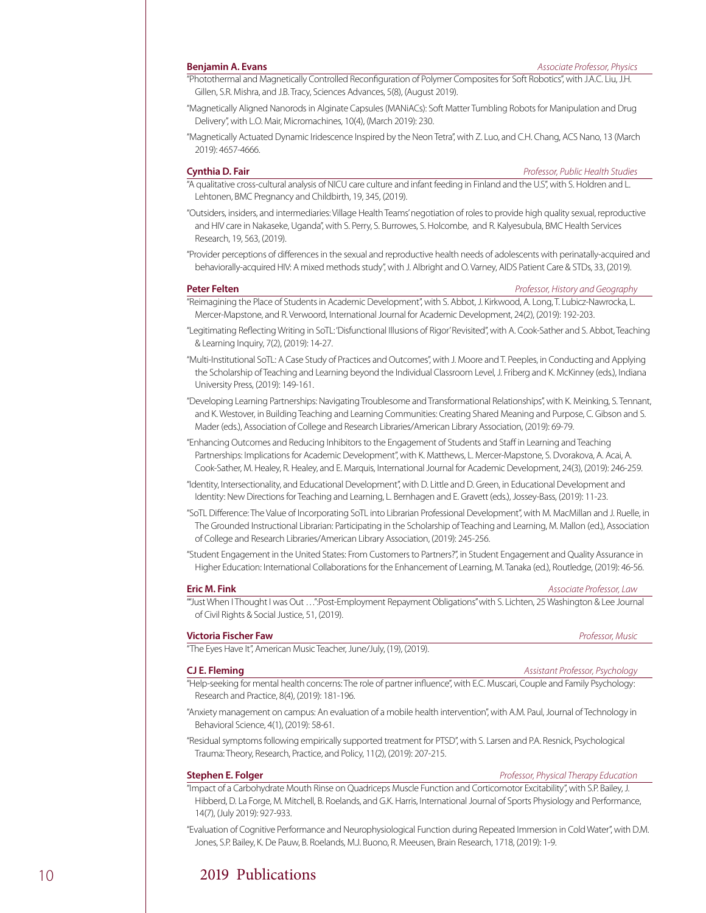**Benjamin A. Evans** *Associate Professor, Physics*

"Photothermal and Magnetically Controlled Reconfiguration of Polymer Composites for Soft Robotics", with J.A.C. Liu, J.H. Gillen, S.R. Mishra, and J.B. Tracy, Sciences Advances, 5(8), (August 2019).

"Magnetically Aligned Nanorods in Alginate Capsules (MANiACs): Soft Matter Tumbling Robots for Manipulation and Drug Delivery", with L.O. Mair, Micromachines, 10(4), (March 2019): 230.

"Magnetically Actuated Dynamic Iridescence Inspired by the Neon Tetra", with Z. Luo, and C.H. Chang, ACS Nano, 13 (March 2019): 4657-4666.

**Cynthia D. Fair** *Professor, Public Health Studies*

"A qualitative cross-cultural analysis of NICU care culture and infant feeding in Finland and the U.S", with S. Holdren and L. Lehtonen, BMC Pregnancy and Childbirth, 19, 345, (2019).

"Outsiders, insiders, and intermediaries: Village Health Teams' negotiation of roles to provide high quality sexual, reproductive and HIV care in Nakaseke, Uganda", with S. Perry, S. Burrowes, S. Holcombe, and R. Kalyesubula, BMC Health Services Research, 19, 563, (2019).

"Provider perceptions of differences in the sexual and reproductive health needs of adolescents with perinatally-acquired and behaviorally-acquired HIV: A mixed methods study", with J. Albright and O. Varney, AIDS Patient Care & STDs, 33, (2019).

**Peter Felten** *Professor, History and Geography*

"Reimagining the Place of Students in Academic Development", with S. Abbot, J. Kirkwood, A. Long, T. Lubicz-Nawrocka, L. Mercer-Mapstone, and R. Verwoord, International Journal for Academic Development, 24(2), (2019): 192-203.

"Legitimating Reflecting Writing in SoTL: 'Disfunctional Illusions of Rigor' Revisited", with A. Cook-Sather and S. Abbot, Teaching & Learning Inquiry, 7(2), (2019): 14-27.

"Multi-Institutional SoTL: A Case Study of Practices and Outcomes", with J. Moore and T. Peeples, in Conducting and Applying the Scholarship of Teaching and Learning beyond the Individual Classroom Level, J. Friberg and K. McKinney (eds.), Indiana University Press, (2019): 149-161.

"Developing Learning Partnerships: Navigating Troublesome and Transformational Relationships", with K. Meinking, S. Tennant, and K. Westover, in Building Teaching and Learning Communities: Creating Shared Meaning and Purpose, C. Gibson and S. Mader (eds.), Association of College and Research Libraries/American Library Association, (2019): 69-79.

"Enhancing Outcomes and Reducing Inhibitors to the Engagement of Students and Staff in Learning and Teaching Partnerships: Implications for Academic Development", with K. Matthews, L. Mercer-Mapstone, S. Dvorakova, A. Acai, A. Cook-Sather, M. Healey, R. Healey, and E. Marquis, International Journal for Academic Development, 24(3), (2019): 246-259.

"Identity, Intersectionality, and Educational Development", with D. Little and D. Green, in Educational Development and Identity: New Directions for Teaching and Learning, L. Bernhagen and E. Gravett (eds.), Jossey-Bass, (2019): 11-23.

"SoTL Difference: The Value of Incorporating SoTL into Librarian Professional Development", with M. MacMillan and J. Ruelle, in The Grounded Instructional Librarian: Participating in the Scholarship of Teaching and Learning, M. Mallon (ed.), Association of College and Research Libraries/American Library Association, (2019): 245-256.

"Student Engagement in the United States: From Customers to Partners?", in Student Engagement and Quality Assurance in Higher Education: International Collaborations for the Enhancement of Learning, M. Tanaka (ed.), Routledge, (2019): 46-56.

**Eric M. Fink** *Associate Professor, Law*

""Just When I Thought I was Out . . .": Post-Employment Repayment Obligations" with S. Lichten, 25 Washington & Lee Journal of Civil Rights & Social Justice, 51, (2019).

**Victoria Fischer Faw** *Professor, Music*

"The Eyes Have It", American Music Teacher, June/July, (19), (2019).

**CJ E. Fleming** *Assistant Professor, Psychology*

"Help-seeking for mental health concerns: The role of partner influence", with E.C. Muscari, Couple and Family Psychology: Research and Practice, 8(4), (2019): 181-196.

"Anxiety management on campus: An evaluation of a mobile health intervention", with A.M. Paul, Journal of Technology in Behavioral Science, 4(1), (2019): 58-61.

"Residual symptoms following empirically supported treatment for PTSD", with S. Larsen and P.A. Resnick, Psychological Trauma: Theory, Research, Practice, and Policy, 11(2), (2019): 207-215.

**Stephen E. Folger** *Professor, Physical Therapy Education*

"Impact of a Carbohydrate Mouth Rinse on Quadriceps Muscle Function and Corticomotor Excitability", with S.P. Bailey, J. Hibberd, D. La Forge, M. Mitchell, B. Roelands, and G.K. Harris, International Journal of Sports Physiology and Performance, 14(7), (July 2019): 927-933.

"Evaluation of Cognitive Performance and Neurophysiological Function during Repeated Immersion in Cold Water", with D.M. Jones, S.P. Bailey, K. De Pauw, B. Roelands, M.J. Buono, R. Meeusen, Brain Research, 1718, (2019): 1-9.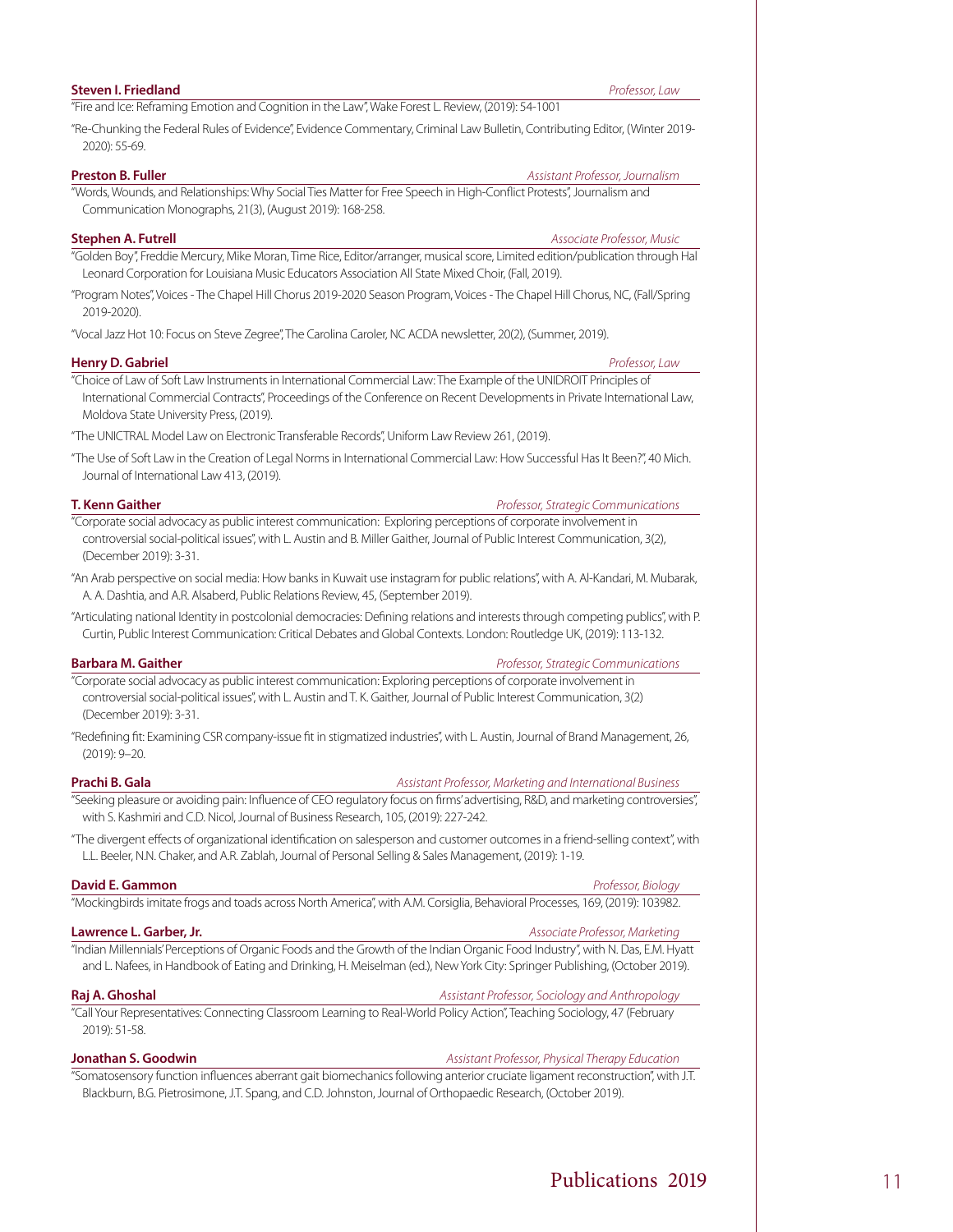**Steven I. Friedland** *Professor, Law*

"Fire and Ice: Reframing Emotion and Cognition in the Law", Wake Forest L. Review, (2019): 54-1001

"Re-Chunking the Federal Rules of Evidence", Evidence Commentary, Criminal Law Bulletin, Contributing Editor, (Winter 2019-2020): 55-69.

**Preston B. Fuller** *Assistant Professor, Journalism*

"Words, Wounds, and Relationships: Why Social Ties Matter for Free Speech in High-Conflict Protests", Journalism and Communication Monographs, 21(3), (August 2019): 168-258.

**Stephen A. Futrell** *Associate Professor, Music*

"Golden Boy", Freddie Mercury, Mike Moran, Time Rice, Editor/arranger, musical score, Limited edition/publication through Hal Leonard Corporation for Louisiana Music Educators Association All State Mixed Choir, (Fall, 2019).

"Program Notes", Voices - The Chapel Hill Chorus 2019-2020 Season Program, Voices - The Chapel Hill Chorus, NC, (Fall/Spring 2019-2020).

"Vocal Jazz Hot 10: Focus on Steve Zegree", The Carolina Caroler, NC ACDA newsletter, 20(2), (Summer, 2019).

**Henry D. Gabriel** *Professor, Law*

"Choice of Law of Soft Law Instruments in International Commercial Law: The Example of the UNIDROIT Principles of International Commercial Contracts", Proceedings of the Conference on Recent Developments in Private International Law, Moldova State University Press, (2019).

"The UNICTRAL Model Law on Electronic Transferable Records", Uniform Law Review 261, (2019).

"The Use of Soft Law in the Creation of Legal Norms in International Commercial Law: How Successful Has It Been?", 40 Mich. Journal of International Law 413, (2019).

**T. Kenn Gaither** *Professor, Strategic Communications*

"Corporate social advocacy as public interest communication: Exploring perceptions of corporate involvement in controversial social-political issues", with L. Austin and B. Miller Gaither, Journal of Public Interest Communication, 3(2), (December 2019): 3-31.

"An Arab perspective on social media: How banks in Kuwait use instagram for public relations", with A. Al-Kandari, M. Mubarak, A. A. Dashtia, and A.R. Alsaberd, Public Relations Review, 45, (September 2019).

"Articulating national Identity in postcolonial democracies: Defining relations and interests through competing publics", with P. Curtin, Public Interest Communication: Critical Debates and Global Contexts. London: Routledge UK, (2019): 113-132.

**Barbara M. Gaither** *Professor, Strategic Communications*

"Corporate social advocacy as public interest communication: Exploring perceptions of corporate involvement in controversial social-political issues", with L. Austin and T. K. Gaither, Journal of Public Interest Communication, 3(2) (December 2019): 3-31.

"Redefining fit: Examining CSR company-issue fit in stigmatized industries", with L. Austin, Journal of Brand Management, 26, (2019): 9–20.

**Prachi B. Gala** *Assistant Professor, Marketing and International Business*

"Seeking pleasure or avoiding pain: Influence of CEO regulatory focus on firms' advertising, R&D, and marketing controversies", with S. Kashmiri and C.D. Nicol, Journal of Business Research, 105, (2019): 227-242.

"The divergent effects of organizational identification on salesperson and customer outcomes in a friend-selling context", with L.L. Beeler, N.N. Chaker, and A.R. Zablah, Journal of Personal Selling & Sales Management, (2019): 1-19.

**David E. Gammon** *Professor, Biology*

"Mockingbirds imitate frogs and toads across North America", with A.M. Corsiglia, Behavioral Processes, 169, (2019): 103982.

**Lawrence L. Garber, Jr.** *Associate Professor, Marketing*

"Indian Millennials' Perceptions of Organic Foods and the Growth of the Indian Organic Food Industry", with N. Das, E.M. Hyatt and L. Nafees, in Handbook of Eating and Drinking, H. Meiselman (ed.), New York City: Springer Publishing, (October 2019).

**Raj A. Ghoshal** *Assistant Professor, Sociology and Anthropology*

"Call Your Representatives: Connecting Classroom Learning to Real-World Policy Action", Teaching Sociology, 47 (February 2019): 51-58.

**Jonathan S. Goodwin** *Assistant Professor, Physical Therapy Education*

"Somatosensory function influences aberrant gait biomechanics following anterior cruciate ligament reconstruction", with J.T. Blackburn, B.G. Pietrosimone, J.T. Spang, and C.D. Johnston, Journal of Orthopaedic Research, (October 2019).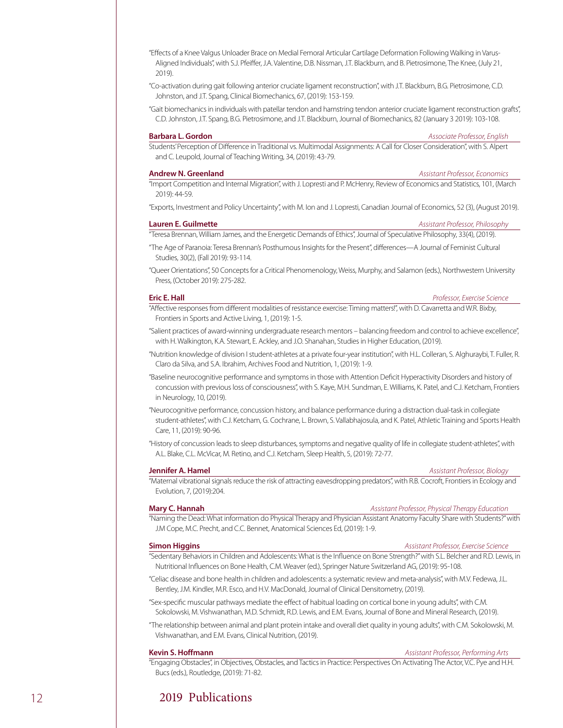"Effects of a Knee Valgus Unloader Brace on Medial Femoral Articular Cartilage Deformation Following Walking in Varus-Aligned Individuals", with S.J. Pfeiffer, J.A. Valentine, D.B. Nissman, J.T. Blackburn, and B. Pietrosimone, The Knee, (July 21, 2019).

"Co-activation during gait following anterior cruciate ligament reconstruction", with J.T. Blackburn, B.G. Pietrosimone, C.D. Johnston, and J.T. Spang, Clinical Biomechanics, 67, (2019): 153-159.

"Gait biomechanics in individuals with patellar tendon and hamstring tendon anterior cruciate ligament reconstruction grafts", C.D. Johnston, J.T. Spang, B.G. Pietrosimone, and J.T. Blackburn, Journal of Biomechanics, 82 (January 3 2019): 103-108.

**Barbara L. Gordon** — *Associate Professor, English*

Students' Perception of Difference in Traditional vs. Multimodal Assignments: A Call for Closer Consideration", with S. Alpert and C. Leupold, Journal of Teaching Writing, 34, (2019): 43-79.

**Andrew N. Greenland** — *Assistant Professor, Economics*

"Import Competition and Internal Migration", with J. Lopresti and P. McHenry, Review of Economics and Statistics, 101, (March 2019): 44-59.

"Exports, Investment and Policy Uncertainty", with M. Ion and J. Lopresti, Canadian Journal of Economics, 52 (3), (August 2019).

**Lauren E. Guilmette** — *Assistant Professor, Philosophy*

"Teresa Brennan, William James, and the Energetic Demands of Ethics", Journal of Speculative Philosophy, 33(4), (2019).

"The Age of Paranoia: Teresa Brennan's Posthumous Insights for the Present", differences—A Journal of Feminist Cultural Studies, 30(2), (Fall 2019): 93-114.

"Queer Orientations", 50 Concepts for a Critical Phenomenology, Weiss, Murphy, and Salamon (eds.), Northwestern University Press, (October 2019): 275-282.

**Eric E. Hall** — *Professor, Exercise Science*

"Affective responses from different modalities of resistance exercise: Timing matters!", with D. Cavarretta and W.R. Bixby, Frontiers in Sports and Active Living, 1, (2019): 1-5.

"Salient practices of award-winning undergraduate research mentors – balancing freedom and control to achieve excellence", with H. Walkington, K.A. Stewart, E. Ackley, and J.O. Shanahan, Studies in Higher Education, (2019).

"Nutrition knowledge of division I student-athletes at a private four-year institution", with H.L. Colleran, S. Alghuraybi, T. Fuller, R. Claro da Silva, and S.A. Ibrahim, Archives Food and Nutrition, 1, (2019): 1-9.

"Baseline neurocognitive performance and symptoms in those with Attention Deficit Hyperactivity Disorders and history of concussion with previous loss of consciousness", with S. Kaye, M.H. Sundman, E. Williams, K. Patel, and C.J. Ketcham, Frontiers in Neurology, 10, (2019).

"Neurocognitive performance, concussion history, and balance performance during a distraction dual-task in collegiate student-athletes", with C.J. Ketcham, G. Cochrane, L. Brown, S. Vallabhajosula, and K. Patel, Athletic Training and Sports Health Care, 11, (2019): 90-96.

"History of concussion leads to sleep disturbances, symptoms and negative quality of life in collegiate student-athletes", with A.L. Blake, C.L. McVicar, M. Retino, and C.J. Ketcham, Sleep Health, 5, (2019): 72-77.

**Jennifer A. Hamel** — *Assistant Professor, Biology*

"Maternal vibrational signals reduce the risk of attracting eavesdropping predators", with R.B. Cocroft, Frontiers in Ecology and Evolution, 7, (2019):204.

**Mary C. Hannah** — *Assistant Professor, Physical Therapy Education*

"Naming the Dead: What information do Physical Therapy and Physician Assistant Anatomy Faculty Share with Students?" with J.M Cope, M.C. Precht, and C.C. Bennet, Anatomical Sciences Ed, (2019): 1-9.

**Simon Higgins** — *Assistant Professor, Exercise Science*

"Sedentary Behaviors in Children and Adolescents: What is the Influence on Bone Strength?" with S.L. Belcher and R.D. Lewis, in Nutritional Influences on Bone Health, C.M. Weaver (ed.), Springer Nature Switzerland AG, (2019): 95-108.

"Celiac disease and bone health in children and adolescents: a systematic review and meta-analysis", with M.V. Fedewa, J.L. Bentley, J.M. Kindler, M.R. Esco, and H.V. MacDonald, Journal of Clinical Densitometry, (2019).

"Sex-specific muscular pathways mediate the effect of habitual loading on cortical bone in young adults", with C.M. Sokolowski, M. Vishwanathan, M.D. Schmidt, R.D. Lewis, and E.M. Evans, Journal of Bone and Mineral Research, (2019).

"The relationship between animal and plant protein intake and overall diet quality in young adults", with C.M. Sokolowski, M. Vishwanathan, and E.M. Evans, Clinical Nutrition, (2019).

**Kevin S. Hoffmann** — *Assistant Professor, Performing Arts*

"Engaging Obstacles", in Objectives, Obstacles, and Tactics in Practice: Perspectives On Activating The Actor, V.C. Pye and H.H. Bucs (eds.), Routledge, (2019): 71-82.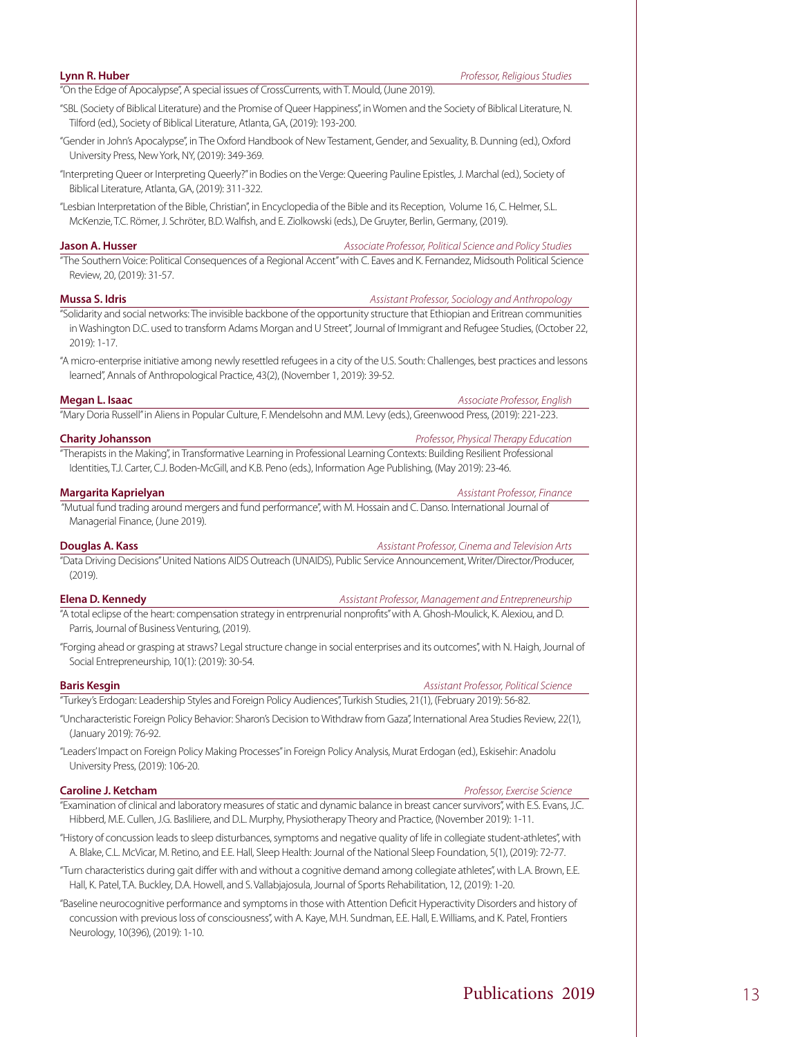**Lynn R. Huber** *Professor, Religious Studies*

"On the Edge of Apocalypse", A special issues of CrossCurrents, with T. Mould, (June 2019).

"SBL (Society of Biblical Literature) and the Promise of Queer Happiness", in Women and the Society of Biblical Literature, N. Tilford (ed.), Society of Biblical Literature, Atlanta, GA, (2019): 193-200.

"Gender in John's Apocalypse", in The Oxford Handbook of New Testament, Gender, and Sexuality, B. Dunning (ed.), Oxford University Press, New York, NY, (2019): 349-369.

"Interpreting Queer or Interpreting Queerly?" in Bodies on the Verge: Queering Pauline Epistles, J. Marchal (ed.), Society of Biblical Literature, Atlanta, GA, (2019): 311-322.

"Lesbian Interpretation of the Bible, Christian", in Encyclopedia of the Bible and its Reception, Volume 16, C. Helmer, S.L. McKenzie, T.C. Römer, J. Schröter, B.D. Walfish, and E. Ziolkowski (eds.), De Gruyter, Berlin, Germany, (2019).

**Jason A. Husser** *Associate Professor, Political Science and Policy Studies*

"The Southern Voice: Political Consequences of a Regional Accent" with C. Eaves and K. Fernandez, Midsouth Political Science Review, 20, (2019): 31-57.

**Mussa S. Idris** *Assistant Professor, Sociology and Anthropology*

"Solidarity and social networks: The invisible backbone of the opportunity structure that Ethiopian and Eritrean communities in Washington D.C. used to transform Adams Morgan and U Street", Journal of Immigrant and Refugee Studies, (October 22, 2019): 1-17.

"A micro-enterprise initiative among newly resettled refugees in a city of the U.S. South: Challenges, best practices and lessons learned", Annals of Anthropological Practice, 43(2), (November 1, 2019): 39-52.

**Megan L. Isaac** *Associate Professor, English*

"Mary Doria Russell" in Aliens in Popular Culture, F. Mendelsohn and M.M. Levy (eds.), Greenwood Press, (2019): 221-223.

**Charity Johansson** *Professor, Physical Therapy Education*

"Therapists in the Making", in Transformative Learning in Professional Learning Contexts: Building Resilient Professional Identities, T.J. Carter, C.J. Boden-McGill, and K.B. Peno (eds.), Information Age Publishing, (May 2019): 23-46.

**Margarita Kaprielyan** *Assistant Professor, Finance*

"Mutual fund trading around mergers and fund performance", with M. Hossain and C. Danso. International Journal of Managerial Finance, (June 2019).

**Douglas A. Kass** *Assistant Professor, Cinema and Television Arts*

"Data Driving Decisions" United Nations AIDS Outreach (UNAIDS), Public Service Announcement, Writer/Director/Producer, (2019).

**Elena D. Kennedy** *Assistant Professor, Management and Entrepreneurship*

"A total eclipse of the heart: compensation strategy in entrprenurial nonprofits" with A. Ghosh-Moulick, K. Alexiou, and D. Parris, Journal of Business Venturing, (2019).

"Forging ahead or grasping at straws? Legal structure change in social enterprises and its outcomes", with N. Haigh, Journal of Social Entrepreneurship, 10(1): (2019): 30-54.

**Baris Kesgin** *Assistant Professor, Political Science*

"Turkey's Erdogan: Leadership Styles and Foreign Policy Audiences", Turkish Studies, 21(1), (February 2019): 56-82.

"Uncharacteristic Foreign Policy Behavior: Sharon's Decision to Withdraw from Gaza", International Area Studies Review, 22(1), (January 2019): 76-92.

"Leaders' Impact on Foreign Policy Making Processes" in Foreign Policy Analysis, Murat Erdogan (ed.), Eskisehir: Anadolu University Press, (2019): 106-20.

**Caroline J. Ketcham** *Professor, Exercise Science*

"Examination of clinical and laboratory measures of static and dynamic balance in breast cancer survivors", with E.S. Evans, J.C. Hibberd, M.E. Cullen, J.G. Basliliere, and D.L. Murphy, Physiotherapy Theory and Practice, (November 2019): 1-11.

"History of concussion leads to sleep disturbances, symptoms and negative quality of life in collegiate student-athletes", with A. Blake, C.L. McVicar, M. Retino, and E.E. Hall, Sleep Health: Journal of the National Sleep Foundation, 5(1), (2019): 72-77.

"Turn characteristics during gait differ with and without a cognitive demand among collegiate athletes", with L.A. Brown, E.E. Hall, K. Patel, T.A. Buckley, D.A. Howell, and S. Vallabjajosula, Journal of Sports Rehabilitation, 12, (2019): 1-20.

"Baseline neurocognitive performance and symptoms in those with Attention Deficit Hyperactivity Disorders and history of concussion with previous loss of consciousness", with A. Kaye, M.H. Sundman, E.E. Hall, E. Williams, and K. Patel, Frontiers Neurology, 10(396), (2019): 1-10.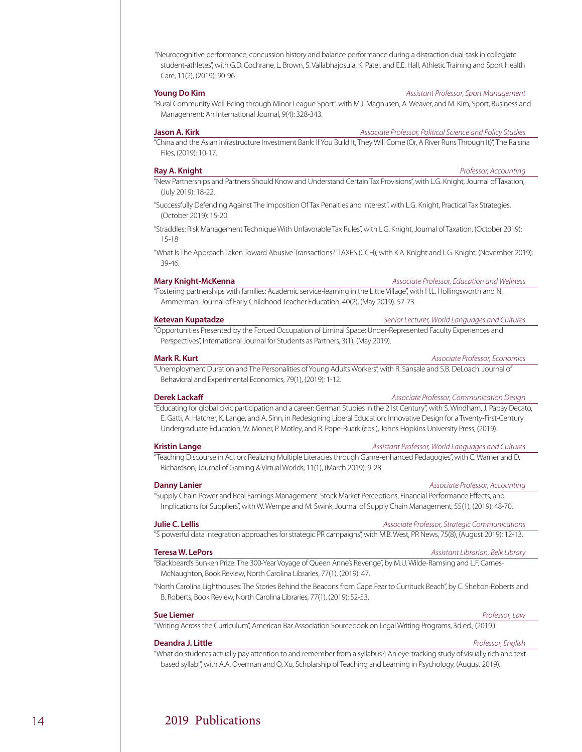"Neurocognitive performance, concussion history and balance performance during a distraction dual-task in collegiate student-athletes", with G.D. Cochrane, L. Brown, S. Vallabhajosula, K. Patel, and E.E. Hall, Athletic Training and Sport Health Care, 11(2), (2019): 90-96

**Young Do Kim** — *Assistant Professor, Sport Management*

"Rural Community Well-Being through Minor League Sport", with M.J. Magnusen, A. Weaver, and M. Kim, Sport, Business and Management: An International Journal, 9(4): 328-343.

**Jason A. Kirk** — *Associate Professor, Political Science and Policy Studies*

"China and the Asian Infrastructure Investment Bank: If You Build It, They Will Come (Or, A River Runs Through It)", The Raisina Files, (2019): 10-17.

**Ray A. Knight** — *Professor, Accounting*

"New Partnerships and Partners Should Know and Understand Certain Tax Provisions", with L.G. Knight, Journal of Taxation, (July 2019): 18-22.

"Successfully Defending Against The Imposition Of Tax Penalties and Interest", with L.G. Knight, Practical Tax Strategies, (October 2019): 15-20.

"Straddles: Risk Management Technique With Unfavorable Tax Rules", with L.G. Knight, Journal of Taxation, (October 2019): 15-18

"What Is The Approach Taken Toward Abusive Transactions?" TAXES (CCH), with K.A. Knight and L.G. Knight, (November 2019): 39-46.

**Mary Knight-McKenna** — *Associate Professor, Education and Wellness*

"Fostering partnerships with families: Academic service-learning in the Little Village", with H.L. Hollingsworth and N. Ammerman, Journal of Early Childhood Teacher Education, 40(2), (May 2019): 57-73.

**Ketevan Kupatadze** — *Senior Lecturer, World Languages and Cultures*

"Opportunities Presented by the Forced Occupation of Liminal Space: Under-Represented Faculty Experiences and Perspectives", International Journal for Students as Partners, 3(1), (May 2019).

**Mark R. Kurt** — *Associate Professor, Economics*

"Unemployment Duration and The Personalities of Young Adults Workers", with R. Sansale and S.B. DeLoach. Journal of Behavioral and Experimental Economics, 79(1), (2019): 1-12.

**Derek Lackaff** — *Associate Professor, Communication Design*

"Educating for global civic participation and a career: German Studies in the 21st Century", with S. Windham, J. Papay Decato, E. Gatti, A. Hatcher, K. Lange, and A. Sinn, in Redesigning Liberal Education: Innovative Design for a Twenty-First-Century Undergraduate Education, W. Moner, P. Motley, and R. Pope-Ruark (eds.), Johns Hopkins University Press, (2019).

**Kristin Lange** — *Assistant Professor, World Languages and Cultures*

"Teaching Discourse in Action: Realizing Multiple Literacies through Game-enhanced Pedagogies", with C. Warner and D. Richardson; Journal of Gaming & Virtual Worlds, 11(1), (March 2019): 9-28.

**Danny Lanier** — *Associate Professor, Accounting*

"Supply Chain Power and Real Earnings Management: Stock Market Perceptions, Financial Performance Effects, and Implications for Suppliers", with W. Wempe and M. Swink, Journal of Supply Chain Management, 55(1), (2019): 48-70.

**Julie C. Lellis** — *Associate Professor, Strategic Communications*

"5 powerful data integration approaches for strategic PR campaigns", with M.B. West, PR News, 75(8), (August 2019): 12-13.

**Teresa W. LePors** — *Assistant Librarian, Belk Library*

"Blackbeard's Sunken Prize: The 300-Year Voyage of Queen Anne's Revenge", by M.U. Wilde-Ramsing and L.F. Carnes-McNaughton, Book Review, North Carolina Libraries, 77(1), (2019): 47.

"North Carolina Lighthouses: The Stories Behind the Beacons from Cape Fear to Currituck Beach", by C. Shelton-Roberts and B. Roberts, Book Review, North Carolina Libraries, 77(1), (2019): 52-53.

**Sue Liemer** — *Professor, Law*

"Writing Across the Curriculum", American Bar Association Sourcebook on Legal Writing Programs, 3d ed., (2019.)

**Deandra J. Little** — *Professor, English*

"What do students actually pay attention to and remember from a syllabus?: An eye-tracking study of visually rich and text-based syllabi", with A.A. Overman and Q. Xu, Scholarship of Teaching and Learning in Psychology, (August 2019).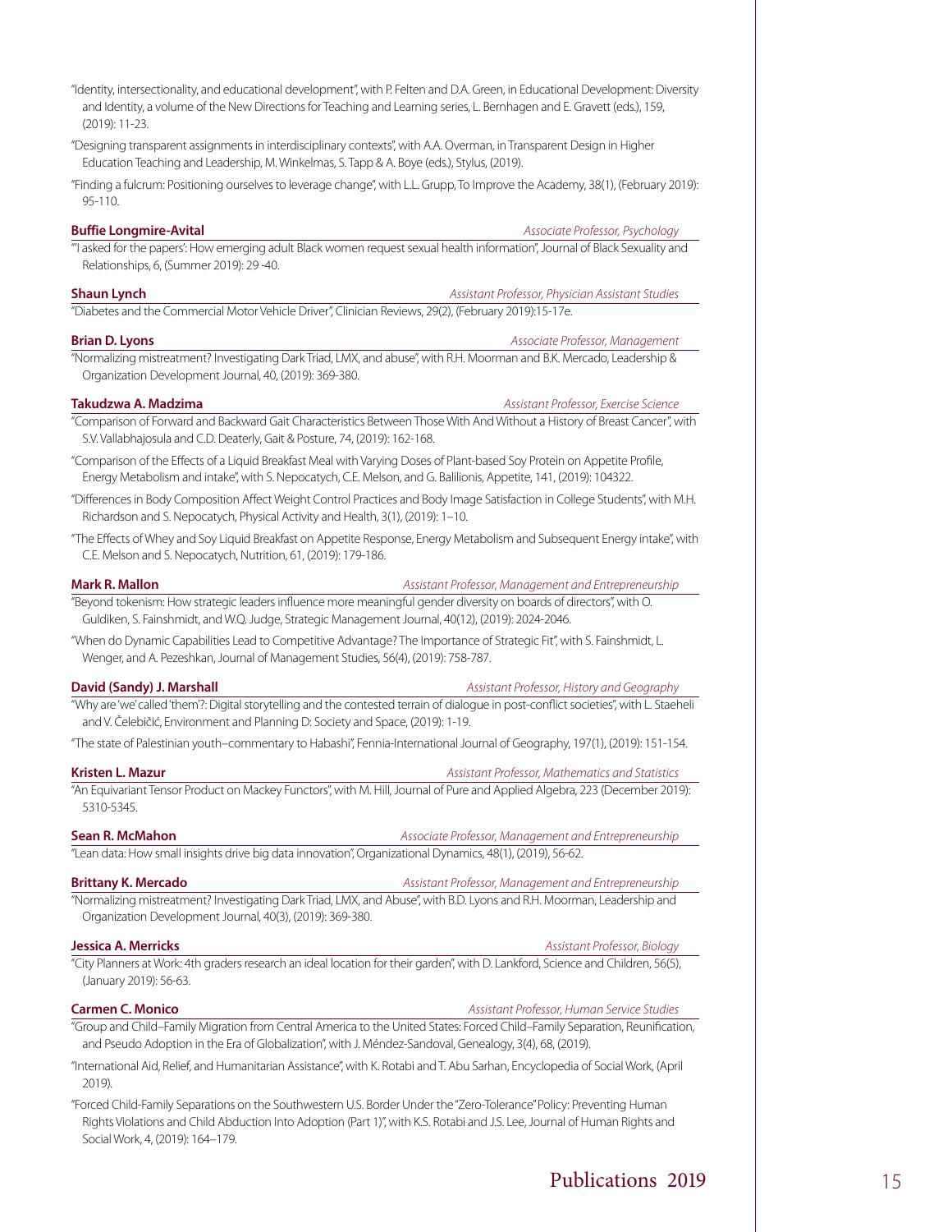"Identity, intersectionality, and educational development", with P. Felten and D.A. Green, in Educational Development: Diversity and Identity, a volume of the New Directions for Teaching and Learning series, L. Bernhagen and E. Gravett (eds.), 159, (2019): 11-23.

"Designing transparent assignments in interdisciplinary contexts", with A.A. Overman, in Transparent Design in Higher Education Teaching and Leadership, M. Winkelmas, S. Tapp & A. Boye (eds.), Stylus, (2019).

"Finding a fulcrum: Positioning ourselves to leverage change", with L.L. Grupp, To Improve the Academy, 38(1), (February 2019): 95-110.

**Buffie Longmire-Avital** *Associate Professor, Psychology*

"'I asked for the papers': How emerging adult Black women request sexual health information", Journal of Black Sexuality and Relationships, 6, (Summer 2019): 29 -40.

**Shaun Lynch** *Assistant Professor, Physician Assistant Studies*

"Diabetes and the Commercial Motor Vehicle Driver", Clinician Reviews, 29(2), (February 2019):15-17e.

**Brian D. Lyons** *Associate Professor, Management*

"Normalizing mistreatment? Investigating Dark Triad, LMX, and abuse", with R.H. Moorman and B.K. Mercado, Leadership & Organization Development Journal, 40, (2019): 369-380.

**Takudzwa A. Madzima** *Assistant Professor, Exercise Science*

"Comparison of Forward and Backward Gait Characteristics Between Those With And Without a History of Breast Cancer", with S.V. Vallabhajosula and C.D. Deaterly, Gait & Posture, 74, (2019): 162-168.

"Comparison of the Effects of a Liquid Breakfast Meal with Varying Doses of Plant-based Soy Protein on Appetite Profile, Energy Metabolism and intake", with S. Nepocatych, C.E. Melson, and G. Balilionis, Appetite, 141, (2019): 104322.

"Differences in Body Composition Affect Weight Control Practices and Body Image Satisfaction in College Students", with M.H. Richardson and S. Nepocatych, Physical Activity and Health, 3(1), (2019): 1–10.

"The Effects of Whey and Soy Liquid Breakfast on Appetite Response, Energy Metabolism and Subsequent Energy intake", with C.E. Melson and S. Nepocatych, Nutrition, 61, (2019): 179-186.

**Mark R. Mallon** *Assistant Professor, Management and Entrepreneurship*

"Beyond tokenism: How strategic leaders influence more meaningful gender diversity on boards of directors", with O. Guldiken, S. Fainshmidt, and W.Q. Judge, Strategic Management Journal, 40(12), (2019): 2024-2046.

"When do Dynamic Capabilities Lead to Competitive Advantage? The Importance of Strategic Fit", with S. Fainshmidt, L. Wenger, and A. Pezeshkan, Journal of Management Studies, 56(4), (2019): 758-787.

**David (Sandy) J. Marshall** *Assistant Professor, History and Geography*

"Why are 'we' called 'them'?: Digital storytelling and the contested terrain of dialogue in post-conflict societies", with L. Staeheli and V. Čelebičić, Environment and Planning D: Society and Space, (2019): 1-19.

"The state of Palestinian youth–commentary to Habashi", Fennia-International Journal of Geography, 197(1), (2019): 151-154.

**Kristen L. Mazur** *Assistant Professor, Mathematics and Statistics*

"An Equivariant Tensor Product on Mackey Functors", with M. Hill, Journal of Pure and Applied Algebra, 223 (December 2019): 5310-5345.

**Sean R. McMahon** *Associate Professor, Management and Entrepreneurship*

"Lean data: How small insights drive big data innovation", Organizational Dynamics, 48(1), (2019), 56-62.

**Brittany K. Mercado** *Assistant Professor, Management and Entrepreneurship*

"Normalizing mistreatment? Investigating Dark Triad, LMX, and Abuse", with B.D. Lyons and R.H. Moorman, Leadership and Organization Development Journal, 40(3), (2019): 369-380.

**Jessica A. Merricks** *Assistant Professor, Biology*

"City Planners at Work: 4th graders research an ideal location for their garden", with D. Lankford, Science and Children, 56(5), (January 2019): 56-63.

**Carmen C. Monico** *Assistant Professor, Human Service Studies*

"Group and Child–Family Migration from Central America to the United States: Forced Child–Family Separation, Reunification, and Pseudo Adoption in the Era of Globalization", with J. Méndez-Sandoval, Genealogy, 3(4), 68, (2019).

"International Aid, Relief, and Humanitarian Assistance", with K. Rotabi and T. Abu Sarhan, Encyclopedia of Social Work, (April 2019).

"Forced Child-Family Separations on the Southwestern U.S. Border Under the "Zero-Tolerance" Policy: Preventing Human Rights Violations and Child Abduction Into Adoption (Part 1)", with K.S. Rotabi and J.S. Lee, Journal of Human Rights and Social Work, 4, (2019): 164–179.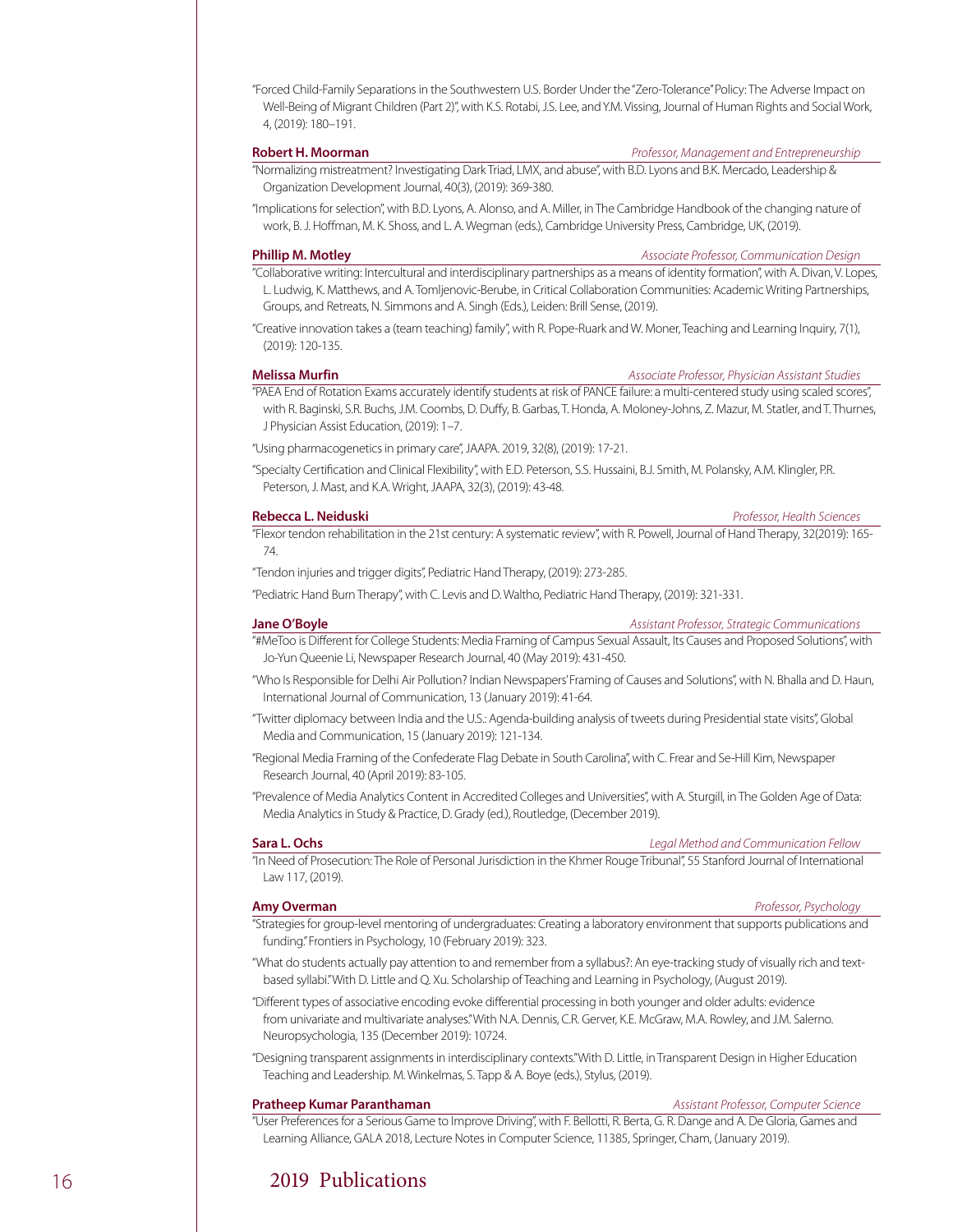"Forced Child-Family Separations in the Southwestern U.S. Border Under the "Zero-Tolerance" Policy: The Adverse Impact on Well-Being of Migrant Children (Part 2)", with K.S. Rotabi, J.S. Lee, and Y.M. Vissing, Journal of Human Rights and Social Work, 4, (2019): 180–191.

**Robert H. Moorman** — *Professor, Management and Entrepreneurship*

"Normalizing mistreatment? Investigating Dark Triad, LMX, and abuse", with B.D. Lyons and B.K. Mercado, Leadership & Organization Development Journal, 40(3), (2019): 369-380.

"Implications for selection", with B.D. Lyons, A. Alonso, and A. Miller, in The Cambridge Handbook of the changing nature of work, B. J. Hoffman, M. K. Shoss, and L. A. Wegman (eds.), Cambridge University Press, Cambridge, UK, (2019).

**Phillip M. Motley** — *Associate Professor, Communication Design*

"Collaborative writing: Intercultural and interdisciplinary partnerships as a means of identity formation", with A. Divan, V. Lopes, L. Ludwig, K. Matthews, and A. Tomljenovic-Berube, in Critical Collaboration Communities: Academic Writing Partnerships, Groups, and Retreats, N. Simmons and A. Singh (Eds.), Leiden: Brill Sense, (2019).

"Creative innovation takes a (team teaching) family", with R. Pope-Ruark and W. Moner, Teaching and Learning Inquiry, 7(1), (2019): 120-135.

**Melissa Murfin** — *Associate Professor, Physician Assistant Studies*

"PAEA End of Rotation Exams accurately identify students at risk of PANCE failure: a multi-centered study using scaled scores", with R. Baginski, S.R. Buchs, J.M. Coombs, D. Duffy, B. Garbas, T. Honda, A. Moloney-Johns, Z. Mazur, M. Statler, and T. Thurnes, J Physician Assist Education, (2019): 1–7.

"Using pharmacogenetics in primary care", JAAPA. 2019, 32(8), (2019): 17-21.

"Specialty Certification and Clinical Flexibility", with E.D. Peterson, S.S. Hussaini, B.J. Smith, M. Polansky, A.M. Klingler, P.R. Peterson, J. Mast, and K.A. Wright, JAAPA, 32(3), (2019): 43-48.

**Rebecca L. Neiduski** — *Professor, Health Sciences*

"Flexor tendon rehabilitation in the 21st century: A systematic review", with R. Powell, Journal of Hand Therapy, 32(2019): 165-74.

"Tendon injuries and trigger digits", Pediatric Hand Therapy, (2019): 273-285.

"Pediatric Hand Burn Therapy", with C. Levis and D. Waltho, Pediatric Hand Therapy, (2019): 321-331.

**Jane O'Boyle** — *Assistant Professor, Strategic Communications*

"#MeToo is Different for College Students: Media Framing of Campus Sexual Assault, Its Causes and Proposed Solutions", with Jo-Yun Queenie Li, Newspaper Research Journal, 40 (May 2019): 431-450.

"Who Is Responsible for Delhi Air Pollution? Indian Newspapers' Framing of Causes and Solutions", with N. Bhalla and D. Haun, International Journal of Communication, 13 (January 2019): 41-64.

"Twitter diplomacy between India and the U.S.: Agenda-building analysis of tweets during Presidential state visits", Global Media and Communication, 15 (January 2019): 121-134.

"Regional Media Framing of the Confederate Flag Debate in South Carolina", with C. Frear and Se-Hill Kim, Newspaper Research Journal, 40 (April 2019): 83-105.

"Prevalence of Media Analytics Content in Accredited Colleges and Universities", with A. Sturgill, in The Golden Age of Data: Media Analytics in Study & Practice, D. Grady (ed.), Routledge, (December 2019).

**Sara L. Ochs** — *Legal Method and Communication Fellow*

"In Need of Prosecution: The Role of Personal Jurisdiction in the Khmer Rouge Tribunal", 55 Stanford Journal of International Law 117, (2019).

**Amy Overman** — *Professor, Psychology*

"Strategies for group-level mentoring of undergraduates: Creating a laboratory environment that supports publications and funding." Frontiers in Psychology, 10 (February 2019): 323.

"What do students actually pay attention to and remember from a syllabus?: An eye-tracking study of visually rich and text-based syllabi." With D. Little and Q. Xu. Scholarship of Teaching and Learning in Psychology, (August 2019).

"Different types of associative encoding evoke differential processing in both younger and older adults: evidence from univariate and multivariate analyses." With N.A. Dennis, C.R. Gerver, K.E. McGraw, M.A. Rowley, and J.M. Salerno. Neuropsychologia, 135 (December 2019): 10724.

"Designing transparent assignments in interdisciplinary contexts." With D. Little, in Transparent Design in Higher Education Teaching and Leadership. M. Winkelmas, S. Tapp & A. Boye (eds.), Stylus, (2019).

**Pratheep Kumar Paranthaman** — *Assistant Professor, Computer Science*

"User Preferences for a Serious Game to Improve Driving", with F. Bellotti, R. Berta, G. R. Dange and A. De Gloria, Games and Learning Alliance, GALA 2018, Lecture Notes in Computer Science, 11385, Springer, Cham, (January 2019).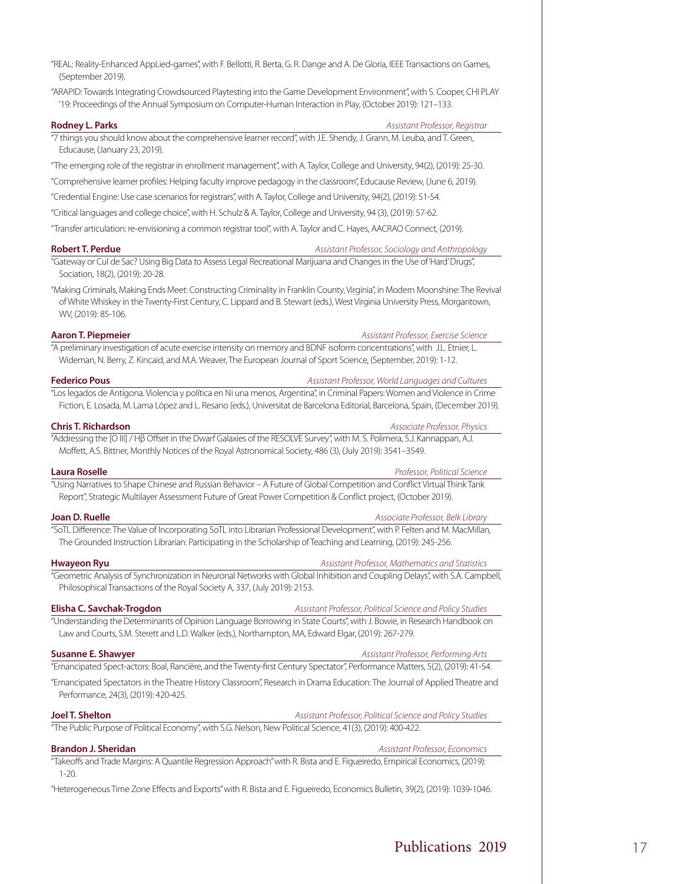"REAL: Reality-Enhanced AppLied-games", with F. Bellotti, R. Berta, G. R. Dange and A. De Gloria, IEEE Transactions on Games, (September 2019).

"ARAPID: Towards Integrating Crowdsourced Playtesting into the Game Development Environment", with S. Cooper, CHI PLAY '19: Proceedings of the Annual Symposium on Computer-Human Interaction in Play, (October 2019): 121–133.

**Rodney L. Parks** — *Assistant Professor, Registrar*

"7 things you should know about the comprehensive learner record", with J.E. Shendy, J. Grann, M. Leuba, and T. Green, Educause, (January 23, 2019).

"The emerging role of the registrar in enrollment management", with A. Taylor, College and University, 94(2), (2019): 25-30.

"Comprehensive learner profiles: Helping faculty improve pedagogy in the classroom", Educause Review, (June 6, 2019).

"Credential Engine: Use case scenarios for registrars", with A. Taylor, College and University, 94(2), (2019): 51-54.

"Critical languages and college choice", with H. Schulz & A. Taylor, College and University, 94 (3), (2019): 57-62.

"Transfer articulation: re-envisioning a common registrar tool", with A. Taylor and C. Hayes, AACRAO Connect, (2019).

**Robert T. Perdue** — *Assistant Professor, Sociology and Anthropology*

"Gateway or Cul de Sac? Using Big Data to Assess Legal Recreational Marijuana and Changes in the Use of 'Hard' Drugs", Sociation, 18(2), (2019): 20-28.

"Making Criminals, Making Ends Meet: Constructing Criminality in Franklin County, Virginia", in Modern Moonshine: The Revival of White Whiskey in the Twenty-First Century, C. Lippard and B. Stewart (eds.), West Virginia University Press, Morgantown, WV, (2019): 85-106.

**Aaron T. Piepmeier** — *Assistant Professor, Exercise Science*

"A preliminary investigation of acute exercise intensity on memory and BDNF isoform concentrations", with J.L. Etnier, L. Wideman, N. Berry, Z. Kincaid, and M.A. Weaver, The European Journal of Sport Science, (September, 2019): 1-12.

**Federico Pous** — *Assistant Professor, World Languages and Cultures*

"Los legados de Antígona. Violencia y política en Ni una menos, Argentina", in Criminal Papers: Women and Violence in Crime Fiction, E. Losada, M. Lama López and L. Resano (eds.), Universitat de Barcelona Editorial, Barcelona, Spain, (December 2019).

**Chris T. Richardson** — *Associate Professor, Physics*

"Addressing the [O III] / Hβ Offset in the Dwarf Galaxies of the RESOLVE Survey", with M. S. Polimera, S.J. Kannappan, A.J. Moffett, A.S. Bittner, Monthly Notices of the Royal Astronomical Society, 486 (3), (July 2019): 3541–3549.

**Laura Roselle** — *Professor, Political Science*

"Using Narratives to Shape Chinese and Russian Behavior – A Future of Global Competition and Conflict Virtual Think Tank Report", Strategic Multilayer Assessment Future of Great Power Competition & Conflict project, (October 2019).

**Joan D. Ruelle** — *Associate Professor, Belk Library*

"SoTL Difference: The Value of Incorporating SoTL into Librarian Professional Development", with P. Felten and M. MacMillan, The Grounded Instruction Librarian: Participating in the Scholarship of Teaching and Learning, (2019): 245-256.

**Hwayeon Ryu** — *Assistant Professor, Mathematics and Statistics*

"Geometric Analysis of Synchronization in Neuronal Networks with Global Inhibition and Coupling Delays", with S.A. Campbell, Philosophical Transactions of the Royal Society A, 337, (July 2019): 2153.

**Elisha C. Savchak-Trogdon** — *Assistant Professor, Political Science and Policy Studies*

"Understanding the Determinants of Opinion Language Borrowing in State Courts", with J. Bowie, in Research Handbook on Law and Courts, S.M. Sterett and L.D. Walker (eds.), Northampton, MA, Edward Elgar, (2019): 267-279.

**Susanne E. Shawyer** — *Assistant Professor, Performing Arts*

"Emancipated Spect-actors: Boal, Rancière, and the Twenty-first Century Spectator", Performance Matters, 5(2), (2019): 41-54.

"Emancipated Spectators in the Theatre History Classroom", Research in Drama Education: The Journal of Applied Theatre and Performance, 24(3), (2019): 420-425.

**Joel T. Shelton** — *Assistant Professor, Political Science and Policy Studies*

"The Public Purpose of Political Economy", with S.G. Nelson, New Political Science, 41(3), (2019): 400-422.

**Brandon J. Sheridan** — *Assistant Professor, Economics*

"Takeoffs and Trade Margins: A Quantile Regression Approach" with R. Bista and E. Figueiredo, Empirical Economics, (2019): 1-20.

"Heterogeneous Time Zone Effects and Exports" with R. Bista and E. Figueiredo, Economics Bulletin, 39(2), (2019): 1039-1046.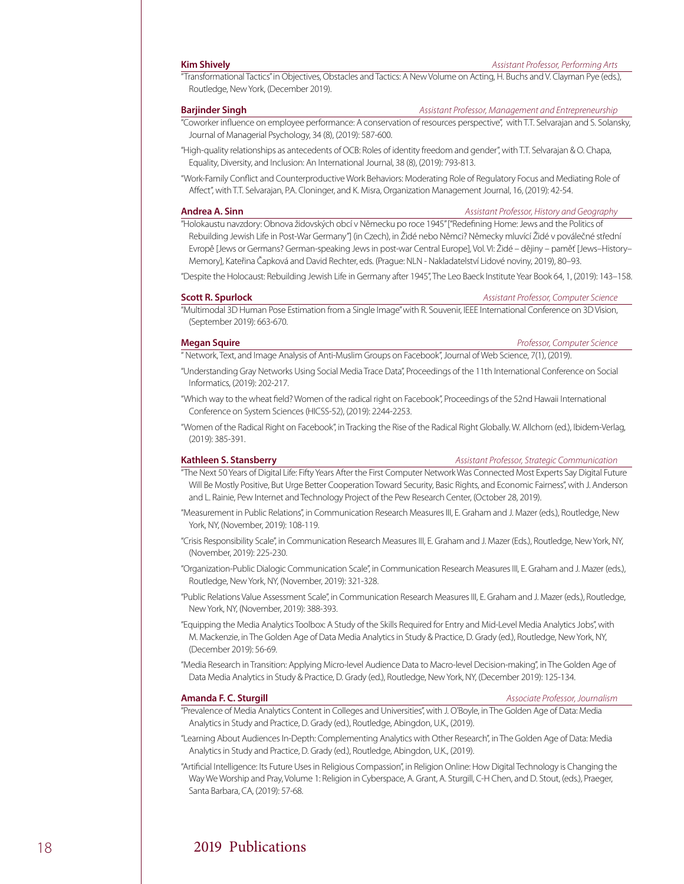**Kim Shively** *Assistant Professor, Performing Arts*

"Transformational Tactics" in Objectives, Obstacles and Tactics: A New Volume on Acting, H. Buchs and V. Clayman Pye (eds.), Routledge, New York, (December 2019).

**Barjinder Singh** *Assistant Professor, Management and Entrepreneurship*

"Coworker influence on employee performance: A conservation of resources perspective", with T.T. Selvarajan and S. Solansky, Journal of Managerial Psychology, 34 (8), (2019): 587-600.

"High-quality relationships as antecedents of OCB: Roles of identity freedom and gender", with T.T. Selvarajan & O. Chapa, Equality, Diversity, and Inclusion: An International Journal, 38 (8), (2019): 793-813.

"Work-Family Conflict and Counterproductive Work Behaviors: Moderating Role of Regulatory Focus and Mediating Role of Affect", with T.T. Selvarajan, P.A. Cloninger, and K. Misra, Organization Management Journal, 16, (2019): 42-54.

**Andrea A. Sinn** *Assistant Professor, History and Geography*

"Holokaustu navzdory: Obnova židovských obcí v Německu po roce 1945" ["Redefining Home: Jews and the Politics of Rebuilding Jewish Life in Post-War Germany"] (in Czech), in Židé nebo Němci? Německy mluvící Židé v poválečné střední Evropě [Jews or Germans? German-speaking Jews in post-war Central Europe], Vol. VI: Židé – dějiny – paměť [Jews–History–Memory], Kateřina Čapková and David Rechter, eds. (Prague: NLN - Nakladatelství Lidové noviny, 2019), 80–93.

"Despite the Holocaust: Rebuilding Jewish Life in Germany after 1945", The Leo Baeck Institute Year Book 64, 1, (2019): 143–158.

**Scott R. Spurlock** *Assistant Professor, Computer Science*

"Multimodal 3D Human Pose Estimation from a Single Image" with R. Souvenir, IEEE International Conference on 3D Vision, (September 2019): 663-670.

**Megan Squire** *Professor, Computer Science*

" Network, Text, and Image Analysis of Anti-Muslim Groups on Facebook", Journal of Web Science, 7(1), (2019).

"Understanding Gray Networks Using Social Media Trace Data", Proceedings of the 11th International Conference on Social Informatics, (2019): 202-217.

"Which way to the wheat field? Women of the radical right on Facebook", Proceedings of the 52nd Hawaii International Conference on System Sciences (HICSS-52), (2019): 2244-2253.

"Women of the Radical Right on Facebook", in Tracking the Rise of the Radical Right Globally. W. Allchorn (ed.), Ibidem-Verlag, (2019): 385-391.

**Kathleen S. Stansberry** *Assistant Professor, Strategic Communication*

"The Next 50 Years of Digital Life: Fifty Years After the First Computer Network Was Connected Most Experts Say Digital Future Will Be Mostly Positive, But Urge Better Cooperation Toward Security, Basic Rights, and Economic Fairness", with J. Anderson and L. Rainie, Pew Internet and Technology Project of the Pew Research Center, (October 28, 2019).

"Measurement in Public Relations", in Communication Research Measures III, E. Graham and J. Mazer (eds.), Routledge, New York, NY, (November, 2019): 108-119.

"Crisis Responsibility Scale", in Communication Research Measures III, E. Graham and J. Mazer (Eds.), Routledge, New York, NY, (November, 2019): 225-230.

"Organization-Public Dialogic Communication Scale", in Communication Research Measures III, E. Graham and J. Mazer (eds.), Routledge, New York, NY, (November, 2019): 321-328.

"Public Relations Value Assessment Scale", in Communication Research Measures III, E. Graham and J. Mazer (eds.), Routledge, New York, NY, (November, 2019): 388-393.

"Equipping the Media Analytics Toolbox: A Study of the Skills Required for Entry and Mid-Level Media Analytics Jobs", with M. Mackenzie, in The Golden Age of Data Media Analytics in Study & Practice, D. Grady (ed.), Routledge, New York, NY, (December 2019): 56-69.

"Media Research in Transition: Applying Micro-level Audience Data to Macro-level Decision-making", in The Golden Age of Data Media Analytics in Study & Practice, D. Grady (ed.), Routledge, New York, NY, (December 2019): 125-134.

**Amanda F. C. Sturgill** *Associate Professor, Journalism*

"Prevalence of Media Analytics Content in Colleges and Universities", with J. O'Boyle, in The Golden Age of Data: Media Analytics in Study and Practice, D. Grady (ed.), Routledge, Abingdon, U.K., (2019).

"Learning About Audiences In-Depth: Complementing Analytics with Other Research", in The Golden Age of Data: Media Analytics in Study and Practice, D. Grady (ed.), Routledge, Abingdon, U.K., (2019).

"Artificial Intelligence: Its Future Uses in Religious Compassion", in Religion Online: How Digital Technology is Changing the Way We Worship and Pray, Volume 1: Religion in Cyberspace, A. Grant, A. Sturgill, C-H Chen, and D. Stout, (eds.), Praeger, Santa Barbara, CA, (2019): 57-68.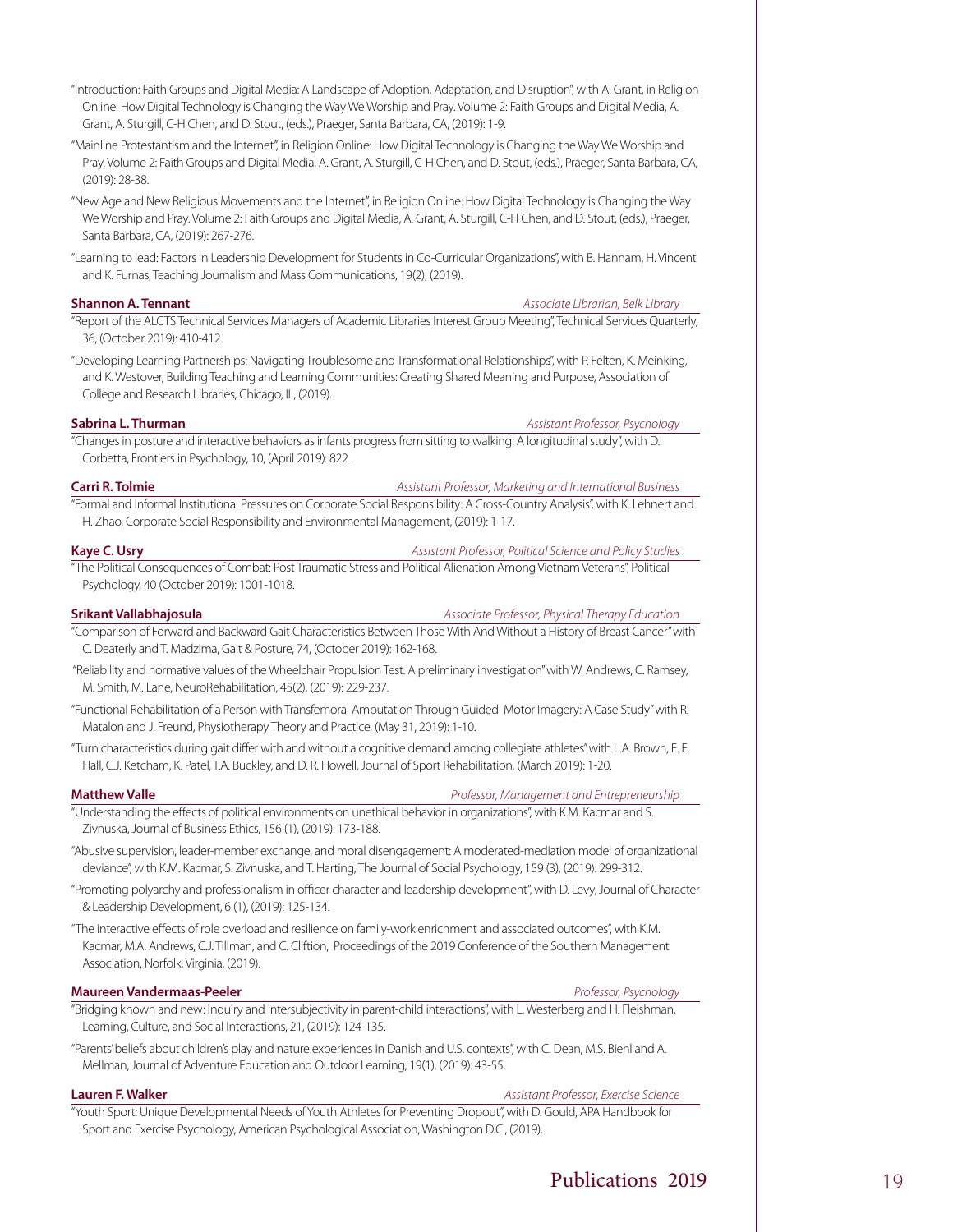"Introduction: Faith Groups and Digital Media: A Landscape of Adoption, Adaptation, and Disruption", with A. Grant, in Religion Online: How Digital Technology is Changing the Way We Worship and Pray. Volume 2: Faith Groups and Digital Media, A. Grant, A. Sturgill, C-H Chen, and D. Stout, (eds.), Praeger, Santa Barbara, CA, (2019): 1-9.

"Mainline Protestantism and the Internet", in Religion Online: How Digital Technology is Changing the Way We Worship and Pray. Volume 2: Faith Groups and Digital Media, A. Grant, A. Sturgill, C-H Chen, and D. Stout, (eds.), Praeger, Santa Barbara, CA, (2019): 28-38.

"New Age and New Religious Movements and the Internet", in Religion Online: How Digital Technology is Changing the Way We Worship and Pray. Volume 2: Faith Groups and Digital Media, A. Grant, A. Sturgill, C-H Chen, and D. Stout, (eds.), Praeger, Santa Barbara, CA, (2019): 267-276.

"Learning to lead: Factors in Leadership Development for Students in Co-Curricular Organizations", with B. Hannam, H. Vincent and K. Furnas, Teaching Journalism and Mass Communications, 19(2), (2019).

**Shannon A. Tennant** *Associate Librarian, Belk Library*

"Report of the ALCTS Technical Services Managers of Academic Libraries Interest Group Meeting", Technical Services Quarterly, 36, (October 2019): 410-412.

"Developing Learning Partnerships: Navigating Troublesome and Transformational Relationships", with P. Felten, K. Meinking, and K. Westover, Building Teaching and Learning Communities: Creating Shared Meaning and Purpose, Association of College and Research Libraries, Chicago, IL, (2019).

**Sabrina L. Thurman** *Assistant Professor, Psychology*

"Changes in posture and interactive behaviors as infants progress from sitting to walking: A longitudinal study", with D. Corbetta, Frontiers in Psychology, 10, (April 2019): 822.

**Carri R. Tolmie** *Assistant Professor, Marketing and International Business*

"Formal and Informal Institutional Pressures on Corporate Social Responsibility: A Cross-Country Analysis", with K. Lehnert and H. Zhao, Corporate Social Responsibility and Environmental Management, (2019): 1-17.

**Kaye C. Usry** *Assistant Professor, Political Science and Policy Studies*

"The Political Consequences of Combat: Post Traumatic Stress and Political Alienation Among Vietnam Veterans", Political Psychology, 40 (October 2019): 1001-1018.

**Srikant Vallabhajosula** *Associate Professor, Physical Therapy Education*

"Comparison of Forward and Backward Gait Characteristics Between Those With And Without a History of Breast Cancer" with C. Deaterly and T. Madzima, Gait & Posture, 74, (October 2019): 162-168.

"Reliability and normative values of the Wheelchair Propulsion Test: A preliminary investigation" with W. Andrews, C. Ramsey, M. Smith, M. Lane, NeuroRehabilitation, 45(2), (2019): 229-237.

"Functional Rehabilitation of a Person with Transfemoral Amputation Through Guided Motor Imagery: A Case Study" with R. Matalon and J. Freund, Physiotherapy Theory and Practice, (May 31, 2019): 1-10.

"Turn characteristics during gait differ with and without a cognitive demand among collegiate athletes" with L.A. Brown, E. E. Hall, C.J. Ketcham, K. Patel, T.A. Buckley, and D. R. Howell, Journal of Sport Rehabilitation, (March 2019): 1-20.

**Matthew Valle** *Professor, Management and Entrepreneurship*

"Understanding the effects of political environments on unethical behavior in organizations", with K.M. Kacmar and S. Zivnuska, Journal of Business Ethics, 156 (1), (2019): 173-188.

"Abusive supervision, leader-member exchange, and moral disengagement: A moderated-mediation model of organizational deviance", with K.M. Kacmar, S. Zivnuska, and T. Harting, The Journal of Social Psychology, 159 (3), (2019): 299-312.

"Promoting polyarchy and professionalism in officer character and leadership development", with D. Levy, Journal of Character & Leadership Development, 6 (1), (2019): 125-134.

"The interactive effects of role overload and resilience on family-work enrichment and associated outcomes", with K.M. Kacmar, M.A. Andrews, C.J. Tillman, and C. Cliftion, Proceedings of the 2019 Conference of the Southern Management Association, Norfolk, Virginia, (2019).

**Maureen Vandermaas-Peeler** *Professor, Psychology*

"Bridging known and new: Inquiry and intersubjectivity in parent-child interactions", with L. Westerberg and H. Fleishman, Learning, Culture, and Social Interactions, 21, (2019): 124-135.

"Parents' beliefs about children's play and nature experiences in Danish and U.S. contexts", with C. Dean, M.S. Biehl and A. Mellman, Journal of Adventure Education and Outdoor Learning, 19(1), (2019): 43-55.

**Lauren F. Walker** *Assistant Professor, Exercise Science*

"Youth Sport: Unique Developmental Needs of Youth Athletes for Preventing Dropout", with D. Gould, APA Handbook for Sport and Exercise Psychology, American Psychological Association, Washington D.C., (2019).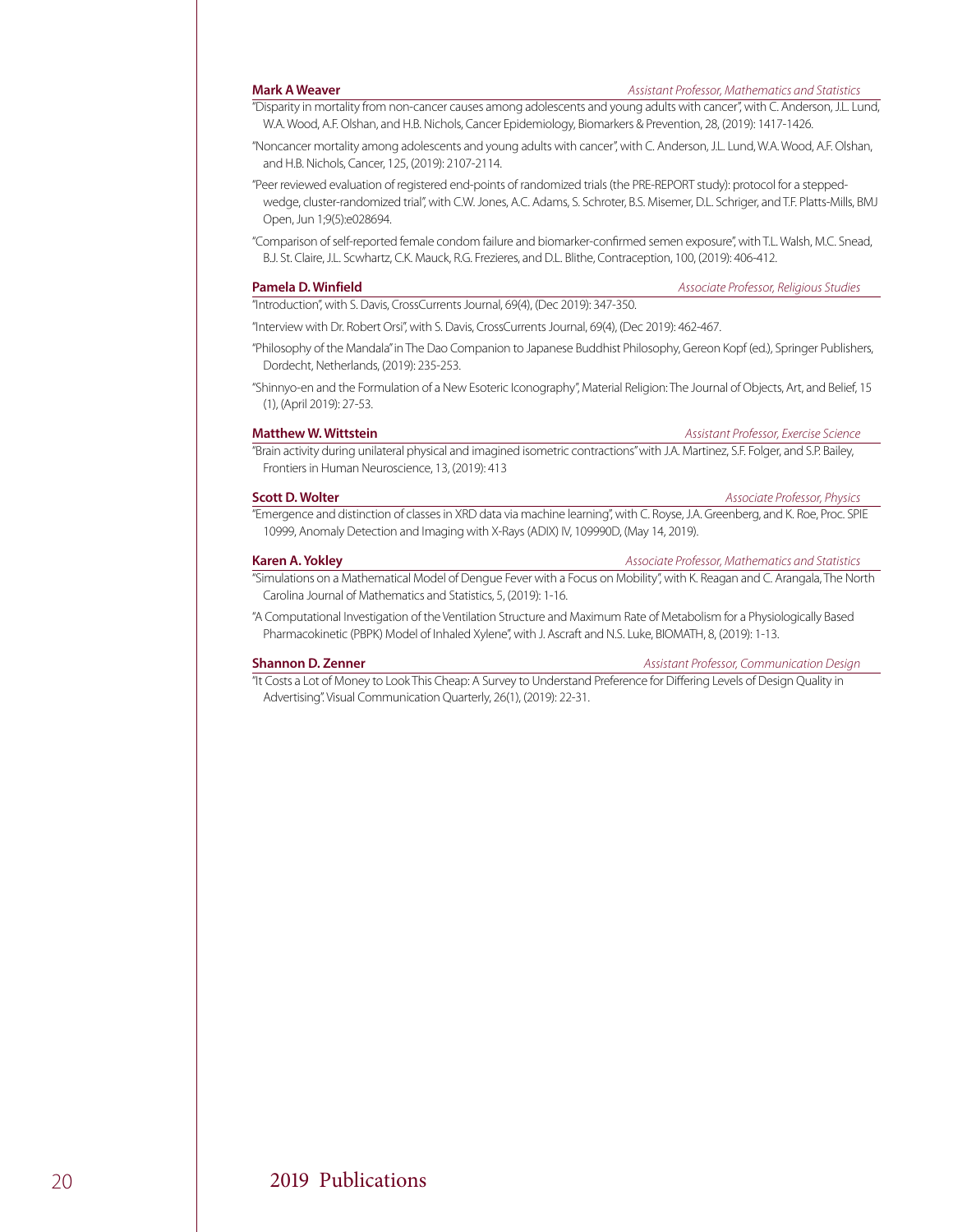**Mark A Weaver** *Assistant Professor, Mathematics and Statistics*

"Disparity in mortality from non-cancer causes among adolescents and young adults with cancer", with C. Anderson, J.L. Lund, W.A. Wood, A.F. Olshan, and H.B. Nichols, Cancer Epidemiology, Biomarkers & Prevention, 28, (2019): 1417-1426.

"Noncancer mortality among adolescents and young adults with cancer", with C. Anderson, J.L. Lund, W.A. Wood, A.F. Olshan, and H.B. Nichols, Cancer, 125, (2019): 2107-2114.

"Peer reviewed evaluation of registered end-points of randomized trials (the PRE-REPORT study): protocol for a stepped-wedge, cluster-randomized trial", with C.W. Jones, A.C. Adams, S. Schroter, B.S. Misemer, D.L. Schriger, and T.F. Platts-Mills, BMJ Open, Jun 1;9(5):e028694.

"Comparison of self-reported female condom failure and biomarker-confirmed semen exposure", with T.L. Walsh, M.C. Snead, B.J. St. Claire, J.L. Scwhartz, C.K. Mauck, R.G. Frezieres, and D.L. Blithe, Contraception, 100, (2019): 406-412.

**Pamela D. Winfield** *Associate Professor, Religious Studies*

"Introduction", with S. Davis, CrossCurrents Journal, 69(4), (Dec 2019): 347-350.

"Interview with Dr. Robert Orsi", with S. Davis, CrossCurrents Journal, 69(4), (Dec 2019): 462-467.

"Philosophy of the Mandala" in The Dao Companion to Japanese Buddhist Philosophy, Gereon Kopf (ed.), Springer Publishers, Dordecht, Netherlands, (2019): 235-253.

"Shinnyo-en and the Formulation of a New Esoteric Iconography", Material Religion: The Journal of Objects, Art, and Belief, 15 (1), (April 2019): 27-53.

**Matthew W. Wittstein** *Assistant Professor, Exercise Science*

"Brain activity during unilateral physical and imagined isometric contractions" with J.A. Martinez, S.F. Folger, and S.P. Bailey, Frontiers in Human Neuroscience, 13, (2019): 413

**Scott D. Wolter** *Associate Professor, Physics*

"Emergence and distinction of classes in XRD data via machine learning", with C. Royse, J.A. Greenberg, and K. Roe, Proc. SPIE 10999, Anomaly Detection and Imaging with X-Rays (ADIX) IV, 109990D, (May 14, 2019).

**Karen A. Yokley** *Associate Professor, Mathematics and Statistics*

"Simulations on a Mathematical Model of Dengue Fever with a Focus on Mobility", with K. Reagan and C. Arangala, The North Carolina Journal of Mathematics and Statistics, 5, (2019): 1-16.

"A Computational Investigation of the Ventilation Structure and Maximum Rate of Metabolism for a Physiologically Based Pharmacokinetic (PBPK) Model of Inhaled Xylene", with J. Ascraft and N.S. Luke, BIOMATH, 8, (2019): 1-13.

**Shannon D. Zenner** *Assistant Professor, Communication Design*

"It Costs a Lot of Money to Look This Cheap: A Survey to Understand Preference for Differing Levels of Design Quality in Advertising". Visual Communication Quarterly, 26(1), (2019): 22-31.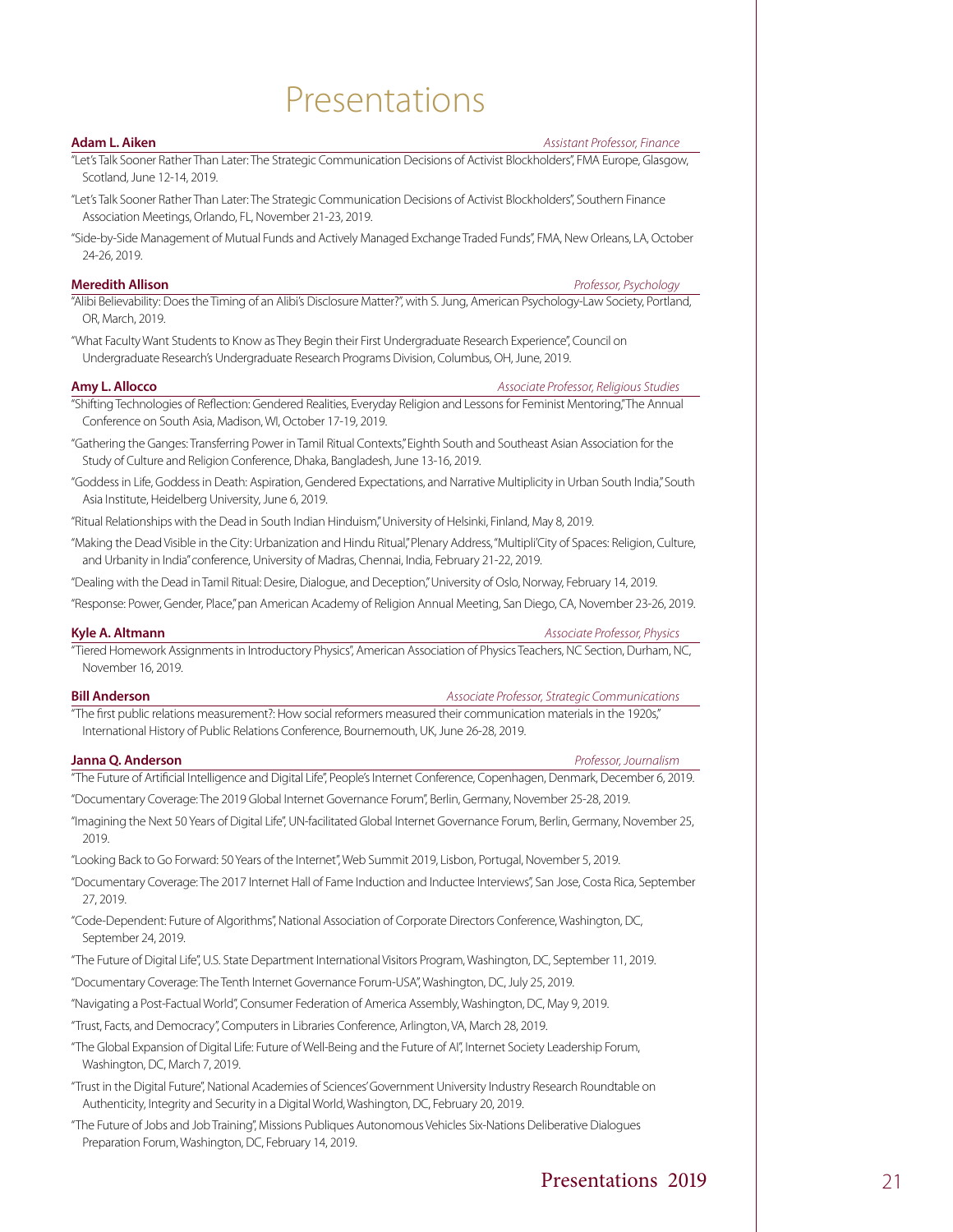# Presentations

**Adam L. Aiken** — *Assistant Professor, Finance*

"Let's Talk Sooner Rather Than Later: The Strategic Communication Decisions of Activist Blockholders", FMA Europe, Glasgow, Scotland, June 12-14, 2019.

"Let's Talk Sooner Rather Than Later: The Strategic Communication Decisions of Activist Blockholders", Southern Finance Association Meetings, Orlando, FL, November 21-23, 2019.

"Side-by-Side Management of Mutual Funds and Actively Managed Exchange Traded Funds", FMA, New Orleans, LA, October 24-26, 2019.

**Meredith Allison** — *Professor, Psychology*

"Alibi Believability: Does the Timing of an Alibi's Disclosure Matter?", with S. Jung, American Psychology-Law Society, Portland, OR, March, 2019.

"What Faculty Want Students to Know as They Begin their First Undergraduate Research Experience", Council on Undergraduate Research's Undergraduate Research Programs Division, Columbus, OH, June, 2019.

**Amy L. Allocco** — *Associate Professor, Religious Studies*

"Shifting Technologies of Reflection: Gendered Realities, Everyday Religion and Lessons for Feminist Mentoring," The Annual Conference on South Asia, Madison, WI, October 17-19, 2019.

"Gathering the Ganges: Transferring Power in Tamil Ritual Contexts," Eighth South and Southeast Asian Association for the Study of Culture and Religion Conference, Dhaka, Bangladesh, June 13-16, 2019.

"Goddess in Life, Goddess in Death: Aspiration, Gendered Expectations, and Narrative Multiplicity in Urban South India," South Asia Institute, Heidelberg University, June 6, 2019.

"Ritual Relationships with the Dead in South Indian Hinduism," University of Helsinki, Finland, May 8, 2019.

"Making the Dead Visible in the City: Urbanization and Hindu Ritual," Plenary Address, "Multipli'City of Spaces: Religion, Culture, and Urbanity in India" conference, University of Madras, Chennai, India, February 21-22, 2019.

"Dealing with the Dead in Tamil Ritual: Desire, Dialogue, and Deception," University of Oslo, Norway, February 14, 2019.

"Response: Power, Gender, Place," pan American Academy of Religion Annual Meeting, San Diego, CA, November 23-26, 2019.

**Kyle A. Altmann** — *Associate Professor, Physics*

"Tiered Homework Assignments in Introductory Physics", American Association of Physics Teachers, NC Section, Durham, NC, November 16, 2019.

**Bill Anderson** — *Associate Professor, Strategic Communications*

"The first public relations measurement?: How social reformers measured their communication materials in the 1920s," International History of Public Relations Conference, Bournemouth, UK, June 26-28, 2019.

**Janna Q. Anderson** — *Professor, Journalism*

"The Future of Artificial Intelligence and Digital Life", People's Internet Conference, Copenhagen, Denmark, December 6, 2019.

"Documentary Coverage: The 2019 Global Internet Governance Forum", Berlin, Germany, November 25-28, 2019.

"Imagining the Next 50 Years of Digital Life", UN-facilitated Global Internet Governance Forum, Berlin, Germany, November 25, 2019.

"Looking Back to Go Forward: 50 Years of the Internet", Web Summit 2019, Lisbon, Portugal, November 5, 2019.

"Documentary Coverage: The 2017 Internet Hall of Fame Induction and Inductee Interviews", San Jose, Costa Rica, September 27, 2019.

"Code-Dependent: Future of Algorithms", National Association of Corporate Directors Conference, Washington, DC, September 24, 2019.

"The Future of Digital Life", U.S. State Department International Visitors Program, Washington, DC, September 11, 2019.

"Documentary Coverage: The Tenth Internet Governance Forum-USA", Washington, DC, July 25, 2019.

"Navigating a Post-Factual World", Consumer Federation of America Assembly, Washington, DC, May 9, 2019.

"Trust, Facts, and Democracy", Computers in Libraries Conference, Arlington, VA, March 28, 2019.

"The Global Expansion of Digital Life: Future of Well-Being and the Future of AI", Internet Society Leadership Forum, Washington, DC, March 7, 2019.

"Trust in the Digital Future", National Academies of Sciences' Government University Industry Research Roundtable on Authenticity, Integrity and Security in a Digital World, Washington, DC, February 20, 2019.

"The Future of Jobs and Job Training", Missions Publiques Autonomous Vehicles Six-Nations Deliberative Dialogues Preparation Forum, Washington, DC, February 14, 2019.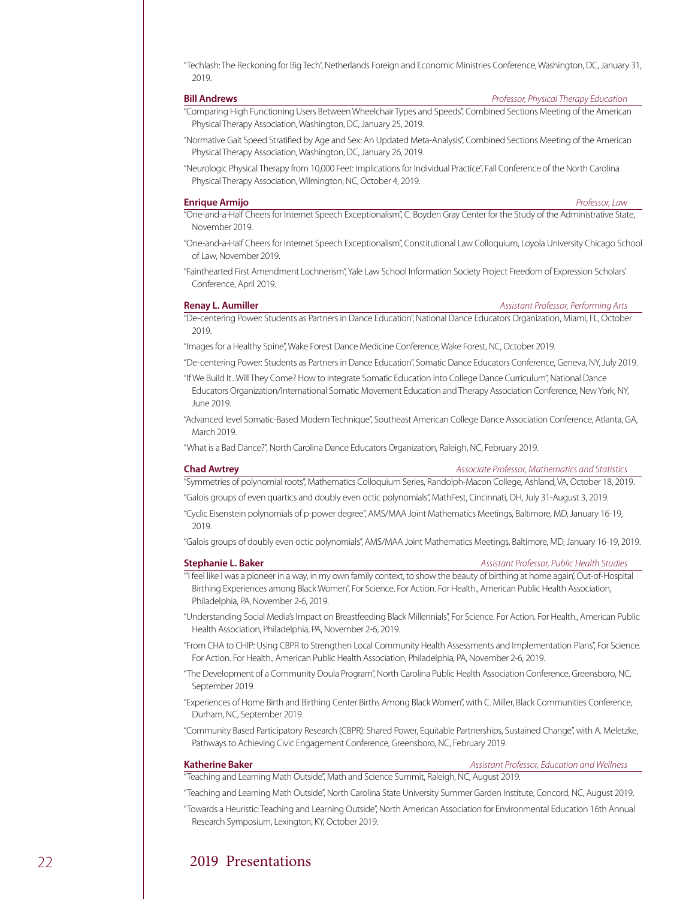"Techlash: The Reckoning for Big Tech", Netherlands Foreign and Economic Ministries Conference, Washington, DC, January 31, 2019.

**Bill Andrews** *Professor, Physical Therapy Education*

"Comparing High Functioning Users Between Wheelchair Types and Speeds", Combined Sections Meeting of the American Physical Therapy Association, Washington, DC, January 25, 2019.

"Normative Gait Speed Stratified by Age and Sex: An Updated Meta-Analysis", Combined Sections Meeting of the American Physical Therapy Association, Washington, DC, January 26, 2019.

"Neurologic Physical Therapy from 10,000 Feet: Implications for Individual Practice", Fall Conference of the North Carolina Physical Therapy Association, Wilmington, NC, October 4, 2019.

**Enrique Armijo** *Professor, Law*

"One-and-a-Half Cheers for Internet Speech Exceptionalism", C. Boyden Gray Center for the Study of the Administrative State, November 2019.

"One-and-a-Half Cheers for Internet Speech Exceptionalism", Constitutional Law Colloquium, Loyola University Chicago School of Law, November 2019.

"Fainthearted First Amendment Lochnerism", Yale Law School Information Society Project Freedom of Expression Scholars' Conference, April 2019.

**Renay L. Aumiller** *Assistant Professor, Performing Arts*

"De-centering Power: Students as Partners in Dance Education", National Dance Educators Organization, Miami, FL, October 2019.

"Images for a Healthy Spine", Wake Forest Dance Medicine Conference, Wake Forest, NC, October 2019.

"De-centering Power: Students as Partners in Dance Education", Somatic Dance Educators Conference, Geneva, NY, July 2019.

"If We Build It...Will They Come? How to Integrate Somatic Education into College Dance Curriculum", National Dance Educators Organization/International Somatic Movement Education and Therapy Association Conference, New York, NY, June 2019.

"Advanced level Somatic-Based Modern Technique", Southeast American College Dance Association Conference, Atlanta, GA, March 2019.

"What is a Bad Dance?", North Carolina Dance Educators Organization, Raleigh, NC, February 2019.

**Chad Awtrey** *Associate Professor, Mathematics and Statistics*

"Symmetries of polynomial roots", Mathematics Colloquium Series, Randolph-Macon College, Ashland, VA, October 18, 2019.

"Galois groups of even quartics and doubly even octic polynomials", MathFest, Cincinnati, OH, July 31-August 3, 2019.

"Cyclic Eisenstein polynomials of p-power degree", AMS/MAA Joint Mathematics Meetings, Baltimore, MD, January 16-19, 2019.

"Galois groups of doubly even octic polynomials", AMS/MAA Joint Mathematics Meetings, Baltimore, MD, January 16-19, 2019.

**Stephanie L. Baker** *Assistant Professor, Public Health Studies*

"'I feel like I was a pioneer in a way, in my own family context, to show the beauty of birthing at home again', Out-of-Hospital Birthing Experiences among Black Women", For Science. For Action. For Health., American Public Health Association, Philadelphia, PA, November 2-6, 2019.

"Understanding Social Media's Impact on Breastfeeding Black Millennials", For Science. For Action. For Health., American Public Health Association, Philadelphia, PA, November 2-6, 2019.

"From CHA to CHIP: Using CBPR to Strengthen Local Community Health Assessments and Implementation Plans", For Science. For Action. For Health., American Public Health Association, Philadelphia, PA, November 2-6, 2019.

"The Development of a Community Doula Program", North Carolina Public Health Association Conference, Greensboro, NC, September 2019.

"Experiences of Home Birth and Birthing Center Births Among Black Women", with C. Miller, Black Communities Conference, Durham, NC, September 2019.

"Community Based Participatory Research (CBPR): Shared Power, Equitable Partnerships, Sustained Change", with A. Meletzke, Pathways to Achieving Civic Engagement Conference, Greensboro, NC, February 2019.

**Katherine Baker** *Assistant Professor, Education and Wellness*

"Teaching and Learning Math Outside", Math and Science Summit, Raleigh, NC, August 2019.

"Teaching and Learning Math Outside", North Carolina State University Summer Garden Institute, Concord, NC, August 2019.

"Towards a Heuristic: Teaching and Learning Outside", North American Association for Environmental Education 16th Annual Research Symposium, Lexington, KY, October 2019.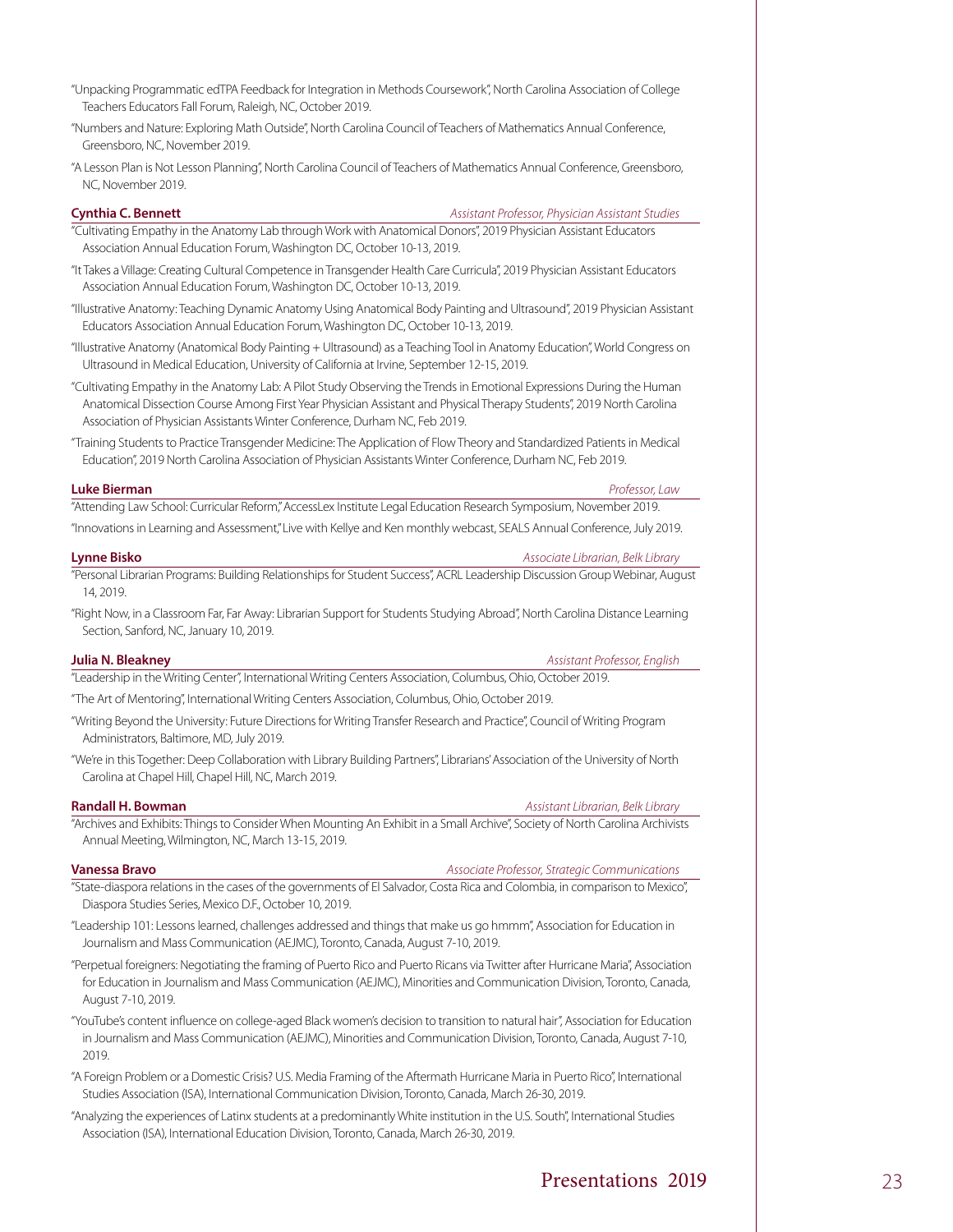"Unpacking Programmatic edTPA Feedback for Integration in Methods Coursework", North Carolina Association of College Teachers Educators Fall Forum, Raleigh, NC, October 2019.

"Numbers and Nature: Exploring Math Outside", North Carolina Council of Teachers of Mathematics Annual Conference, Greensboro, NC, November 2019.

"A Lesson Plan is Not Lesson Planning", North Carolina Council of Teachers of Mathematics Annual Conference, Greensboro, NC, November 2019.

**Cynthia C. Bennett** — *Assistant Professor, Physician Assistant Studies*

"Cultivating Empathy in the Anatomy Lab through Work with Anatomical Donors", 2019 Physician Assistant Educators Association Annual Education Forum, Washington DC, October 10-13, 2019.

"It Takes a Village: Creating Cultural Competence in Transgender Health Care Curricula", 2019 Physician Assistant Educators Association Annual Education Forum, Washington DC, October 10-13, 2019.

"Illustrative Anatomy: Teaching Dynamic Anatomy Using Anatomical Body Painting and Ultrasound", 2019 Physician Assistant Educators Association Annual Education Forum, Washington DC, October 10-13, 2019.

"Illustrative Anatomy (Anatomical Body Painting + Ultrasound) as a Teaching Tool in Anatomy Education", World Congress on Ultrasound in Medical Education, University of California at Irvine, September 12-15, 2019.

"Cultivating Empathy in the Anatomy Lab: A Pilot Study Observing the Trends in Emotional Expressions During the Human Anatomical Dissection Course Among First Year Physician Assistant and Physical Therapy Students", 2019 North Carolina Association of Physician Assistants Winter Conference, Durham NC, Feb 2019.

"Training Students to Practice Transgender Medicine: The Application of Flow Theory and Standardized Patients in Medical Education", 2019 North Carolina Association of Physician Assistants Winter Conference, Durham NC, Feb 2019.

**Luke Bierman** — *Professor, Law*

"Attending Law School: Curricular Reform," AccessLex Institute Legal Education Research Symposium, November 2019.

"Innovations in Learning and Assessment," Live with Kellye and Ken monthly webcast, SEALS Annual Conference, July 2019.

**Lynne Bisko** — *Associate Librarian, Belk Library*

"Personal Librarian Programs: Building Relationships for Student Success", ACRL Leadership Discussion Group Webinar, August 14, 2019.

"Right Now, in a Classroom Far, Far Away: Librarian Support for Students Studying Abroad", North Carolina Distance Learning Section, Sanford, NC, January 10, 2019.

**Julia N. Bleakney** — *Assistant Professor, English*

"Leadership in the Writing Center", International Writing Centers Association, Columbus, Ohio, October 2019.

"The Art of Mentoring", International Writing Centers Association, Columbus, Ohio, October 2019.

"Writing Beyond the University: Future Directions for Writing Transfer Research and Practice", Council of Writing Program Administrators, Baltimore, MD, July 2019.

"We're in this Together: Deep Collaboration with Library Building Partners", Librarians' Association of the University of North Carolina at Chapel Hill, Chapel Hill, NC, March 2019.

**Randall H. Bowman** — *Assistant Librarian, Belk Library*

"Archives and Exhibits: Things to Consider When Mounting An Exhibit in a Small Archive", Society of North Carolina Archivists Annual Meeting, Wilmington, NC, March 13-15, 2019.

**Vanessa Bravo** — *Associate Professor, Strategic Communications*

"State-diaspora relations in the cases of the governments of El Salvador, Costa Rica and Colombia, in comparison to Mexico", Diaspora Studies Series, Mexico D.F., October 10, 2019.

"Leadership 101: Lessons learned, challenges addressed and things that make us go hmmm", Association for Education in Journalism and Mass Communication (AEJMC), Toronto, Canada, August 7-10, 2019.

"Perpetual foreigners: Negotiating the framing of Puerto Rico and Puerto Ricans via Twitter after Hurricane Maria", Association for Education in Journalism and Mass Communication (AEJMC), Minorities and Communication Division, Toronto, Canada, August 7-10, 2019.

"YouTube's content influence on college-aged Black women's decision to transition to natural hair", Association for Education in Journalism and Mass Communication (AEJMC), Minorities and Communication Division, Toronto, Canada, August 7-10, 2019.

"A Foreign Problem or a Domestic Crisis? U.S. Media Framing of the Aftermath Hurricane Maria in Puerto Rico", International Studies Association (ISA), International Communication Division, Toronto, Canada, March 26-30, 2019.

"Analyzing the experiences of Latinx students at a predominantly White institution in the U.S. South", International Studies Association (ISA), International Education Division, Toronto, Canada, March 26-30, 2019.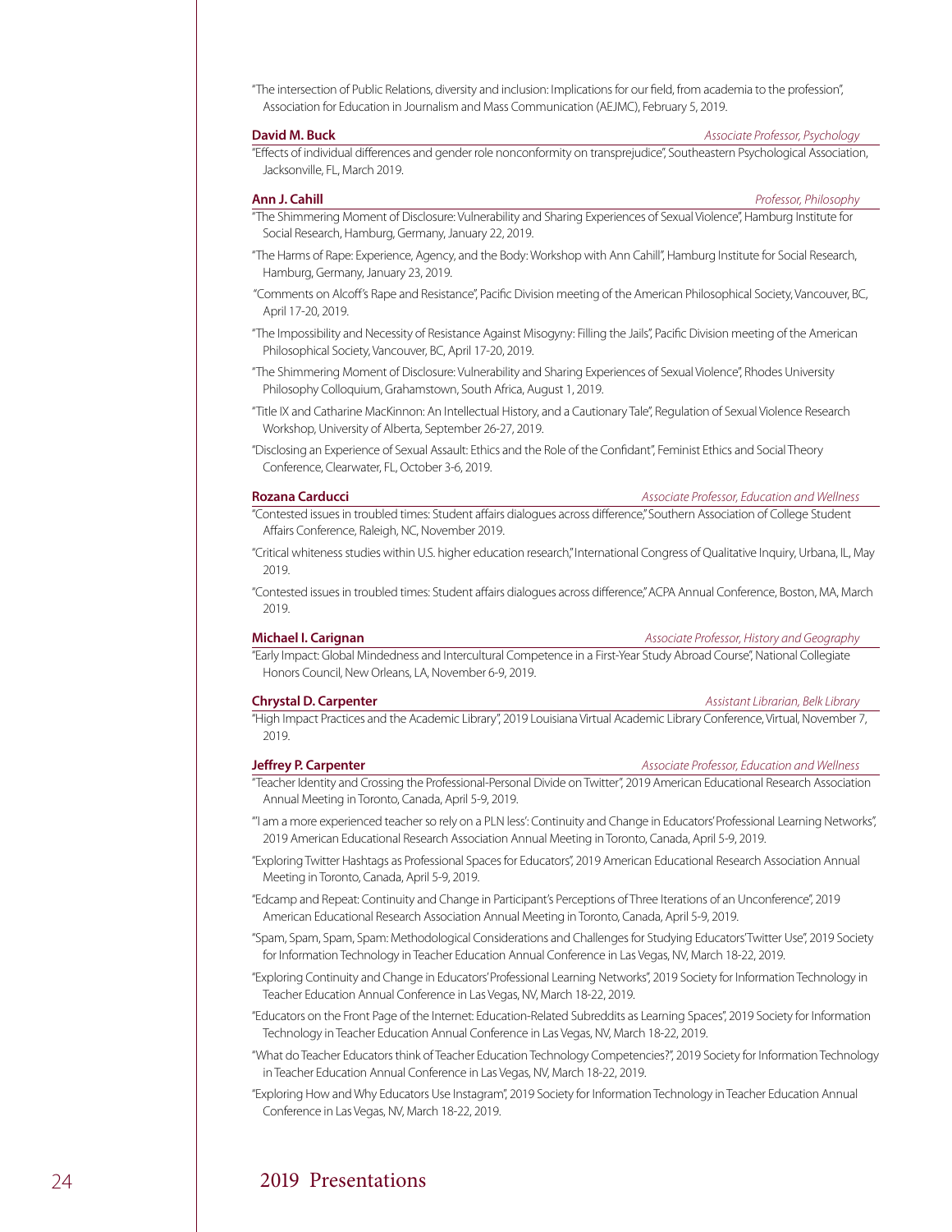"The intersection of Public Relations, diversity and inclusion: Implications for our field, from academia to the profession", Association for Education in Journalism and Mass Communication (AEJMC), February 5, 2019.

**David M. Buck** *Associate Professor, Psychology*

"Effects of individual differences and gender role nonconformity on transprejudice", Southeastern Psychological Association, Jacksonville, FL, March 2019.

**Ann J. Cahill** *Professor, Philosophy*

"The Shimmering Moment of Disclosure: Vulnerability and Sharing Experiences of Sexual Violence", Hamburg Institute for Social Research, Hamburg, Germany, January 22, 2019.

"The Harms of Rape: Experience, Agency, and the Body: Workshop with Ann Cahill", Hamburg Institute for Social Research, Hamburg, Germany, January 23, 2019.

"Comments on Alcoff's Rape and Resistance", Pacific Division meeting of the American Philosophical Society, Vancouver, BC, April 17-20, 2019.

"The Impossibility and Necessity of Resistance Against Misogyny: Filling the Jails", Pacific Division meeting of the American Philosophical Society, Vancouver, BC, April 17-20, 2019.

"The Shimmering Moment of Disclosure: Vulnerability and Sharing Experiences of Sexual Violence", Rhodes University Philosophy Colloquium, Grahamstown, South Africa, August 1, 2019.

"Title IX and Catharine MacKinnon: An Intellectual History, and a Cautionary Tale", Regulation of Sexual Violence Research Workshop, University of Alberta, September 26-27, 2019.

"Disclosing an Experience of Sexual Assault: Ethics and the Role of the Confidant", Feminist Ethics and Social Theory Conference, Clearwater, FL, October 3-6, 2019.

**Rozana Carducci** *Associate Professor, Education and Wellness*

"Contested issues in troubled times: Student affairs dialogues across difference," Southern Association of College Student Affairs Conference, Raleigh, NC, November 2019.

"Critical whiteness studies within U.S. higher education research," International Congress of Qualitative Inquiry, Urbana, IL, May 2019.

"Contested issues in troubled times: Student affairs dialogues across difference," ACPA Annual Conference, Boston, MA, March 2019.

**Michael I. Carignan** *Associate Professor, History and Geography*

"Early Impact: Global Mindedness and Intercultural Competence in a First-Year Study Abroad Course", National Collegiate Honors Council, New Orleans, LA, November 6-9, 2019.

**Chrystal D. Carpenter** *Assistant Librarian, Belk Library*

"High Impact Practices and the Academic Library", 2019 Louisiana Virtual Academic Library Conference, Virtual, November 7, 2019.

**Jeffrey P. Carpenter** *Associate Professor, Education and Wellness*

"Teacher Identity and Crossing the Professional-Personal Divide on Twitter", 2019 American Educational Research Association Annual Meeting in Toronto, Canada, April 5-9, 2019.

"'I am a more experienced teacher so rely on a PLN less': Continuity and Change in Educators' Professional Learning Networks", 2019 American Educational Research Association Annual Meeting in Toronto, Canada, April 5-9, 2019.

"Exploring Twitter Hashtags as Professional Spaces for Educators", 2019 American Educational Research Association Annual Meeting in Toronto, Canada, April 5-9, 2019.

"Edcamp and Repeat: Continuity and Change in Participant's Perceptions of Three Iterations of an Unconference", 2019 American Educational Research Association Annual Meeting in Toronto, Canada, April 5-9, 2019.

"Spam, Spam, Spam, Spam: Methodological Considerations and Challenges for Studying Educators' Twitter Use", 2019 Society for Information Technology in Teacher Education Annual Conference in Las Vegas, NV, March 18-22, 2019.

"Exploring Continuity and Change in Educators' Professional Learning Networks", 2019 Society for Information Technology in Teacher Education Annual Conference in Las Vegas, NV, March 18-22, 2019.

"Educators on the Front Page of the Internet: Education-Related Subreddits as Learning Spaces", 2019 Society for Information Technology in Teacher Education Annual Conference in Las Vegas, NV, March 18-22, 2019.

"What do Teacher Educators think of Teacher Education Technology Competencies?", 2019 Society for Information Technology in Teacher Education Annual Conference in Las Vegas, NV, March 18-22, 2019.

"Exploring How and Why Educators Use Instagram", 2019 Society for Information Technology in Teacher Education Annual Conference in Las Vegas, NV, March 18-22, 2019.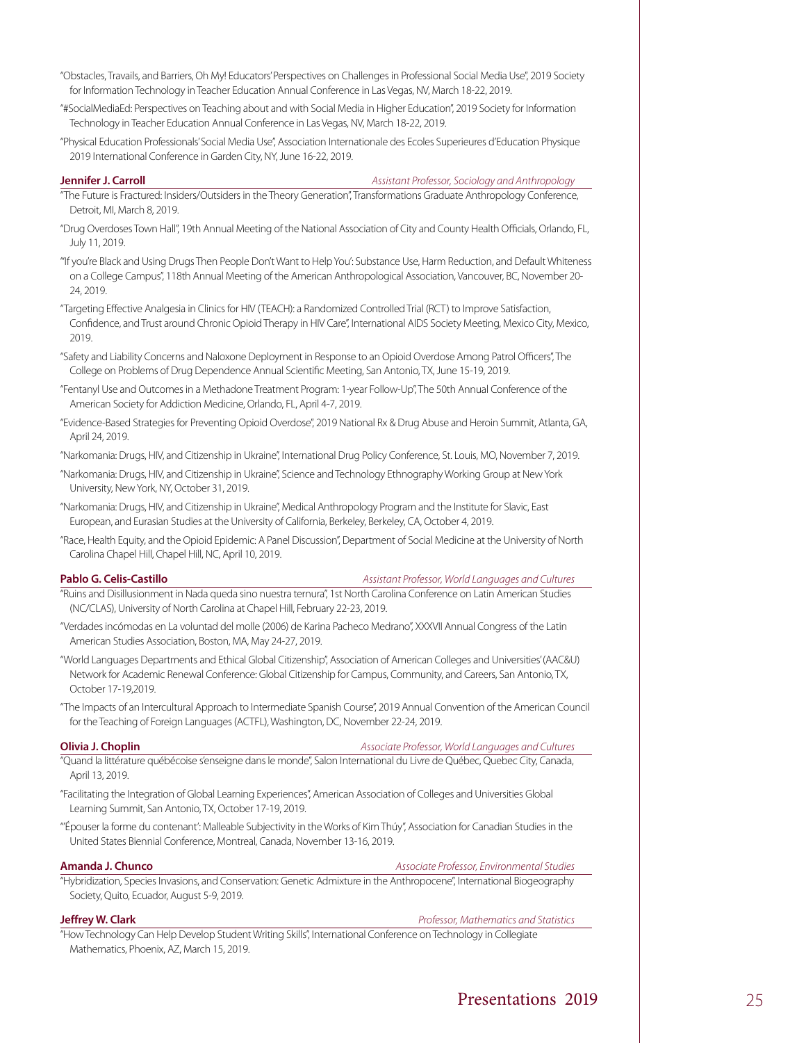"Obstacles, Travails, and Barriers, Oh My! Educators' Perspectives on Challenges in Professional Social Media Use", 2019 Society for Information Technology in Teacher Education Annual Conference in Las Vegas, NV, March 18-22, 2019.

"#SocialMediaEd: Perspectives on Teaching about and with Social Media in Higher Education", 2019 Society for Information Technology in Teacher Education Annual Conference in Las Vegas, NV, March 18-22, 2019.

"Physical Education Professionals' Social Media Use", Association Internationale des Ecoles Superieures d'Education Physique 2019 International Conference in Garden City, NY, June 16-22, 2019.

**Jennifer J. Carroll** — *Assistant Professor, Sociology and Anthropology*

"The Future is Fractured: Insiders/Outsiders in the Theory Generation", Transformations Graduate Anthropology Conference, Detroit, MI, March 8, 2019.

"Drug Overdoses Town Hall", 19th Annual Meeting of the National Association of City and County Health Officials, Orlando, FL, July 11, 2019.

"'If you're Black and Using Drugs Then People Don't Want to Help You': Substance Use, Harm Reduction, and Default Whiteness on a College Campus", 118th Annual Meeting of the American Anthropological Association, Vancouver, BC, November 20-24, 2019.

"Targeting Effective Analgesia in Clinics for HIV (TEACH): a Randomized Controlled Trial (RCT) to Improve Satisfaction, Confidence, and Trust around Chronic Opioid Therapy in HIV Care", International AIDS Society Meeting, Mexico City, Mexico, 2019.

"Safety and Liability Concerns and Naloxone Deployment in Response to an Opioid Overdose Among Patrol Officers", The College on Problems of Drug Dependence Annual Scientific Meeting, San Antonio, TX, June 15-19, 2019.

"Fentanyl Use and Outcomes in a Methadone Treatment Program: 1-year Follow-Up", The 50th Annual Conference of the American Society for Addiction Medicine, Orlando, FL, April 4-7, 2019.

"Evidence-Based Strategies for Preventing Opioid Overdose", 2019 National Rx & Drug Abuse and Heroin Summit, Atlanta, GA, April 24, 2019.

"Narkomania: Drugs, HIV, and Citizenship in Ukraine", International Drug Policy Conference, St. Louis, MO, November 7, 2019.

"Narkomania: Drugs, HIV, and Citizenship in Ukraine", Science and Technology Ethnography Working Group at New York University, New York, NY, October 31, 2019.

"Narkomania: Drugs, HIV, and Citizenship in Ukraine", Medical Anthropology Program and the Institute for Slavic, East European, and Eurasian Studies at the University of California, Berkeley, Berkeley, CA, October 4, 2019.

"Race, Health Equity, and the Opioid Epidemic: A Panel Discussion", Department of Social Medicine at the University of North Carolina Chapel Hill, Chapel Hill, NC, April 10, 2019.

**Pablo G. Celis-Castillo** — *Assistant Professor, World Languages and Cultures*

"Ruins and Disillusionment in Nada queda sino nuestra ternura", 1st North Carolina Conference on Latin American Studies (NC/CLAS), University of North Carolina at Chapel Hill, February 22-23, 2019.

"Verdades incómodas en La voluntad del molle (2006) de Karina Pacheco Medrano", XXXVII Annual Congress of the Latin American Studies Association, Boston, MA, May 24-27, 2019.

"World Languages Departments and Ethical Global Citizenship", Association of American Colleges and Universities' (AAC&U) Network for Academic Renewal Conference: Global Citizenship for Campus, Community, and Careers, San Antonio, TX, October 17-19,2019.

"The Impacts of an Intercultural Approach to Intermediate Spanish Course", 2019 Annual Convention of the American Council for the Teaching of Foreign Languages (ACTFL), Washington, DC, November 22-24, 2019.

**Olivia J. Choplin** — *Associate Professor, World Languages and Cultures*

"Quand la littérature québécoise s'enseigne dans le monde", Salon International du Livre de Québec, Quebec City, Canada, April 13, 2019.

"Facilitating the Integration of Global Learning Experiences", American Association of Colleges and Universities Global Learning Summit, San Antonio, TX, October 17-19, 2019.

"'Épouser la forme du contenant': Malleable Subjectivity in the Works of Kim Thúy", Association for Canadian Studies in the United States Biennial Conference, Montreal, Canada, November 13-16, 2019.

**Amanda J. Chunco** — *Associate Professor, Environmental Studies*

"Hybridization, Species Invasions, and Conservation: Genetic Admixture in the Anthropocene", International Biogeography Society, Quito, Ecuador, August 5-9, 2019.

**Jeffrey W. Clark** — *Professor, Mathematics and Statistics*

"How Technology Can Help Develop Student Writing Skills", International Conference on Technology in Collegiate Mathematics, Phoenix, AZ, March 15, 2019.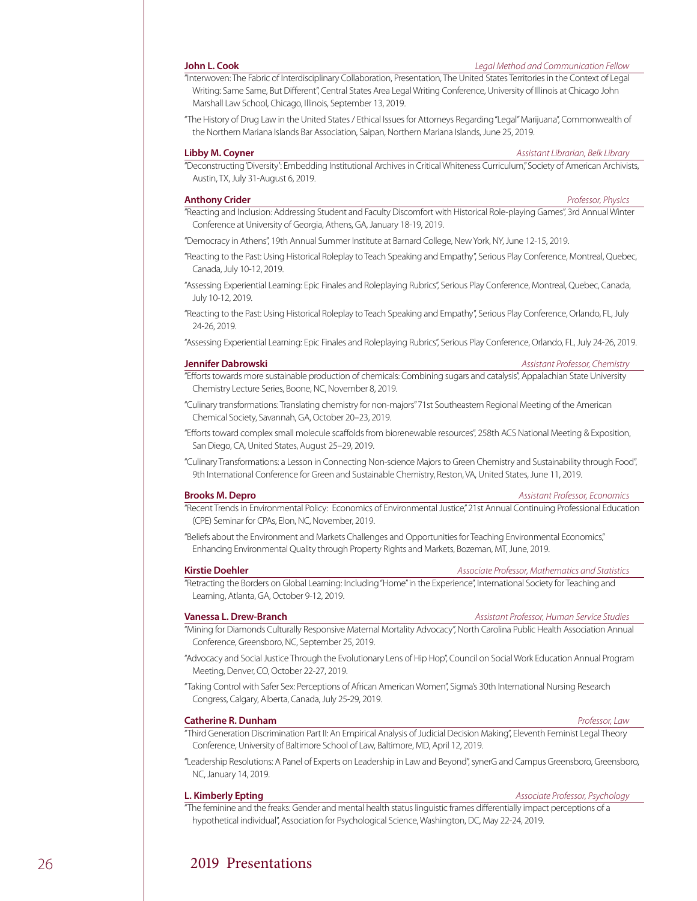**John L. Cook** *Legal Method and Communication Fellow*

"Interwoven: The Fabric of Interdisciplinary Collaboration, Presentation, The United States Territories in the Context of Legal Writing: Same Same, But Different", Central States Area Legal Writing Conference, University of Illinois at Chicago John Marshall Law School, Chicago, Illinois, September 13, 2019.

"The History of Drug Law in the United States / Ethical Issues for Attorneys Regarding "Legal" Marijuana", Commonwealth of the Northern Mariana Islands Bar Association, Saipan, Northern Mariana Islands, June 25, 2019.

**Libby M. Coyner** *Assistant Librarian, Belk Library*

"Deconstructing 'Diversity': Embedding Institutional Archives in Critical Whiteness Curriculum," Society of American Archivists, Austin, TX, July 31-August 6, 2019.

**Anthony Crider** *Professor, Physics*

"Reacting and Inclusion: Addressing Student and Faculty Discomfort with Historical Role-playing Games", 3rd Annual Winter Conference at University of Georgia, Athens, GA, January 18-19, 2019.

"Democracy in Athens", 19th Annual Summer Institute at Barnard College, New York, NY, June 12-15, 2019.

"Reacting to the Past: Using Historical Roleplay to Teach Speaking and Empathy", Serious Play Conference, Montreal, Quebec, Canada, July 10-12, 2019.

"Assessing Experiential Learning: Epic Finales and Roleplaying Rubrics", Serious Play Conference, Montreal, Quebec, Canada, July 10-12, 2019.

"Reacting to the Past: Using Historical Roleplay to Teach Speaking and Empathy", Serious Play Conference, Orlando, FL, July 24-26, 2019.

"Assessing Experiential Learning: Epic Finales and Roleplaying Rubrics", Serious Play Conference, Orlando, FL, July 24-26, 2019.

**Jennifer Dabrowski** *Assistant Professor, Chemistry*

"Efforts towards more sustainable production of chemicals: Combining sugars and catalysis", Appalachian State University Chemistry Lecture Series, Boone, NC, November 8, 2019.

"Culinary transformations: Translating chemistry for non-majors" 71st Southeastern Regional Meeting of the American Chemical Society, Savannah, GA, October 20–23, 2019.

"Efforts toward complex small molecule scaffolds from biorenewable resources", 258th ACS National Meeting & Exposition, San Diego, CA, United States, August 25–29, 2019.

"Culinary Transformations: a Lesson in Connecting Non-science Majors to Green Chemistry and Sustainability through Food", 9th International Conference for Green and Sustainable Chemistry, Reston, VA, United States, June 11, 2019.

**Brooks M. Depro** *Assistant Professor, Economics*

"Recent Trends in Environmental Policy: Economics of Environmental Justice," 21st Annual Continuing Professional Education (CPE) Seminar for CPAs, Elon, NC, November, 2019.

"Beliefs about the Environment and Markets Challenges and Opportunities for Teaching Environmental Economics," Enhancing Environmental Quality through Property Rights and Markets, Bozeman, MT, June, 2019.

**Kirstie Doehler** *Associate Professor, Mathematics and Statistics*

"Retracting the Borders on Global Learning: Including "Home" in the Experience", International Society for Teaching and Learning, Atlanta, GA, October 9-12, 2019.

**Vanessa L. Drew-Branch** *Assistant Professor, Human Service Studies*

"Mining for Diamonds Culturally Responsive Maternal Mortality Advocacy", North Carolina Public Health Association Annual Conference, Greensboro, NC, September 25, 2019.

"Advocacy and Social Justice Through the Evolutionary Lens of Hip Hop", Council on Social Work Education Annual Program Meeting, Denver, CO, October 22-27, 2019.

"Taking Control with Safer Sex: Perceptions of African American Women", Sigma's 30th International Nursing Research Congress, Calgary, Alberta, Canada, July 25-29, 2019.

**Catherine R. Dunham** *Professor, Law*

"Third Generation Discrimination Part II: An Empirical Analysis of Judicial Decision Making", Eleventh Feminist Legal Theory Conference, University of Baltimore School of Law, Baltimore, MD, April 12, 2019.

"Leadership Resolutions: A Panel of Experts on Leadership in Law and Beyond", synerG and Campus Greensboro, Greensboro, NC, January 14, 2019.

**L. Kimberly Epting** *Associate Professor, Psychology*

"The feminine and the freaks: Gender and mental health status linguistic frames differentially impact perceptions of a hypothetical individual", Association for Psychological Science, Washington, DC, May 22-24, 2019.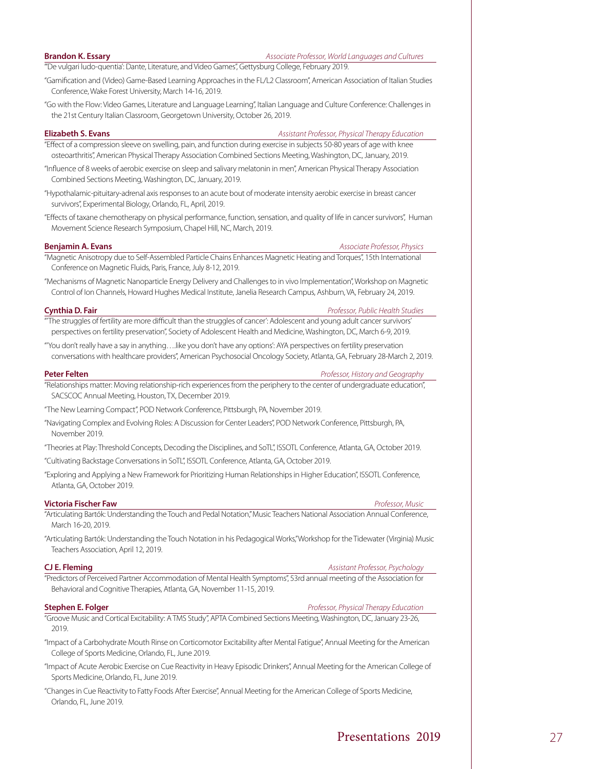**Brandon K. Essary** *Associate Professor, World Languages and Cultures*

"'De vulgari ludo-quentia': Dante, Literature, and Video Games", Gettysburg College, February 2019.

"Gamification and (Video) Game-Based Learning Approaches in the FL/L2 Classroom", American Association of Italian Studies Conference, Wake Forest University, March 14-16, 2019.

"Go with the Flow: Video Games, Literature and Language Learning", Italian Language and Culture Conference: Challenges in the 21st Century Italian Classroom, Georgetown University, October 26, 2019.

**Elizabeth S. Evans** *Assistant Professor, Physical Therapy Education*

"Effect of a compression sleeve on swelling, pain, and function during exercise in subjects 50-80 years of age with knee osteoarthritis", American Physical Therapy Association Combined Sections Meeting, Washington, DC, January, 2019.

"Influence of 8 weeks of aerobic exercise on sleep and salivary melatonin in men", American Physical Therapy Association Combined Sections Meeting, Washington, DC, January, 2019.

"Hypothalamic-pituitary-adrenal axis responses to an acute bout of moderate intensity aerobic exercise in breast cancer survivors", Experimental Biology, Orlando, FL, April, 2019.

"Effects of taxane chemotherapy on physical performance, function, sensation, and quality of life in cancer survivors", Human Movement Science Research Symposium, Chapel Hill, NC, March, 2019.

**Benjamin A. Evans** *Associate Professor, Physics*

"Magnetic Anisotropy due to Self-Assembled Particle Chains Enhances Magnetic Heating and Torques", 15th International Conference on Magnetic Fluids, Paris, France, July 8-12, 2019.

"Mechanisms of Magnetic Nanoparticle Energy Delivery and Challenges to in vivo Implementation", Workshop on Magnetic Control of Ion Channels, Howard Hughes Medical Institute, Janelia Research Campus, Ashburn, VA, February 24, 2019.

**Cynthia D. Fair** *Professor, Public Health Studies*

"'The struggles of fertility are more difficult than the struggles of cancer': Adolescent and young adult cancer survivors' perspectives on fertility preservation", Society of Adolescent Health and Medicine, Washington, DC, March 6-9, 2019.

"'You don't really have a say in anything….like you don't have any options': AYA perspectives on fertility preservation conversations with healthcare providers", American Psychosocial Oncology Society, Atlanta, GA, February 28-March 2, 2019.

**Peter Felten** *Professor, History and Geography*

"Relationships matter: Moving relationship-rich experiences from the periphery to the center of undergraduate education", SACSCOC Annual Meeting, Houston, TX, December 2019.

"The New Learning Compact", POD Network Conference, Pittsburgh, PA, November 2019.

"Navigating Complex and Evolving Roles: A Discussion for Center Leaders", POD Network Conference, Pittsburgh, PA, November 2019.

"Theories at Play: Threshold Concepts, Decoding the Disciplines, and SoTL", ISSOTL Conference, Atlanta, GA, October 2019.

"Cultivating Backstage Conversations in SoTL", ISSOTL Conference, Atlanta, GA, October 2019.

"Exploring and Applying a New Framework for Prioritizing Human Relationships in Higher Education", ISSOTL Conference, Atlanta, GA, October 2019.

**Victoria Fischer Faw** *Professor, Music*

"Articulating Bartók: Understanding the Touch and Pedal Notation," Music Teachers National Association Annual Conference, March 16-20, 2019.

"Articulating Bartók: Understanding the Touch Notation in his Pedagogical Works," Workshop for the Tidewater (Virginia) Music Teachers Association, April 12, 2019.

**CJ E. Fleming** *Assistant Professor, Psychology*

"Predictors of Perceived Partner Accommodation of Mental Health Symptoms", 53rd annual meeting of the Association for Behavioral and Cognitive Therapies, Atlanta, GA, November 11-15, 2019.

**Stephen E. Folger** *Professor, Physical Therapy Education*

"Groove Music and Cortical Excitability: A TMS Study", APTA Combined Sections Meeting, Washington, DC, January 23-26, 2019.

"Impact of a Carbohydrate Mouth Rinse on Corticomotor Excitability after Mental Fatigue", Annual Meeting for the American College of Sports Medicine, Orlando, FL, June 2019.

"Impact of Acute Aerobic Exercise on Cue Reactivity in Heavy Episodic Drinkers", Annual Meeting for the American College of Sports Medicine, Orlando, FL, June 2019.

"Changes in Cue Reactivity to Fatty Foods After Exercise", Annual Meeting for the American College of Sports Medicine, Orlando, FL, June 2019.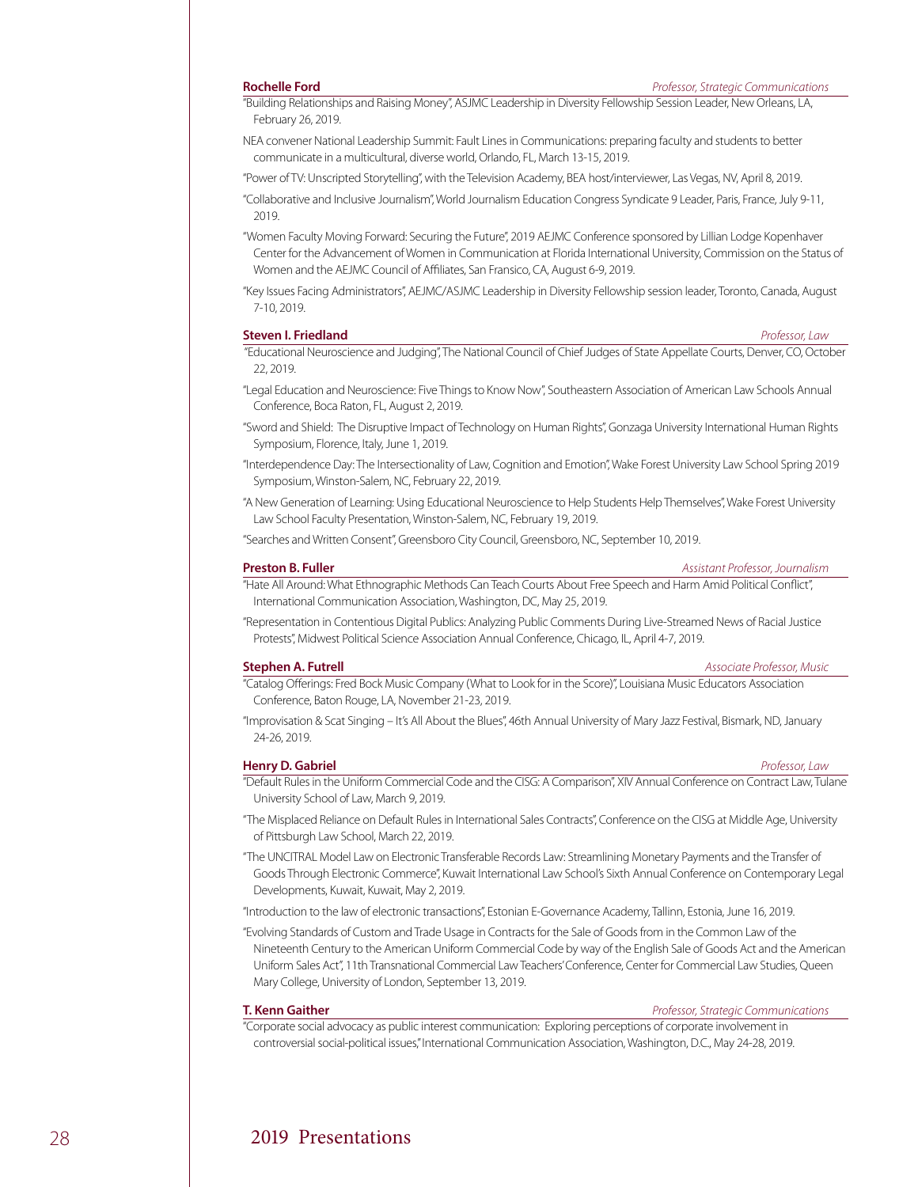**Rochelle Ford** *Professor, Strategic Communications*

"Building Relationships and Raising Money", ASJMC Leadership in Diversity Fellowship Session Leader, New Orleans, LA, February 26, 2019.

NEA convener National Leadership Summit: Fault Lines in Communications: preparing faculty and students to better communicate in a multicultural, diverse world, Orlando, FL, March 13-15, 2019.

"Power of TV: Unscripted Storytelling", with the Television Academy, BEA host/interviewer, Las Vegas, NV, April 8, 2019.

"Collaborative and Inclusive Journalism", World Journalism Education Congress Syndicate 9 Leader, Paris, France, July 9-11, 2019.

"Women Faculty Moving Forward: Securing the Future", 2019 AEJMC Conference sponsored by Lillian Lodge Kopenhaver Center for the Advancement of Women in Communication at Florida International University, Commission on the Status of Women and the AEJMC Council of Affiliates, San Fransico, CA, August 6-9, 2019.

"Key Issues Facing Administrators", AEJMC/ASJMC Leadership in Diversity Fellowship session leader, Toronto, Canada, August 7-10, 2019.

**Steven I. Friedland** *Professor, Law*

"Educational Neuroscience and Judging", The National Council of Chief Judges of State Appellate Courts, Denver, CO, October 22, 2019.

"Legal Education and Neuroscience: Five Things to Know Now", Southeastern Association of American Law Schools Annual Conference, Boca Raton, FL, August 2, 2019.

"Sword and Shield: The Disruptive Impact of Technology on Human Rights", Gonzaga University International Human Rights Symposium, Florence, Italy, June 1, 2019.

"Interdependence Day: The Intersectionality of Law, Cognition and Emotion", Wake Forest University Law School Spring 2019 Symposium, Winston-Salem, NC, February 22, 2019.

"A New Generation of Learning: Using Educational Neuroscience to Help Students Help Themselves", Wake Forest University Law School Faculty Presentation, Winston-Salem, NC, February 19, 2019.

"Searches and Written Consent", Greensboro City Council, Greensboro, NC, September 10, 2019.

**Preston B. Fuller** *Assistant Professor, Journalism*

"Hate All Around: What Ethnographic Methods Can Teach Courts About Free Speech and Harm Amid Political Conflict", International Communication Association, Washington, DC, May 25, 2019.

"Representation in Contentious Digital Publics: Analyzing Public Comments During Live-Streamed News of Racial Justice Protests", Midwest Political Science Association Annual Conference, Chicago, IL, April 4-7, 2019.

**Stephen A. Futrell** *Associate Professor, Music*

"Catalog Offerings: Fred Bock Music Company (What to Look for in the Score)", Louisiana Music Educators Association Conference, Baton Rouge, LA, November 21-23, 2019.

"Improvisation & Scat Singing – It's All About the Blues", 46th Annual University of Mary Jazz Festival, Bismark, ND, January 24-26, 2019.

**Henry D. Gabriel** *Professor, Law*

"Default Rules in the Uniform Commercial Code and the CISG: A Comparison", XIV Annual Conference on Contract Law, Tulane University School of Law, March 9, 2019.

"The Misplaced Reliance on Default Rules in International Sales Contracts", Conference on the CISG at Middle Age, University of Pittsburgh Law School, March 22, 2019.

"The UNCITRAL Model Law on Electronic Transferable Records Law: Streamlining Monetary Payments and the Transfer of Goods Through Electronic Commerce", Kuwait International Law School's Sixth Annual Conference on Contemporary Legal Developments, Kuwait, Kuwait, May 2, 2019.

"Introduction to the law of electronic transactions", Estonian E-Governance Academy, Tallinn, Estonia, June 16, 2019.

"Evolving Standards of Custom and Trade Usage in Contracts for the Sale of Goods from in the Common Law of the Nineteenth Century to the American Uniform Commercial Code by way of the English Sale of Goods Act and the American Uniform Sales Act", 11th Transnational Commercial Law Teachers' Conference, Center for Commercial Law Studies, Queen Mary College, University of London, September 13, 2019.

**T. Kenn Gaither** *Professor, Strategic Communications*

"Corporate social advocacy as public interest communication: Exploring perceptions of corporate involvement in controversial social-political issues," International Communication Association, Washington, D.C., May 24-28, 2019.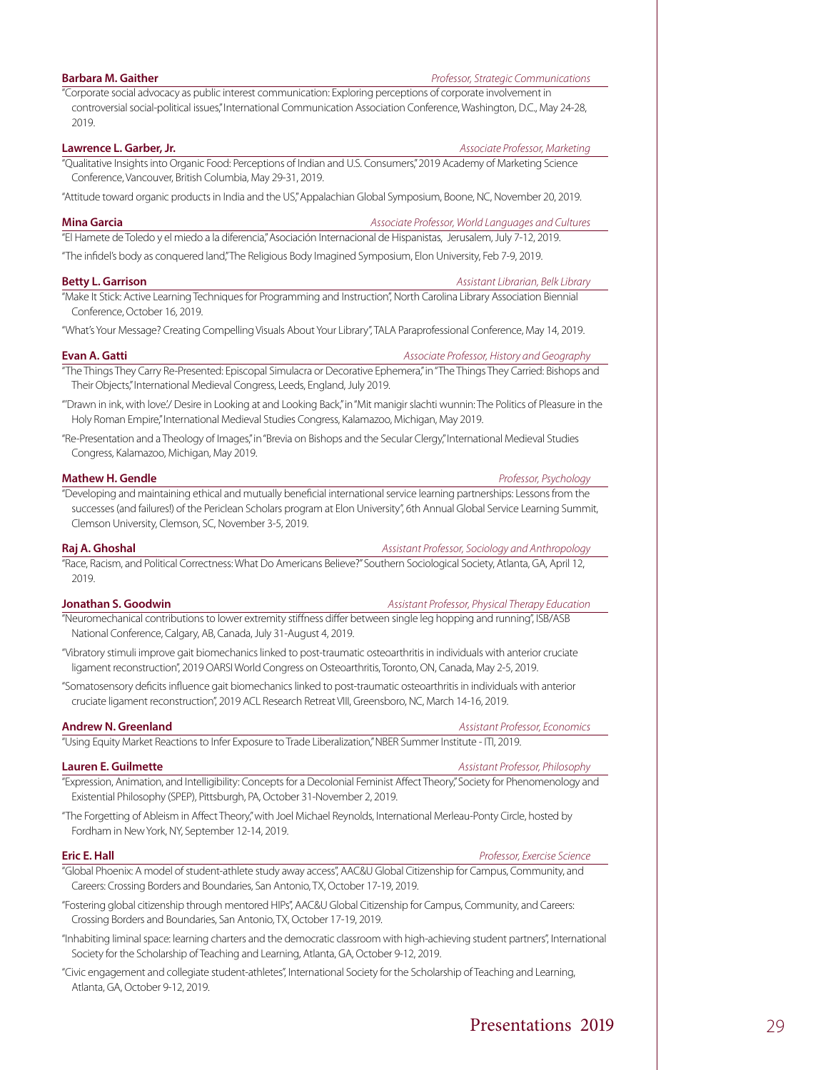**Barbara M. Gaither** *Professor, Strategic Communications*

"Corporate social advocacy as public interest communication: Exploring perceptions of corporate involvement in controversial social-political issues," International Communication Association Conference, Washington, D.C., May 24-28, 2019.

**Lawrence L. Garber, Jr.** *Associate Professor, Marketing*

"Qualitative Insights into Organic Food: Perceptions of Indian and U.S. Consumers," 2019 Academy of Marketing Science Conference, Vancouver, British Columbia, May 29-31, 2019.

"Attitude toward organic products in India and the US," Appalachian Global Symposium, Boone, NC, November 20, 2019.

**Mina Garcia** *Associate Professor, World Languages and Cultures*

"El Hamete de Toledo y el miedo a la diferencia," Asociación Internacional de Hispanistas, Jerusalem, July 7-12, 2019.

"The infidel's body as conquered land," The Religious Body Imagined Symposium, Elon University, Feb 7-9, 2019.

**Betty L. Garrison** *Assistant Librarian, Belk Library*

"Make It Stick: Active Learning Techniques for Programming and Instruction", North Carolina Library Association Biennial Conference, October 16, 2019.

"What's Your Message? Creating Compelling Visuals About Your Library", TALA Paraprofessional Conference, May 14, 2019.

**Evan A. Gatti** *Associate Professor, History and Geography*

"The Things They Carry Re-Presented: Episcopal Simulacra or Decorative Ephemera," in "The Things They Carried: Bishops and Their Objects," International Medieval Congress, Leeds, England, July 2019.

"'Drawn in ink, with love.'/ Desire in Looking at and Looking Back," in "Mit manigir slachti wunnin: The Politics of Pleasure in the Holy Roman Empire," International Medieval Studies Congress, Kalamazoo, Michigan, May 2019.

"Re-Presentation and a Theology of Images," in "Brevia on Bishops and the Secular Clergy," International Medieval Studies Congress, Kalamazoo, Michigan, May 2019.

**Mathew H. Gendle** *Professor, Psychology*

"Developing and maintaining ethical and mutually beneficial international service learning partnerships: Lessons from the successes (and failures!) of the Periclean Scholars program at Elon University", 6th Annual Global Service Learning Summit, Clemson University, Clemson, SC, November 3-5, 2019.

**Raj A. Ghoshal** *Assistant Professor, Sociology and Anthropology*

"Race, Racism, and Political Correctness: What Do Americans Believe?" Southern Sociological Society, Atlanta, GA, April 12, 2019.

**Jonathan S. Goodwin** *Assistant Professor, Physical Therapy Education*

"Neuromechanical contributions to lower extremity stiffness differ between single leg hopping and running", ISB/ASB National Conference, Calgary, AB, Canada, July 31-August 4, 2019.

"Vibratory stimuli improve gait biomechanics linked to post-traumatic osteoarthritis in individuals with anterior cruciate ligament reconstruction", 2019 OARSI World Congress on Osteoarthritis, Toronto, ON, Canada, May 2-5, 2019.

"Somatosensory deficits influence gait biomechanics linked to post-traumatic osteoarthritis in individuals with anterior cruciate ligament reconstruction", 2019 ACL Research Retreat VIII, Greensboro, NC, March 14-16, 2019.

**Andrew N. Greenland** *Assistant Professor, Economics*

"Using Equity Market Reactions to Infer Exposure to Trade Liberalization," NBER Summer Institute - ITI, 2019.

**Lauren E. Guilmette** *Assistant Professor, Philosophy*

"Expression, Animation, and Intelligibility: Concepts for a Decolonial Feminist Affect Theory," Society for Phenomenology and Existential Philosophy (SPEP), Pittsburgh, PA, October 31-November 2, 2019.

"The Forgetting of Ableism in Affect Theory," with Joel Michael Reynolds, International Merleau-Ponty Circle, hosted by Fordham in New York, NY, September 12-14, 2019.

**Eric E. Hall** *Professor, Exercise Science*

"Global Phoenix: A model of student-athlete study away access", AAC&U Global Citizenship for Campus, Community, and Careers: Crossing Borders and Boundaries, San Antonio, TX, October 17-19, 2019.

"Fostering global citizenship through mentored HIPs", AAC&U Global Citizenship for Campus, Community, and Careers: Crossing Borders and Boundaries, San Antonio, TX, October 17-19, 2019.

"Inhabiting liminal space: learning charters and the democratic classroom with high-achieving student partners", International Society for the Scholarship of Teaching and Learning, Atlanta, GA, October 9-12, 2019.

"Civic engagement and collegiate student-athletes", International Society for the Scholarship of Teaching and Learning, Atlanta, GA, October 9-12, 2019.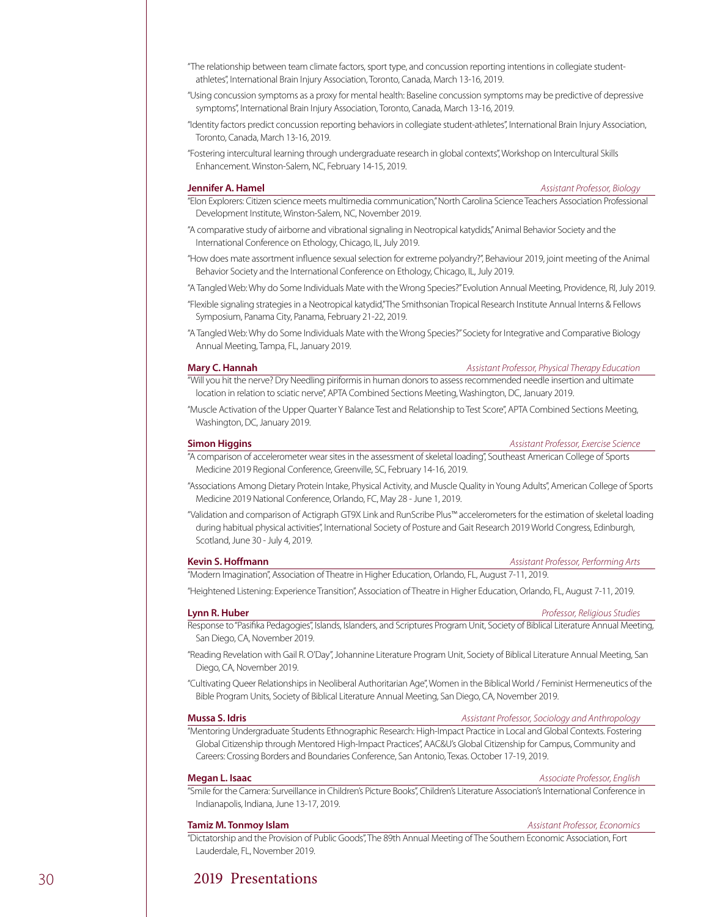"The relationship between team climate factors, sport type, and concussion reporting intentions in collegiate student-athletes", International Brain Injury Association, Toronto, Canada, March 13-16, 2019.

"Using concussion symptoms as a proxy for mental health: Baseline concussion symptoms may be predictive of depressive symptoms", International Brain Injury Association, Toronto, Canada, March 13-16, 2019.

"Identity factors predict concussion reporting behaviors in collegiate student-athletes", International Brain Injury Association, Toronto, Canada, March 13-16, 2019.

"Fostering intercultural learning through undergraduate research in global contexts", Workshop on Intercultural Skills Enhancement. Winston-Salem, NC, February 14-15, 2019.

**Jennifer A. Hamel** — *Assistant Professor, Biology*

"Elon Explorers: Citizen science meets multimedia communication," North Carolina Science Teachers Association Professional Development Institute, Winston-Salem, NC, November 2019.

"A comparative study of airborne and vibrational signaling in Neotropical katydids," Animal Behavior Society and the International Conference on Ethology, Chicago, IL, July 2019.

"How does mate assortment influence sexual selection for extreme polyandry?", Behaviour 2019, joint meeting of the Animal Behavior Society and the International Conference on Ethology, Chicago, IL, July 2019.

"A Tangled Web: Why do Some Individuals Mate with the Wrong Species?" Evolution Annual Meeting, Providence, RI, July 2019.

"Flexible signaling strategies in a Neotropical katydid," The Smithsonian Tropical Research Institute Annual Interns & Fellows Symposium, Panama City, Panama, February 21-22, 2019.

"A Tangled Web: Why do Some Individuals Mate with the Wrong Species?" Society for Integrative and Comparative Biology Annual Meeting, Tampa, FL, January 2019.

**Mary C. Hannah** — *Assistant Professor, Physical Therapy Education*

"Will you hit the nerve? Dry Needling piriformis in human donors to assess recommended needle insertion and ultimate location in relation to sciatic nerve", APTA Combined Sections Meeting, Washington, DC, January 2019.

"Muscle Activation of the Upper Quarter Y Balance Test and Relationship to Test Score", APTA Combined Sections Meeting, Washington, DC, January 2019.

**Simon Higgins** — *Assistant Professor, Exercise Science*

"A comparison of accelerometer wear sites in the assessment of skeletal loading", Southeast American College of Sports Medicine 2019 Regional Conference, Greenville, SC, February 14-16, 2019.

"Associations Among Dietary Protein Intake, Physical Activity, and Muscle Quality in Young Adults", American College of Sports Medicine 2019 National Conference, Orlando, FC, May 28 - June 1, 2019.

"Validation and comparison of Actigraph GT9X Link and RunScribe Plus™ accelerometers for the estimation of skeletal loading during habitual physical activities", International Society of Posture and Gait Research 2019 World Congress, Edinburgh, Scotland, June 30 - July 4, 2019.

**Kevin S. Hoffmann** — *Assistant Professor, Performing Arts*

"Modern Imagination", Association of Theatre in Higher Education, Orlando, FL, August 7-11, 2019.

"Heightened Listening: Experience Transition", Association of Theatre in Higher Education, Orlando, FL, August 7-11, 2019.

**Lynn R. Huber** — *Professor, Religious Studies*

Response to "Pasifika Pedagogies", Islands, Islanders, and Scriptures Program Unit, Society of Biblical Literature Annual Meeting, San Diego, CA, November 2019.

"Reading Revelation with Gail R. O'Day", Johannine Literature Program Unit, Society of Biblical Literature Annual Meeting, San Diego, CA, November 2019.

"Cultivating Queer Relationships in Neoliberal Authoritarian Age", Women in the Biblical World / Feminist Hermeneutics of the Bible Program Units, Society of Biblical Literature Annual Meeting, San Diego, CA, November 2019.

**Mussa S. Idris** — *Assistant Professor, Sociology and Anthropology*

"Mentoring Undergraduate Students Ethnographic Research: High-Impact Practice in Local and Global Contexts. Fostering Global Citizenship through Mentored High-Impact Practices", AAC&U's Global Citizenship for Campus, Community and Careers: Crossing Borders and Boundaries Conference, San Antonio, Texas. October 17-19, 2019.

**Megan L. Isaac** — *Associate Professor, English*

"Smile for the Camera: Surveillance in Children's Picture Books", Children's Literature Association's International Conference in Indianapolis, Indiana, June 13-17, 2019.

**Tamiz M. Tonmoy Islam** — *Assistant Professor, Economics*

"Dictatorship and the Provision of Public Goods", The 89th Annual Meeting of The Southern Economic Association, Fort Lauderdale, FL, November 2019.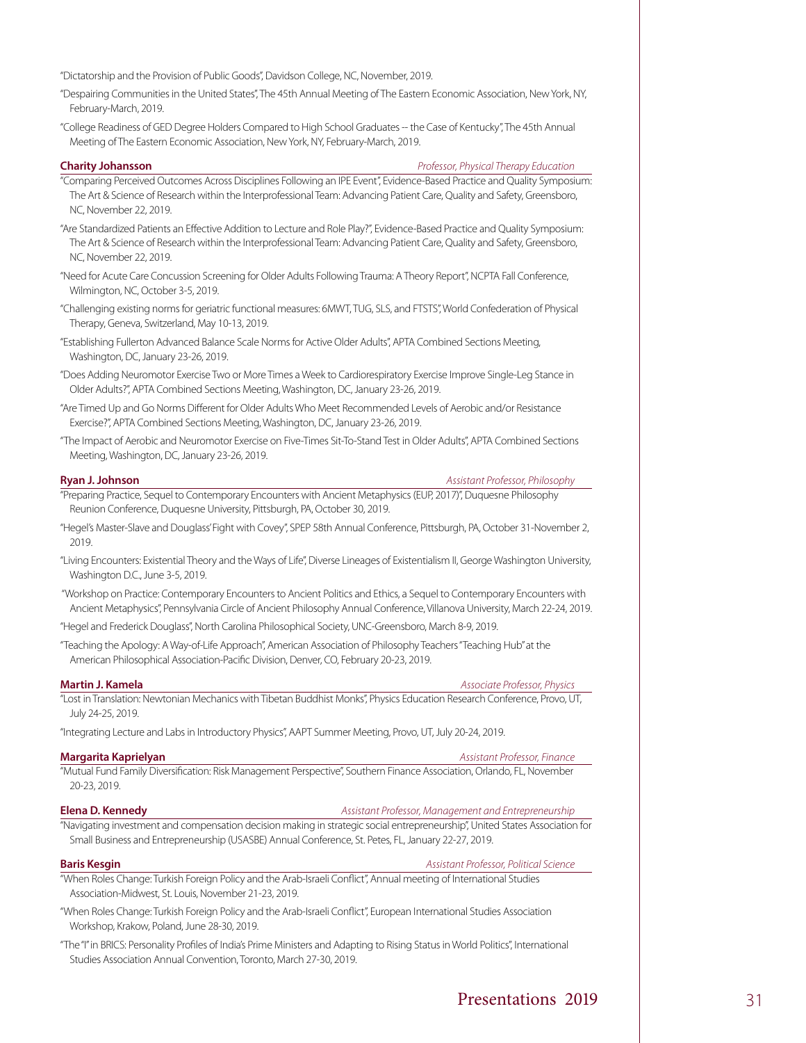"Dictatorship and the Provision of Public Goods", Davidson College, NC, November, 2019.

"Despairing Communities in the United States", The 45th Annual Meeting of The Eastern Economic Association, New York, NY, February-March, 2019.

"College Readiness of GED Degree Holders Compared to High School Graduates -- the Case of Kentucky", The 45th Annual Meeting of The Eastern Economic Association, New York, NY, February-March, 2019.

**Charity Johansson** *Professor, Physical Therapy Education*

"Comparing Perceived Outcomes Across Disciplines Following an IPE Event", Evidence-Based Practice and Quality Symposium: The Art & Science of Research within the Interprofessional Team: Advancing Patient Care, Quality and Safety, Greensboro, NC, November 22, 2019.

"Are Standardized Patients an Effective Addition to Lecture and Role Play?", Evidence-Based Practice and Quality Symposium: The Art & Science of Research within the Interprofessional Team: Advancing Patient Care, Quality and Safety, Greensboro, NC, November 22, 2019.

"Need for Acute Care Concussion Screening for Older Adults Following Trauma: A Theory Report", NCPTA Fall Conference, Wilmington, NC, October 3-5, 2019.

"Challenging existing norms for geriatric functional measures: 6MWT, TUG, SLS, and FTSTS", World Confederation of Physical Therapy, Geneva, Switzerland, May 10-13, 2019.

"Establishing Fullerton Advanced Balance Scale Norms for Active Older Adults", APTA Combined Sections Meeting, Washington, DC, January 23-26, 2019.

"Does Adding Neuromotor Exercise Two or More Times a Week to Cardiorespiratory Exercise Improve Single-Leg Stance in Older Adults?", APTA Combined Sections Meeting, Washington, DC, January 23-26, 2019.

"Are Timed Up and Go Norms Different for Older Adults Who Meet Recommended Levels of Aerobic and/or Resistance Exercise?", APTA Combined Sections Meeting, Washington, DC, January 23-26, 2019.

"The Impact of Aerobic and Neuromotor Exercise on Five-Times Sit-To-Stand Test in Older Adults", APTA Combined Sections Meeting, Washington, DC, January 23-26, 2019.

**Ryan J. Johnson** *Assistant Professor, Philosophy*

"Preparing Practice, Sequel to Contemporary Encounters with Ancient Metaphysics (EUP, 2017)", Duquesne Philosophy Reunion Conference, Duquesne University, Pittsburgh, PA, October 30, 2019.

"Hegel's Master-Slave and Douglass' Fight with Covey", SPEP 58th Annual Conference, Pittsburgh, PA, October 31-November 2, 2019.

"Living Encounters: Existential Theory and the Ways of Life", Diverse Lineages of Existentialism II, George Washington University, Washington D.C., June 3-5, 2019.

"Workshop on Practice: Contemporary Encounters to Ancient Politics and Ethics, a Sequel to Contemporary Encounters with Ancient Metaphysics", Pennsylvania Circle of Ancient Philosophy Annual Conference, Villanova University, March 22-24, 2019.

"Hegel and Frederick Douglass", North Carolina Philosophical Society, UNC-Greensboro, March 8-9, 2019.

"Teaching the Apology: A Way-of-Life Approach", American Association of Philosophy Teachers "Teaching Hub" at the American Philosophical Association-Pacific Division, Denver, CO, February 20-23, 2019.

**Martin J. Kamela** *Associate Professor, Physics*

"Lost in Translation: Newtonian Mechanics with Tibetan Buddhist Monks", Physics Education Research Conference, Provo, UT, July 24-25, 2019.

"Integrating Lecture and Labs in Introductory Physics", AAPT Summer Meeting, Provo, UT, July 20-24, 2019.

**Margarita Kaprielyan** *Assistant Professor, Finance*

"Mutual Fund Family Diversification: Risk Management Perspective", Southern Finance Association, Orlando, FL, November 20-23, 2019.

**Elena D. Kennedy** *Assistant Professor, Management and Entrepreneurship*

"Navigating investment and compensation decision making in strategic social entrepreneurship", United States Association for Small Business and Entrepreneurship (USASBE) Annual Conference, St. Petes, FL, January 22-27, 2019.

**Baris Kesgin** *Assistant Professor, Political Science*

"When Roles Change: Turkish Foreign Policy and the Arab-Israeli Conflict", Annual meeting of International Studies Association-Midwest, St. Louis, November 21-23, 2019.

"When Roles Change: Turkish Foreign Policy and the Arab-Israeli Conflict", European International Studies Association Workshop, Krakow, Poland, June 28-30, 2019.

"The "I" in BRICS: Personality Profiles of India's Prime Ministers and Adapting to Rising Status in World Politics", International Studies Association Annual Convention, Toronto, March 27-30, 2019.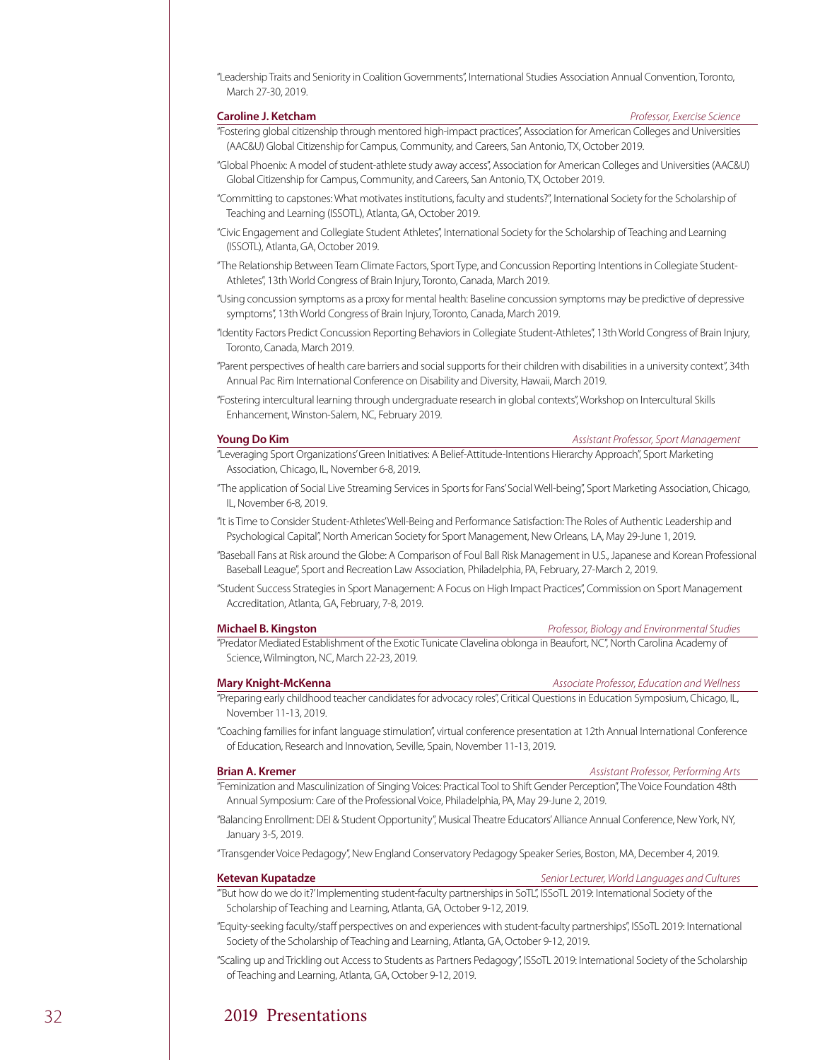"Leadership Traits and Seniority in Coalition Governments", International Studies Association Annual Convention, Toronto, March 27-30, 2019.

**Caroline J. Ketcham** *Professor, Exercise Science*

"Fostering global citizenship through mentored high-impact practices", Association for American Colleges and Universities (AAC&U) Global Citizenship for Campus, Community, and Careers, San Antonio, TX, October 2019.

"Global Phoenix: A model of student-athlete study away access", Association for American Colleges and Universities (AAC&U) Global Citizenship for Campus, Community, and Careers, San Antonio, TX, October 2019.

"Committing to capstones: What motivates institutions, faculty and students?", International Society for the Scholarship of Teaching and Learning (ISSOTL), Atlanta, GA, October 2019.

"Civic Engagement and Collegiate Student Athletes", International Society for the Scholarship of Teaching and Learning (ISSOTL), Atlanta, GA, October 2019.

"The Relationship Between Team Climate Factors, Sport Type, and Concussion Reporting Intentions in Collegiate Student-Athletes", 13th World Congress of Brain Injury, Toronto, Canada, March 2019.

"Using concussion symptoms as a proxy for mental health: Baseline concussion symptoms may be predictive of depressive symptoms", 13th World Congress of Brain Injury, Toronto, Canada, March 2019.

"Identity Factors Predict Concussion Reporting Behaviors in Collegiate Student-Athletes", 13th World Congress of Brain Injury, Toronto, Canada, March 2019.

"Parent perspectives of health care barriers and social supports for their children with disabilities in a university context", 34th Annual Pac Rim International Conference on Disability and Diversity, Hawaii, March 2019.

"Fostering intercultural learning through undergraduate research in global contexts", Workshop on Intercultural Skills Enhancement, Winston-Salem, NC, February 2019.

**Young Do Kim** *Assistant Professor, Sport Management*

"Leveraging Sport Organizations' Green Initiatives: A Belief-Attitude-Intentions Hierarchy Approach", Sport Marketing Association, Chicago, IL, November 6-8, 2019.

"The application of Social Live Streaming Services in Sports for Fans' Social Well-being", Sport Marketing Association, Chicago, IL, November 6-8, 2019.

"It is Time to Consider Student-Athletes' Well-Being and Performance Satisfaction: The Roles of Authentic Leadership and Psychological Capital", North American Society for Sport Management, New Orleans, LA, May 29-June 1, 2019.

"Baseball Fans at Risk around the Globe: A Comparison of Foul Ball Risk Management in U.S., Japanese and Korean Professional Baseball League", Sport and Recreation Law Association, Philadelphia, PA, February, 27-March 2, 2019.

"Student Success Strategies in Sport Management: A Focus on High Impact Practices", Commission on Sport Management Accreditation, Atlanta, GA, February, 7-8, 2019.

**Michael B. Kingston** *Professor, Biology and Environmental Studies*

"Predator Mediated Establishment of the Exotic Tunicate Clavelina oblonga in Beaufort, NC", North Carolina Academy of Science, Wilmington, NC, March 22-23, 2019.

**Mary Knight-McKenna** *Associate Professor, Education and Wellness*

"Preparing early childhood teacher candidates for advocacy roles", Critical Questions in Education Symposium, Chicago, IL, November 11-13, 2019.

"Coaching families for infant language stimulation", virtual conference presentation at 12th Annual International Conference of Education, Research and Innovation, Seville, Spain, November 11-13, 2019.

**Brian A. Kremer** *Assistant Professor, Performing Arts*

"Feminization and Masculinization of Singing Voices: Practical Tool to Shift Gender Perception", The Voice Foundation 48th Annual Symposium: Care of the Professional Voice, Philadelphia, PA, May 29-June 2, 2019.

"Balancing Enrollment: DEI & Student Opportunity", Musical Theatre Educators' Alliance Annual Conference, New York, NY, January 3-5, 2019.

"Transgender Voice Pedagogy", New England Conservatory Pedagogy Speaker Series, Boston, MA, December 4, 2019.

**Ketevan Kupatadze** *Senior Lecturer, World Languages and Cultures*

"'But how do we do it?' Implementing student-faculty partnerships in SoTL", ISSoTL 2019: International Society of the Scholarship of Teaching and Learning, Atlanta, GA, October 9-12, 2019.

"Equity-seeking faculty/staff perspectives on and experiences with student-faculty partnerships", ISSoTL 2019: International Society of the Scholarship of Teaching and Learning, Atlanta, GA, October 9-12, 2019.

"Scaling up and Trickling out Access to Students as Partners Pedagogy", ISSoTL 2019: International Society of the Scholarship of Teaching and Learning, Atlanta, GA, October 9-12, 2019.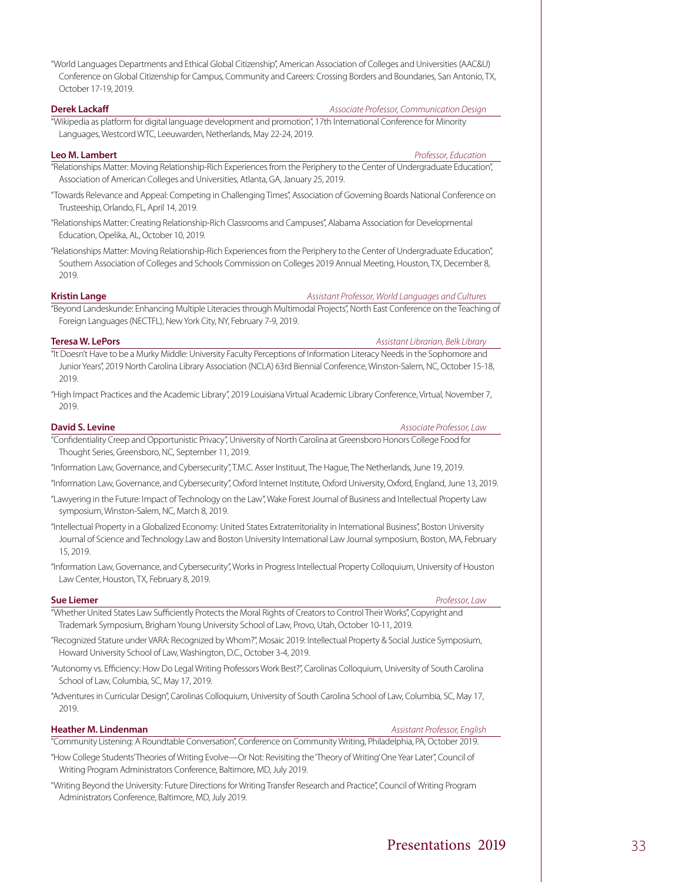"World Languages Departments and Ethical Global Citizenship", American Association of Colleges and Universities (AAC&U) Conference on Global Citizenship for Campus, Community and Careers: Crossing Borders and Boundaries, San Antonio, TX, October 17-19, 2019.

**Derek Lackaff** — *Associate Professor, Communication Design*

"Wikipedia as platform for digital language development and promotion", 17th International Conference for Minority Languages, Westcord WTC, Leeuwarden, Netherlands, May 22-24, 2019.

**Leo M. Lambert** — *Professor, Education*

"Relationships Matter: Moving Relationship-Rich Experiences from the Periphery to the Center of Undergraduate Education", Association of American Colleges and Universities, Atlanta, GA, January 25, 2019.

"Towards Relevance and Appeal: Competing in Challenging Times", Association of Governing Boards National Conference on Trusteeship, Orlando, FL, April 14, 2019.

"Relationships Matter: Creating Relationship-Rich Classrooms and Campuses", Alabama Association for Developmental Education, Opelika, AL, October 10, 2019.

"Relationships Matter: Moving Relationship-Rich Experiences from the Periphery to the Center of Undergraduate Education", Southern Association of Colleges and Schools Commission on Colleges 2019 Annual Meeting, Houston, TX, December 8, 2019.

**Kristin Lange** — *Assistant Professor, World Languages and Cultures*

"Beyond Landeskunde: Enhancing Multiple Literacies through Multimodal Projects", North East Conference on the Teaching of Foreign Languages (NECTFL), New York City, NY, February 7-9, 2019.

**Teresa W. LePors** — *Assistant Librarian, Belk Library*

"It Doesn't Have to be a Murky Middle: University Faculty Perceptions of Information Literacy Needs in the Sophomore and Junior Years", 2019 North Carolina Library Association (NCLA) 63rd Biennial Conference, Winston-Salem, NC, October 15-18, 2019.

"High Impact Practices and the Academic Library", 2019 Louisiana Virtual Academic Library Conference, Virtual, November 7, 2019.

**David S. Levine** — *Associate Professor, Law*

"Confidentiality Creep and Opportunistic Privacy", University of North Carolina at Greensboro Honors College Food for Thought Series, Greensboro, NC, September 11, 2019.

"Information Law, Governance, and Cybersecurity", T.M.C. Asser Instituut, The Hague, The Netherlands, June 19, 2019.

"Information Law, Governance, and Cybersecurity", Oxford Internet Institute, Oxford University, Oxford, England, June 13, 2019.

"Lawyering in the Future: Impact of Technology on the Law", Wake Forest Journal of Business and Intellectual Property Law symposium, Winston-Salem, NC, March 8, 2019.

"Intellectual Property in a Globalized Economy: United States Extraterritoriality in International Business", Boston University Journal of Science and Technology Law and Boston University International Law Journal symposium, Boston, MA, February 15, 2019.

"Information Law, Governance, and Cybersecurity", Works in Progress Intellectual Property Colloquium, University of Houston Law Center, Houston, TX, February 8, 2019.

**Sue Liemer** — *Professor, Law*

"Whether United States Law Sufficiently Protects the Moral Rights of Creators to Control Their Works", Copyright and Trademark Symposium, Brigham Young University School of Law, Provo, Utah, October 10-11, 2019.

"Recognized Stature under VARA: Recognized by Whom?", Mosaic 2019: Intellectual Property & Social Justice Symposium, Howard University School of Law, Washington, D.C., October 3-4, 2019.

"Autonomy vs. Efficiency: How Do Legal Writing Professors Work Best?", Carolinas Colloquium, University of South Carolina School of Law, Columbia, SC, May 17, 2019.

"Adventures in Curricular Design", Carolinas Colloquium, University of South Carolina School of Law, Columbia, SC, May 17, 2019.

**Heather M. Lindenman** — *Assistant Professor, English*

"Community Listening: A Roundtable Conversation", Conference on Community Writing, Philadelphia, PA, October 2019.

"How College Students' Theories of Writing Evolve—Or Not: Revisiting the 'Theory of Writing' One Year Later", Council of Writing Program Administrators Conference, Baltimore, MD, July 2019.

"Writing Beyond the University: Future Directions for Writing Transfer Research and Practice", Council of Writing Program Administrators Conference, Baltimore, MD, July 2019.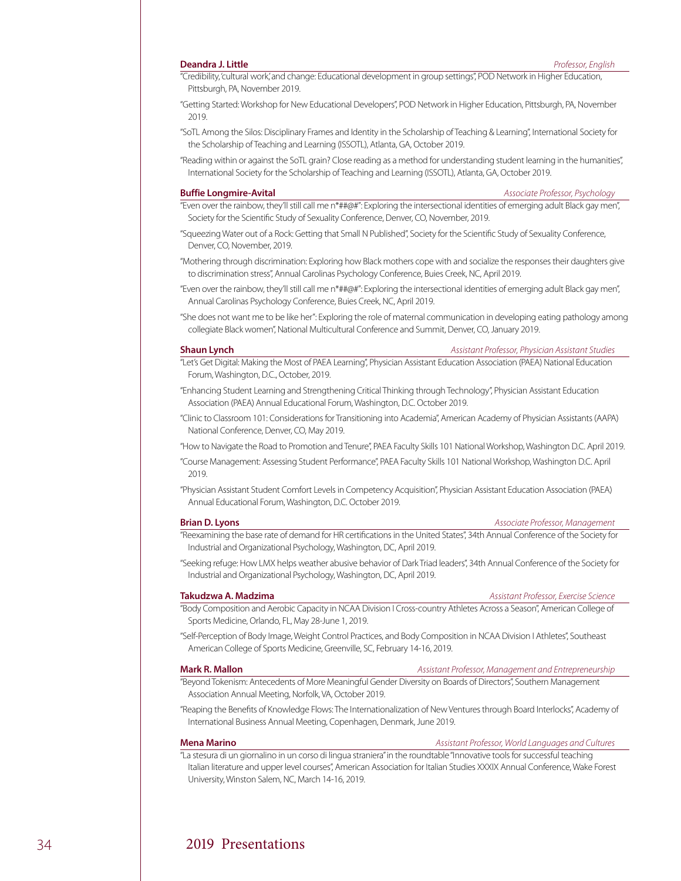**Deandra J. Little** *Professor, English*

"Credibility, 'cultural work,' and change: Educational development in group settings", POD Network in Higher Education, Pittsburgh, PA, November 2019.

"Getting Started: Workshop for New Educational Developers", POD Network in Higher Education, Pittsburgh, PA, November 2019.

"SoTL Among the Silos: Disciplinary Frames and Identity in the Scholarship of Teaching & Learning", International Society for the Scholarship of Teaching and Learning (ISSOTL), Atlanta, GA, October 2019.

"Reading within or against the SoTL grain? Close reading as a method for understanding student learning in the humanities", International Society for the Scholarship of Teaching and Learning (ISSOTL), Atlanta, GA, October 2019.

**Buffie Longmire-Avital** *Associate Professor, Psychology*

"Even over the rainbow, they'll still call me n*##@#": Exploring the intersectional identities of emerging adult Black gay men", Society for the Scientific Study of Sexuality Conference, Denver, CO, November, 2019.

"Squeezing Water out of a Rock: Getting that Small N Published", Society for the Scientific Study of Sexuality Conference, Denver, CO, November, 2019.

"Mothering through discrimination: Exploring how Black mothers cope with and socialize the responses their daughters give to discrimination stress", Annual Carolinas Psychology Conference, Buies Creek, NC, April 2019.

"Even over the rainbow, they'll still call me n*##@#": Exploring the intersectional identities of emerging adult Black gay men", Annual Carolinas Psychology Conference, Buies Creek, NC, April 2019.

"She does not want me to be like her": Exploring the role of maternal communication in developing eating pathology among collegiate Black women", National Multicultural Conference and Summit, Denver, CO, January 2019.

**Shaun Lynch** *Assistant Professor, Physician Assistant Studies*

"Let's Get Digital: Making the Most of PAEA Learning", Physician Assistant Education Association (PAEA) National Education Forum, Washington, D.C., October, 2019.

"Enhancing Student Learning and Strengthening Critical Thinking through Technology", Physician Assistant Education Association (PAEA) Annual Educational Forum, Washington, D.C. October 2019.

"Clinic to Classroom 101: Considerations for Transitioning into Academia", American Academy of Physician Assistants (AAPA) National Conference, Denver, CO, May 2019.

"How to Navigate the Road to Promotion and Tenure", PAEA Faculty Skills 101 National Workshop, Washington D.C. April 2019.

"Course Management: Assessing Student Performance", PAEA Faculty Skills 101 National Workshop, Washington D.C. April 2019.

"Physician Assistant Student Comfort Levels in Competency Acquisition", Physician Assistant Education Association (PAEA) Annual Educational Forum, Washington, D.C. October 2019.

**Brian D. Lyons** *Associate Professor, Management*

"Reexamining the base rate of demand for HR certifications in the United States", 34th Annual Conference of the Society for Industrial and Organizational Psychology, Washington, DC, April 2019.

"Seeking refuge: How LMX helps weather abusive behavior of Dark Triad leaders", 34th Annual Conference of the Society for Industrial and Organizational Psychology, Washington, DC, April 2019.

**Takudzwa A. Madzima** *Assistant Professor, Exercise Science*

"Body Composition and Aerobic Capacity in NCAA Division I Cross-country Athletes Across a Season", American College of Sports Medicine, Orlando, FL, May 28-June 1, 2019.

"Self-Perception of Body Image, Weight Control Practices, and Body Composition in NCAA Division I Athletes", Southeast American College of Sports Medicine, Greenville, SC, February 14-16, 2019.

**Mark R. Mallon** *Assistant Professor, Management and Entrepreneurship*

"Beyond Tokenism: Antecedents of More Meaningful Gender Diversity on Boards of Directors", Southern Management Association Annual Meeting, Norfolk, VA, October 2019.

"Reaping the Benefits of Knowledge Flows: The Internationalization of New Ventures through Board Interlocks", Academy of International Business Annual Meeting, Copenhagen, Denmark, June 2019.

**Mena Marino** *Assistant Professor, World Languages and Cultures*

"La stesura di un giornalino in un corso di lingua straniera" in the roundtable "Innovative tools for successful teaching Italian literature and upper level courses", American Association for Italian Studies XXXIX Annual Conference, Wake Forest University, Winston Salem, NC, March 14-16, 2019.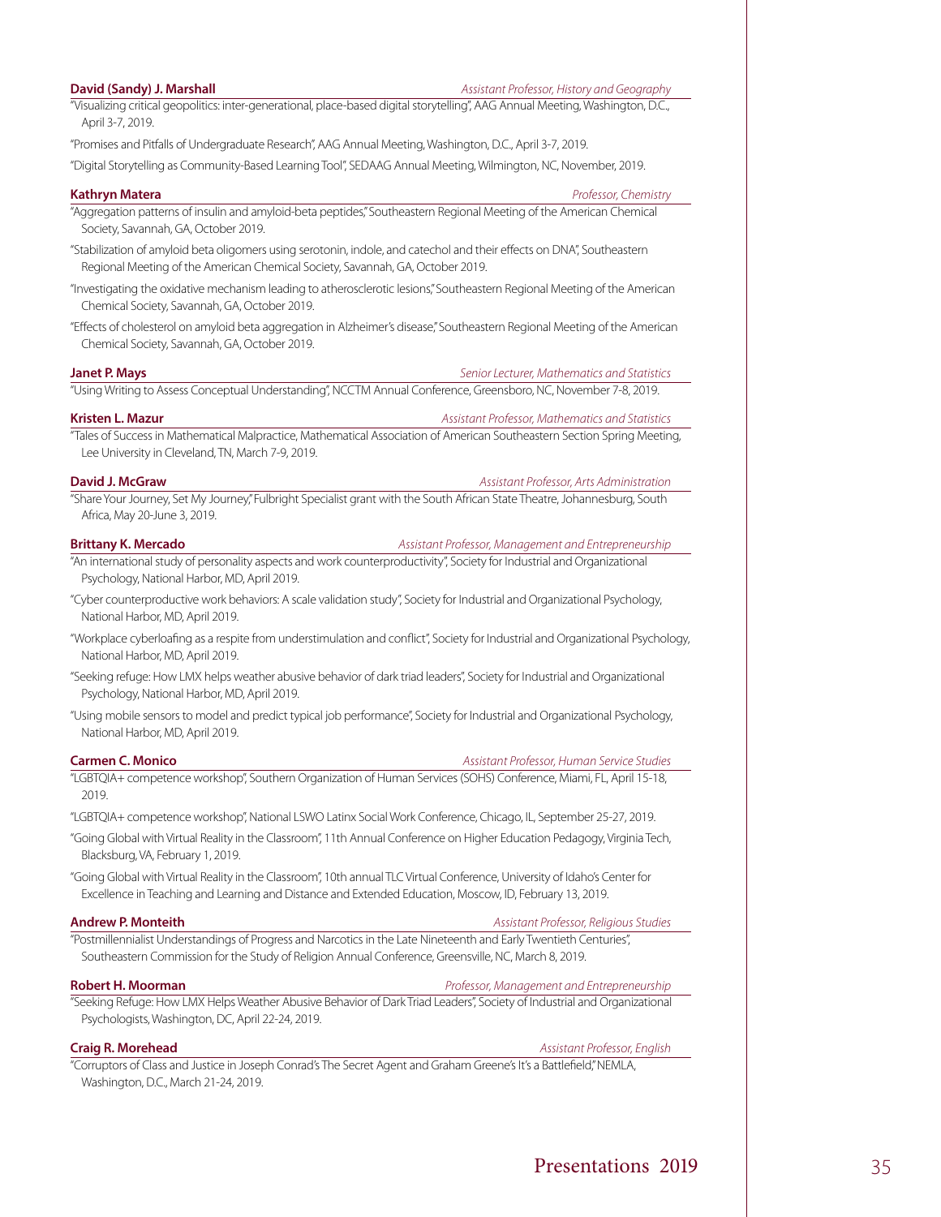**David (Sandy) J. Marshall** *Assistant Professor, History and Geography*

"Visualizing critical geopolitics: inter-generational, place-based digital storytelling", AAG Annual Meeting, Washington, D.C., April 3-7, 2019.

"Promises and Pitfalls of Undergraduate Research", AAG Annual Meeting, Washington, D.C., April 3-7, 2019.

"Digital Storytelling as Community-Based Learning Tool", SEDAAG Annual Meeting, Wilmington, NC, November, 2019.

**Kathryn Matera** *Professor, Chemistry*

"Aggregation patterns of insulin and amyloid-beta peptides," Southeastern Regional Meeting of the American Chemical Society, Savannah, GA, October 2019.

"Stabilization of amyloid beta oligomers using serotonin, indole, and catechol and their effects on DNA", Southeastern Regional Meeting of the American Chemical Society, Savannah, GA, October 2019.

"Investigating the oxidative mechanism leading to atherosclerotic lesions," Southeastern Regional Meeting of the American Chemical Society, Savannah, GA, October 2019.

"Effects of cholesterol on amyloid beta aggregation in Alzheimer's disease," Southeastern Regional Meeting of the American Chemical Society, Savannah, GA, October 2019.

**Janet P. Mays** *Senior Lecturer, Mathematics and Statistics*

"Using Writing to Assess Conceptual Understanding", NCCTM Annual Conference, Greensboro, NC, November 7-8, 2019.

**Kristen L. Mazur** *Assistant Professor, Mathematics and Statistics*

"Tales of Success in Mathematical Malpractice, Mathematical Association of American Southeastern Section Spring Meeting, Lee University in Cleveland, TN, March 7-9, 2019.

**David J. McGraw** *Assistant Professor, Arts Administration*

"Share Your Journey, Set My Journey," Fulbright Specialist grant with the South African State Theatre, Johannesburg, South Africa, May 20-June 3, 2019.

**Brittany K. Mercado** *Assistant Professor, Management and Entrepreneurship*

"An international study of personality aspects and work counterproductivity", Society for Industrial and Organizational Psychology, National Harbor, MD, April 2019.

"Cyber counterproductive work behaviors: A scale validation study", Society for Industrial and Organizational Psychology, National Harbor, MD, April 2019.

"Workplace cyberloafing as a respite from understimulation and conflict", Society for Industrial and Organizational Psychology, National Harbor, MD, April 2019.

"Seeking refuge: How LMX helps weather abusive behavior of dark triad leaders", Society for Industrial and Organizational Psychology, National Harbor, MD, April 2019.

"Using mobile sensors to model and predict typical job performance", Society for Industrial and Organizational Psychology, National Harbor, MD, April 2019.

**Carmen C. Monico** *Assistant Professor, Human Service Studies*

"LGBTQIA+ competence workshop", Southern Organization of Human Services (SOHS) Conference, Miami, FL, April 15-18, 2019.

"LGBTQIA+ competence workshop", National LSWO Latinx Social Work Conference, Chicago, IL, September 25-27, 2019.

"Going Global with Virtual Reality in the Classroom", 11th Annual Conference on Higher Education Pedagogy, Virginia Tech, Blacksburg, VA, February 1, 2019.

"Going Global with Virtual Reality in the Classroom", 10th annual TLC Virtual Conference, University of Idaho's Center for Excellence in Teaching and Learning and Distance and Extended Education, Moscow, ID, February 13, 2019.

**Andrew P. Monteith** *Assistant Professor, Religious Studies*

"Postmillennialist Understandings of Progress and Narcotics in the Late Nineteenth and Early Twentieth Centuries", Southeastern Commission for the Study of Religion Annual Conference, Greensville, NC, March 8, 2019.

**Robert H. Moorman** *Professor, Management and Entrepreneurship*

"Seeking Refuge: How LMX Helps Weather Abusive Behavior of Dark Triad Leaders", Society of Industrial and Organizational Psychologists, Washington, DC, April 22-24, 2019.

**Craig R. Morehead** *Assistant Professor, English*

"Corruptors of Class and Justice in Joseph Conrad's The Secret Agent and Graham Greene's It's a Battlefield," NEMLA, Washington, D.C., March 21-24, 2019.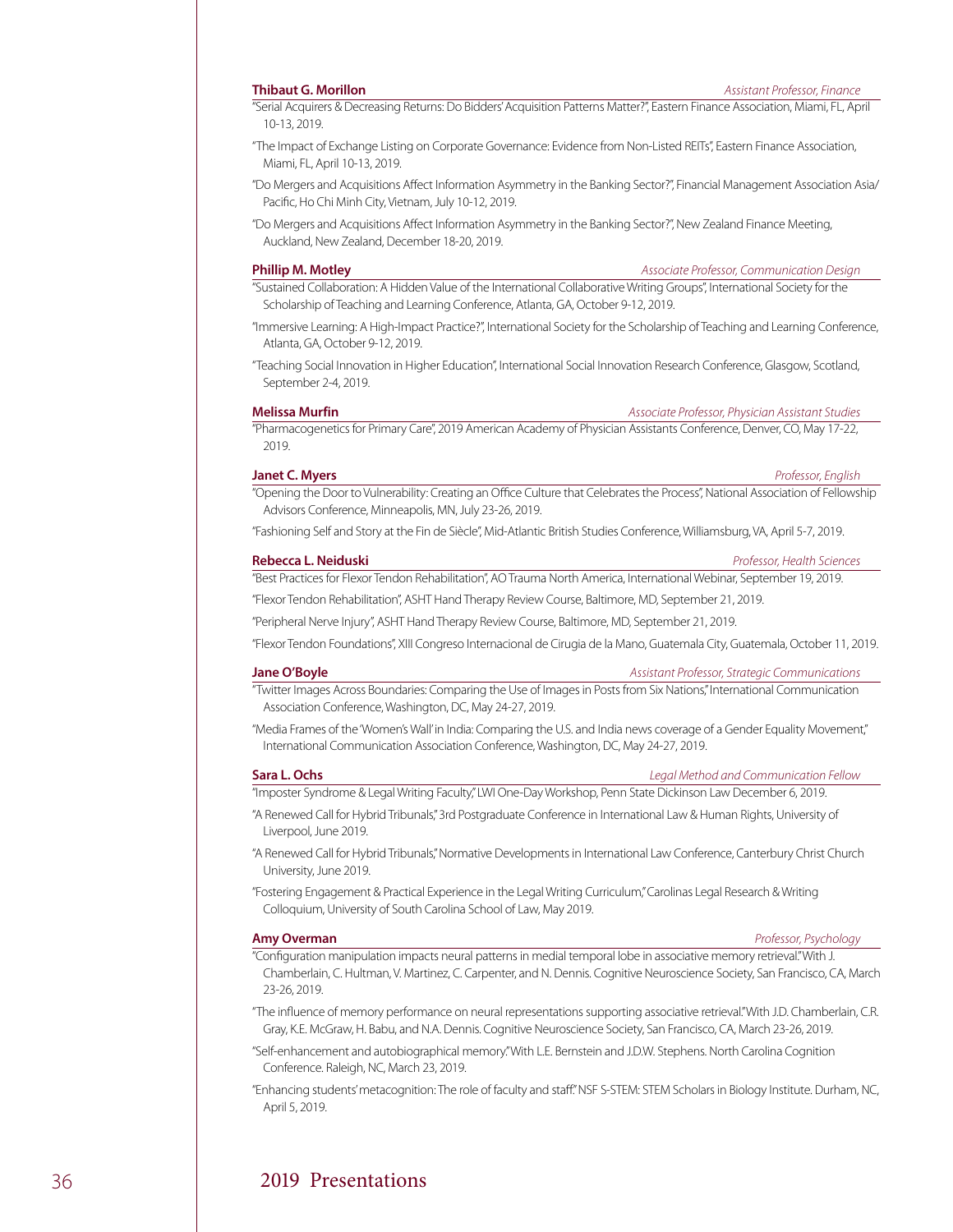**Thibaut G. Morillon** *Assistant Professor, Finance*

"Serial Acquirers & Decreasing Returns: Do Bidders' Acquisition Patterns Matter?", Eastern Finance Association, Miami, FL, April 10-13, 2019.

"The Impact of Exchange Listing on Corporate Governance: Evidence from Non-Listed REITs", Eastern Finance Association, Miami, FL, April 10-13, 2019.

"Do Mergers and Acquisitions Affect Information Asymmetry in the Banking Sector?", Financial Management Association Asia/Pacific, Ho Chi Minh City, Vietnam, July 10-12, 2019.

"Do Mergers and Acquisitions Affect Information Asymmetry in the Banking Sector?", New Zealand Finance Meeting, Auckland, New Zealand, December 18-20, 2019.

**Phillip M. Motley** *Associate Professor, Communication Design*

"Sustained Collaboration: A Hidden Value of the International Collaborative Writing Groups", International Society for the Scholarship of Teaching and Learning Conference, Atlanta, GA, October 9-12, 2019.

"Immersive Learning: A High-Impact Practice?", International Society for the Scholarship of Teaching and Learning Conference, Atlanta, GA, October 9-12, 2019.

"Teaching Social Innovation in Higher Education", International Social Innovation Research Conference, Glasgow, Scotland, September 2-4, 2019.

**Melissa Murfin** *Associate Professor, Physician Assistant Studies*

"Pharmacogenetics for Primary Care", 2019 American Academy of Physician Assistants Conference, Denver, CO, May 17-22, 2019.

**Janet C. Myers** *Professor, English*

"Opening the Door to Vulnerability: Creating an Office Culture that Celebrates the Process", National Association of Fellowship Advisors Conference, Minneapolis, MN, July 23-26, 2019.

"Fashioning Self and Story at the Fin de Siècle", Mid-Atlantic British Studies Conference, Williamsburg, VA, April 5-7, 2019.

**Rebecca L. Neiduski** *Professor, Health Sciences*

"Best Practices for Flexor Tendon Rehabilitation", AO Trauma North America, International Webinar, September 19, 2019.

"Flexor Tendon Rehabilitation", ASHT Hand Therapy Review Course, Baltimore, MD, September 21, 2019.

"Peripheral Nerve Injury", ASHT Hand Therapy Review Course, Baltimore, MD, September 21, 2019.

"Flexor Tendon Foundations", XIII Congreso Internacional de Cirugia de la Mano, Guatemala City, Guatemala, October 11, 2019.

**Jane O'Boyle** *Assistant Professor, Strategic Communications*

"Twitter Images Across Boundaries: Comparing the Use of Images in Posts from Six Nations," International Communication Association Conference, Washington, DC, May 24-27, 2019.

"Media Frames of the 'Women's Wall' in India: Comparing the U.S. and India news coverage of a Gender Equality Movement," International Communication Association Conference, Washington, DC, May 24-27, 2019.

**Sara L. Ochs** *Legal Method and Communication Fellow*

"Imposter Syndrome & Legal Writing Faculty," LWI One-Day Workshop, Penn State Dickinson Law December 6, 2019.

"A Renewed Call for Hybrid Tribunals," 3rd Postgraduate Conference in International Law & Human Rights, University of Liverpool, June 2019.

"A Renewed Call for Hybrid Tribunals," Normative Developments in International Law Conference, Canterbury Christ Church University, June 2019.

"Fostering Engagement & Practical Experience in the Legal Writing Curriculum," Carolinas Legal Research & Writing Colloquium, University of South Carolina School of Law, May 2019.

**Amy Overman** *Professor, Psychology*

"Configuration manipulation impacts neural patterns in medial temporal lobe in associative memory retrieval." With J. Chamberlain, C. Hultman, V. Martinez, C. Carpenter, and N. Dennis. Cognitive Neuroscience Society, San Francisco, CA, March 23-26, 2019.

"The influence of memory performance on neural representations supporting associative retrieval." With J.D. Chamberlain, C.R. Gray, K.E. McGraw, H. Babu, and N.A. Dennis. Cognitive Neuroscience Society, San Francisco, CA, March 23-26, 2019.

"Self-enhancement and autobiographical memory." With L.E. Bernstein and J.D.W. Stephens. North Carolina Cognition Conference. Raleigh, NC, March 23, 2019.

"Enhancing students' metacognition: The role of faculty and staff." NSF S-STEM: STEM Scholars in Biology Institute. Durham, NC, April 5, 2019.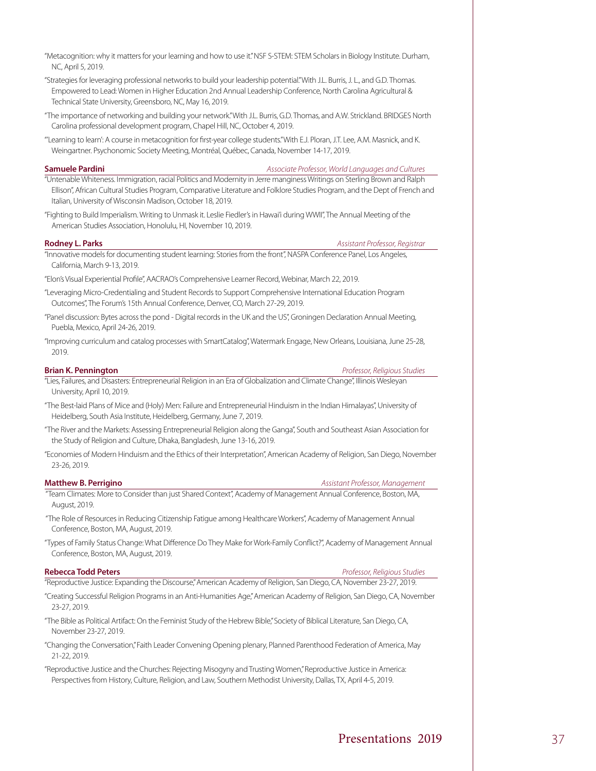"Metacognition: why it matters for your learning and how to use it." NSF S-STEM: STEM Scholars in Biology Institute. Durham, NC, April 5, 2019.

"Strategies for leveraging professional networks to build your leadership potential." With J.L. Burris, J. L., and G.D. Thomas. Empowered to Lead: Women in Higher Education 2nd Annual Leadership Conference, North Carolina Agricultural & Technical State University, Greensboro, NC, May 16, 2019.

"The importance of networking and building your network." With J.L. Burris, G.D. Thomas, and A.W. Strickland. BRIDGES North Carolina professional development program, Chapel Hill, NC, October 4, 2019.

"'Learning to learn': A course in metacognition for first-year college students." With E.J. Ploran, J.T. Lee, A.M. Masnick, and K. Weingartner. Psychonomic Society Meeting, Montréal, Québec, Canada, November 14-17, 2019.

**Samuele Pardini** — *Associate Professor, World Languages and Cultures*

"Untenable Whiteness. Immigration, racial Politics and Modernity in Jerre manginess Writings on Sterling Brown and Ralph Ellison", African Cultural Studies Program, Comparative Literature and Folklore Studies Program, and the Dept of French and Italian, University of Wisconsin Madison, October 18, 2019.

"Fighting to Build Imperialism. Writing to Unmask it. Leslie Fiedler's in Hawai'i during WWII", The Annual Meeting of the American Studies Association, Honolulu, HI, November 10, 2019.

**Rodney L. Parks** — *Assistant Professor, Registrar*

"Innovative models for documenting student learning: Stories from the front", NASPA Conference Panel, Los Angeles, California, March 9-13, 2019.

"Elon's Visual Experiential Profile", AACRAO's Comprehensive Learner Record, Webinar, March 22, 2019.

"Leveraging Micro-Credentialing and Student Records to Support Comprehensive International Education Program Outcomes", The Forum's 15th Annual Conference, Denver, CO, March 27-29, 2019.

"Panel discussion: Bytes across the pond - Digital records in the UK and the US", Groningen Declaration Annual Meeting, Puebla, Mexico, April 24-26, 2019.

"Improving curriculum and catalog processes with SmartCatalog", Watermark Engage, New Orleans, Louisiana, June 25-28, 2019.

**Brian K. Pennington** — *Professor, Religious Studies*

"Lies, Failures, and Disasters: Entrepreneurial Religion in an Era of Globalization and Climate Change", Illinois Wesleyan University, April 10, 2019.

"The Best-laid Plans of Mice and (Holy) Men: Failure and Entrepreneurial Hinduism in the Indian Himalayas", University of Heidelberg, South Asia Institute, Heidelberg, Germany, June 7, 2019.

"The River and the Markets: Assessing Entrepreneurial Religion along the Ganga", South and Southeast Asian Association for the Study of Religion and Culture, Dhaka, Bangladesh, June 13-16, 2019.

"Economies of Modern Hinduism and the Ethics of their Interpretation", American Academy of Religion, San Diego, November 23-26, 2019.

**Matthew B. Perrigino** — *Assistant Professor, Management*

"Team Climates: More to Consider than just Shared Context", Academy of Management Annual Conference, Boston, MA, August, 2019.

"The Role of Resources in Reducing Citizenship Fatigue among Healthcare Workers", Academy of Management Annual Conference, Boston, MA, August, 2019.

"Types of Family Status Change: What Difference Do They Make for Work-Family Conflict?", Academy of Management Annual Conference, Boston, MA, August, 2019.

**Rebecca Todd Peters** — *Professor, Religious Studies*

"Reproductive Justice: Expanding the Discourse," American Academy of Religion, San Diego, CA, November 23-27, 2019.

"Creating Successful Religion Programs in an Anti-Humanities Age," American Academy of Religion, San Diego, CA, November 23-27, 2019.

"The Bible as Political Artifact: On the Feminist Study of the Hebrew Bible," Society of Biblical Literature, San Diego, CA, November 23-27, 2019.

"Changing the Conversation," Faith Leader Convening Opening plenary, Planned Parenthood Federation of America, May 21-22, 2019.

"Reproductive Justice and the Churches: Rejecting Misogyny and Trusting Women," Reproductive Justice in America: Perspectives from History, Culture, Religion, and Law, Southern Methodist University, Dallas, TX, April 4-5, 2019.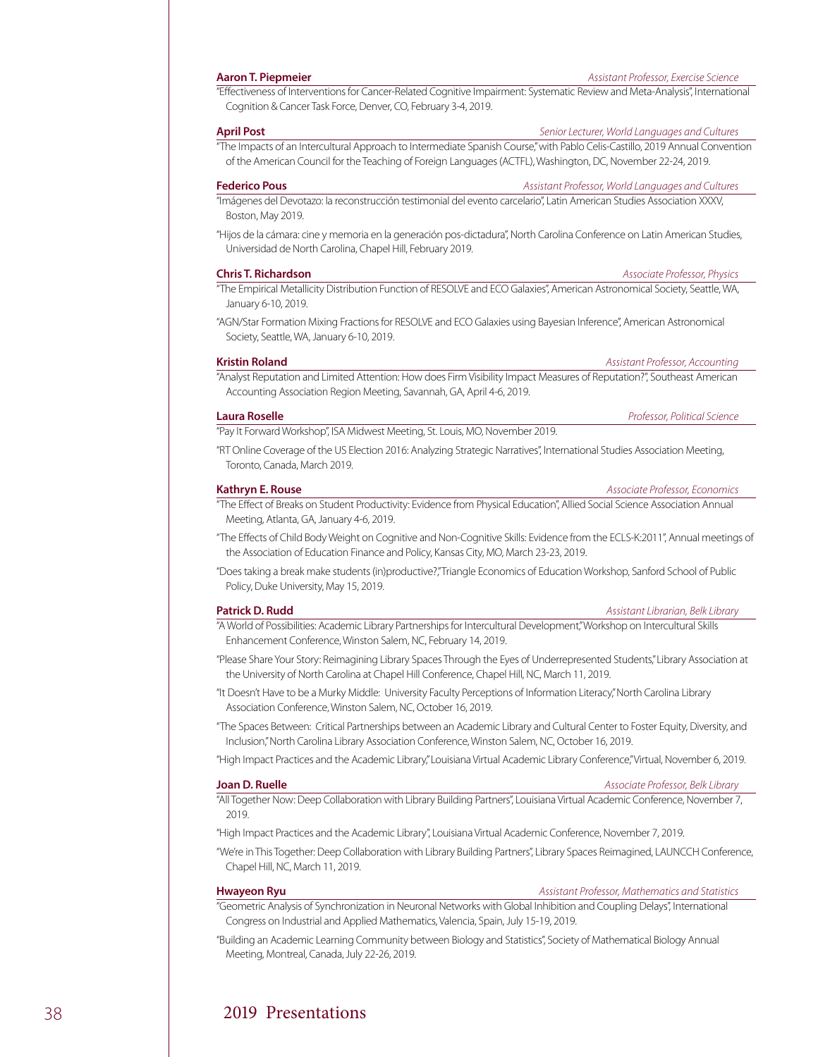**Aaron T. Piepmeier** — *Assistant Professor, Exercise Science*

"Effectiveness of Interventions for Cancer-Related Cognitive Impairment: Systematic Review and Meta-Analysis", International Cognition & Cancer Task Force, Denver, CO, February 3-4, 2019.

**April Post** — *Senior Lecturer, World Languages and Cultures*

"The Impacts of an Intercultural Approach to Intermediate Spanish Course," with Pablo Celis-Castillo, 2019 Annual Convention of the American Council for the Teaching of Foreign Languages (ACTFL), Washington, DC, November 22-24, 2019.

**Federico Pous** — *Assistant Professor, World Languages and Cultures*

"Imágenes del Devotazo: la reconstrucción testimonial del evento carcelario", Latin American Studies Association XXXV, Boston, May 2019.

"Hijos de la cámara: cine y memoria en la generación pos-dictadura", North Carolina Conference on Latin American Studies, Universidad de North Carolina, Chapel Hill, February 2019.

**Chris T. Richardson** — *Associate Professor, Physics*

"The Empirical Metallicity Distribution Function of RESOLVE and ECO Galaxies", American Astronomical Society, Seattle, WA, January 6-10, 2019.

"AGN/Star Formation Mixing Fractions for RESOLVE and ECO Galaxies using Bayesian Inference", American Astronomical Society, Seattle, WA, January 6-10, 2019.

**Kristin Roland** — *Assistant Professor, Accounting*

"Analyst Reputation and Limited Attention: How does Firm Visibility Impact Measures of Reputation?", Southeast American Accounting Association Region Meeting, Savannah, GA, April 4-6, 2019.

**Laura Roselle** — *Professor, Political Science*

"Pay It Forward Workshop", ISA Midwest Meeting, St. Louis, MO, November 2019.

"RT Online Coverage of the US Election 2016: Analyzing Strategic Narratives", International Studies Association Meeting, Toronto, Canada, March 2019.

**Kathryn E. Rouse** — *Associate Professor, Economics*

"The Effect of Breaks on Student Productivity: Evidence from Physical Education", Allied Social Science Association Annual Meeting, Atlanta, GA, January 4-6, 2019.

"The Effects of Child Body Weight on Cognitive and Non-Cognitive Skills: Evidence from the ECLS-K:2011", Annual meetings of the Association of Education Finance and Policy, Kansas City, MO, March 23-23, 2019.

"Does taking a break make students (in)productive?," Triangle Economics of Education Workshop, Sanford School of Public Policy, Duke University, May 15, 2019.

**Patrick D. Rudd** — *Assistant Librarian, Belk Library*

"A World of Possibilities: Academic Library Partnerships for Intercultural Development," Workshop on Intercultural Skills Enhancement Conference, Winston Salem, NC, February 14, 2019.

"Please Share Your Story: Reimagining Library Spaces Through the Eyes of Underrepresented Students," Library Association at the University of North Carolina at Chapel Hill Conference, Chapel Hill, NC, March 11, 2019.

"It Doesn't Have to be a Murky Middle: University Faculty Perceptions of Information Literacy," North Carolina Library Association Conference, Winston Salem, NC, October 16, 2019.

"The Spaces Between: Critical Partnerships between an Academic Library and Cultural Center to Foster Equity, Diversity, and Inclusion," North Carolina Library Association Conference, Winston Salem, NC, October 16, 2019.

"High Impact Practices and the Academic Library," Louisiana Virtual Academic Library Conference," Virtual, November 6, 2019.

**Joan D. Ruelle** — *Associate Professor, Belk Library*

"All Together Now: Deep Collaboration with Library Building Partners", Louisiana Virtual Academic Conference, November 7, 2019.

"High Impact Practices and the Academic Library", Louisiana Virtual Academic Conference, November 7, 2019.

"We're in This Together: Deep Collaboration with Library Building Partners", Library Spaces Reimagined, LAUNCCH Conference, Chapel Hill, NC, March 11, 2019.

**Hwayeon Ryu** — *Assistant Professor, Mathematics and Statistics*

"Geometric Analysis of Synchronization in Neuronal Networks with Global Inhibition and Coupling Delays", International Congress on Industrial and Applied Mathematics, Valencia, Spain, July 15-19, 2019.

"Building an Academic Learning Community between Biology and Statistics", Society of Mathematical Biology Annual Meeting, Montreal, Canada, July 22-26, 2019.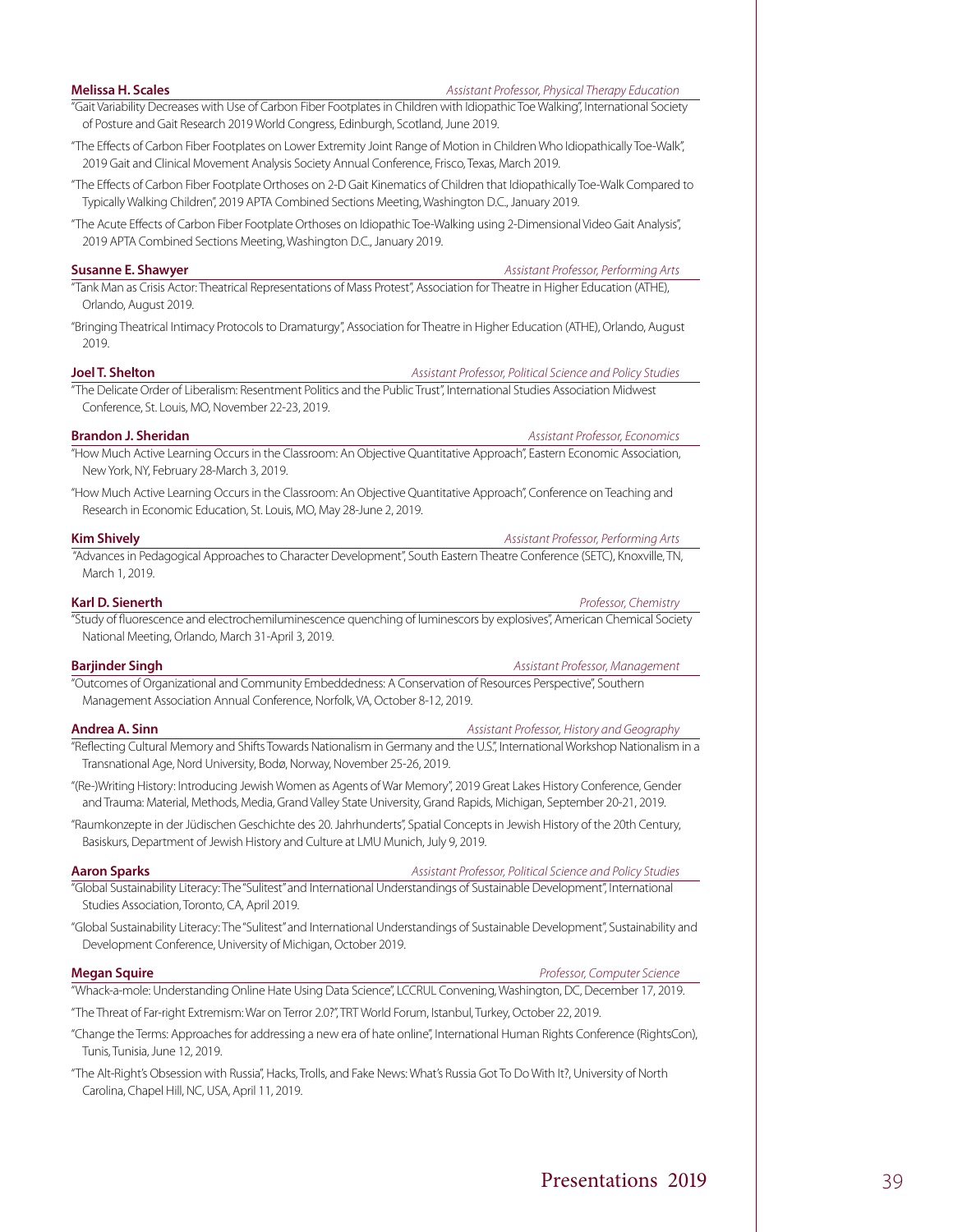**Melissa H. Scales** *Assistant Professor, Physical Therapy Education*

"Gait Variability Decreases with Use of Carbon Fiber Footplates in Children with Idiopathic Toe Walking", International Society of Posture and Gait Research 2019 World Congress, Edinburgh, Scotland, June 2019.

"The Effects of Carbon Fiber Footplates on Lower Extremity Joint Range of Motion in Children Who Idiopathically Toe-Walk", 2019 Gait and Clinical Movement Analysis Society Annual Conference, Frisco, Texas, March 2019.

"The Effects of Carbon Fiber Footplate Orthoses on 2-D Gait Kinematics of Children that Idiopathically Toe-Walk Compared to Typically Walking Children", 2019 APTA Combined Sections Meeting, Washington D.C., January 2019.

"The Acute Effects of Carbon Fiber Footplate Orthoses on Idiopathic Toe-Walking using 2-Dimensional Video Gait Analysis", 2019 APTA Combined Sections Meeting, Washington D.C., January 2019.

**Susanne E. Shawyer** *Assistant Professor, Performing Arts*

"Tank Man as Crisis Actor: Theatrical Representations of Mass Protest", Association for Theatre in Higher Education (ATHE), Orlando, August 2019.

"Bringing Theatrical Intimacy Protocols to Dramaturgy", Association for Theatre in Higher Education (ATHE), Orlando, August 2019.

**Joel T. Shelton** *Assistant Professor, Political Science and Policy Studies*

"The Delicate Order of Liberalism: Resentment Politics and the Public Trust", International Studies Association Midwest Conference, St. Louis, MO, November 22-23, 2019.

**Brandon J. Sheridan** *Assistant Professor, Economics*

"How Much Active Learning Occurs in the Classroom: An Objective Quantitative Approach", Eastern Economic Association, New York, NY, February 28-March 3, 2019.

"How Much Active Learning Occurs in the Classroom: An Objective Quantitative Approach", Conference on Teaching and Research in Economic Education, St. Louis, MO, May 28-June 2, 2019.

**Kim Shively** *Assistant Professor, Performing Arts*

"Advances in Pedagogical Approaches to Character Development", South Eastern Theatre Conference (SETC), Knoxville, TN, March 1, 2019.

**Karl D. Sienerth** *Professor, Chemistry*

"Study of fluorescence and electrochemiluminescence quenching of luminescors by explosives", American Chemical Society National Meeting, Orlando, March 31-April 3, 2019.

**Barjinder Singh** *Assistant Professor, Management*

"Outcomes of Organizational and Community Embeddedness: A Conservation of Resources Perspective", Southern Management Association Annual Conference, Norfolk, VA, October 8-12, 2019.

**Andrea A. Sinn** *Assistant Professor, History and Geography*

"Reflecting Cultural Memory and Shifts Towards Nationalism in Germany and the U.S.", International Workshop Nationalism in a Transnational Age, Nord University, Bodø, Norway, November 25-26, 2019.

"(Re-)Writing History: Introducing Jewish Women as Agents of War Memory", 2019 Great Lakes History Conference, Gender and Trauma: Material, Methods, Media, Grand Valley State University, Grand Rapids, Michigan, September 20-21, 2019.

"Raumkonzepte in der Jüdischen Geschichte des 20. Jahrhunderts", Spatial Concepts in Jewish History of the 20th Century, Basiskurs, Department of Jewish History and Culture at LMU Munich, July 9, 2019.

**Aaron Sparks** *Assistant Professor, Political Science and Policy Studies*

"Global Sustainability Literacy: The "Sulitest" and International Understandings of Sustainable Development", International Studies Association, Toronto, CA, April 2019.

"Global Sustainability Literacy: The "Sulitest" and International Understandings of Sustainable Development", Sustainability and Development Conference, University of Michigan, October 2019.

**Megan Squire** *Professor, Computer Science*

"Whack-a-mole: Understanding Online Hate Using Data Science", LCCRUL Convening, Washington, DC, December 17, 2019.

"The Threat of Far-right Extremism: War on Terror 2.0?", TRT World Forum, Istanbul, Turkey, October 22, 2019.

"Change the Terms: Approaches for addressing a new era of hate online", International Human Rights Conference (RightsCon), Tunis, Tunisia, June 12, 2019.

"The Alt-Right's Obsession with Russia", Hacks, Trolls, and Fake News: What's Russia Got To Do With It?, University of North Carolina, Chapel Hill, NC, USA, April 11, 2019.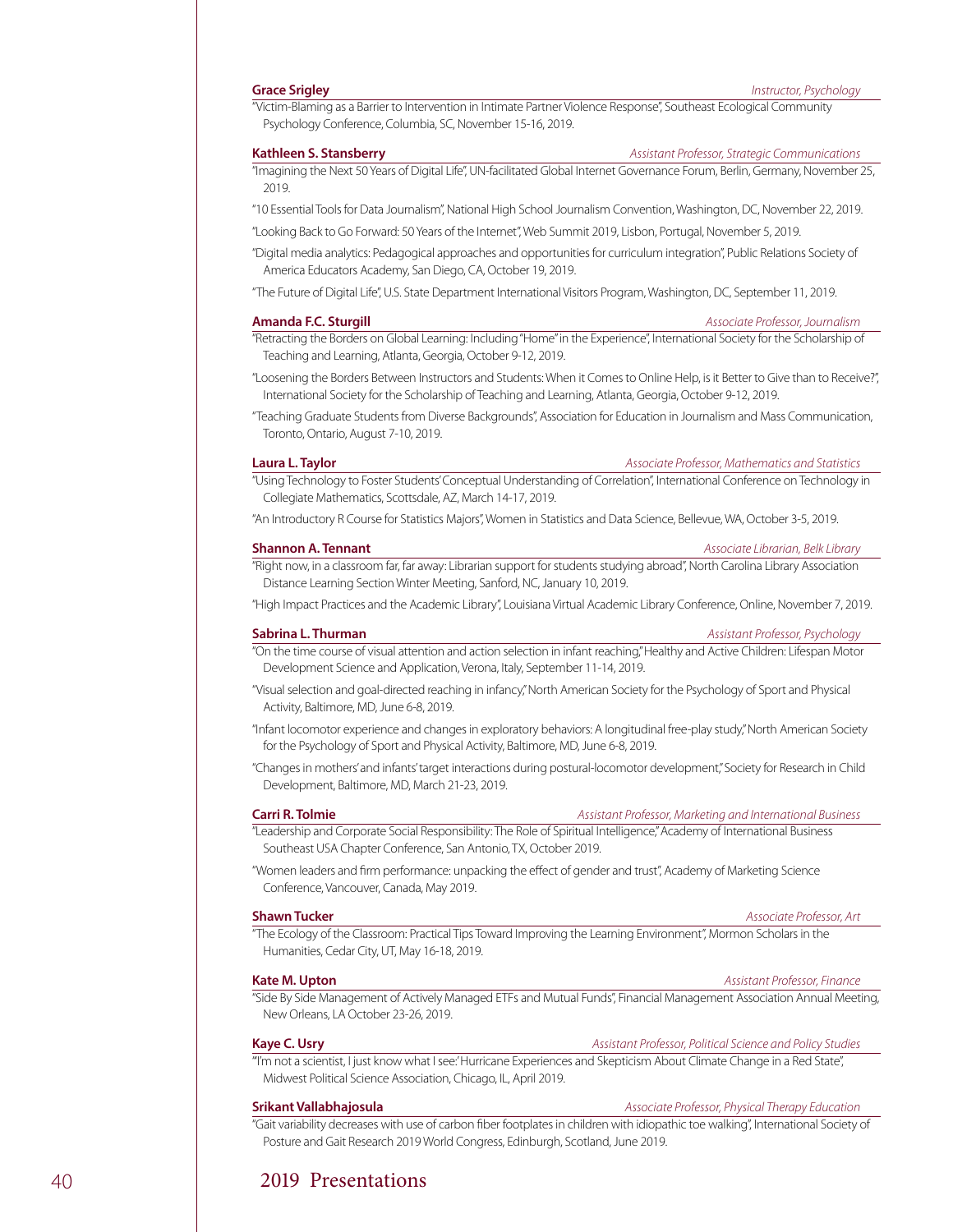**Grace Srigley** *Instructor, Psychology*

"Victim-Blaming as a Barrier to Intervention in Intimate Partner Violence Response", Southeast Ecological Community Psychology Conference, Columbia, SC, November 15-16, 2019.

**Kathleen S. Stansberry** *Assistant Professor, Strategic Communications*

"Imagining the Next 50 Years of Digital Life", UN-facilitated Global Internet Governance Forum, Berlin, Germany, November 25, 2019.

"10 Essential Tools for Data Journalism", National High School Journalism Convention, Washington, DC, November 22, 2019.

"Looking Back to Go Forward: 50 Years of the Internet", Web Summit 2019, Lisbon, Portugal, November 5, 2019.

"Digital media analytics: Pedagogical approaches and opportunities for curriculum integration", Public Relations Society of America Educators Academy, San Diego, CA, October 19, 2019.

"The Future of Digital Life", U.S. State Department International Visitors Program, Washington, DC, September 11, 2019.

**Amanda F.C. Sturgill** *Associate Professor, Journalism*

"Retracting the Borders on Global Learning: Including "Home" in the Experience", International Society for the Scholarship of Teaching and Learning, Atlanta, Georgia, October 9-12, 2019.

"Loosening the Borders Between Instructors and Students: When it Comes to Online Help, is it Better to Give than to Receive?", International Society for the Scholarship of Teaching and Learning, Atlanta, Georgia, October 9-12, 2019.

"Teaching Graduate Students from Diverse Backgrounds", Association for Education in Journalism and Mass Communication, Toronto, Ontario, August 7-10, 2019.

**Laura L. Taylor** *Associate Professor, Mathematics and Statistics*

"Using Technology to Foster Students' Conceptual Understanding of Correlation", International Conference on Technology in Collegiate Mathematics, Scottsdale, AZ, March 14-17, 2019.

"An Introductory R Course for Statistics Majors", Women in Statistics and Data Science, Bellevue, WA, October 3-5, 2019.

**Shannon A. Tennant** *Associate Librarian, Belk Library*

"Right now, in a classroom far, far away: Librarian support for students studying abroad", North Carolina Library Association Distance Learning Section Winter Meeting, Sanford, NC, January 10, 2019.

"High Impact Practices and the Academic Library", Louisiana Virtual Academic Library Conference, Online, November 7, 2019.

**Sabrina L. Thurman** *Assistant Professor, Psychology*

"On the time course of visual attention and action selection in infant reaching," Healthy and Active Children: Lifespan Motor Development Science and Application, Verona, Italy, September 11-14, 2019.

"Visual selection and goal-directed reaching in infancy," North American Society for the Psychology of Sport and Physical Activity, Baltimore, MD, June 6-8, 2019.

"Infant locomotor experience and changes in exploratory behaviors: A longitudinal free-play study," North American Society for the Psychology of Sport and Physical Activity, Baltimore, MD, June 6-8, 2019.

"Changes in mothers' and infants' target interactions during postural-locomotor development," Society for Research in Child Development, Baltimore, MD, March 21-23, 2019.

**Carri R. Tolmie** *Assistant Professor, Marketing and International Business*

"Leadership and Corporate Social Responsibility: The Role of Spiritual Intelligence," Academy of International Business Southeast USA Chapter Conference, San Antonio, TX, October 2019.

"Women leaders and firm performance: unpacking the effect of gender and trust", Academy of Marketing Science Conference, Vancouver, Canada, May 2019.

**Shawn Tucker** *Associate Professor, Art*

"The Ecology of the Classroom: Practical Tips Toward Improving the Learning Environment", Mormon Scholars in the Humanities, Cedar City, UT, May 16-18, 2019.

**Kate M. Upton** *Assistant Professor, Finance*

"Side By Side Management of Actively Managed ETFs and Mutual Funds", Financial Management Association Annual Meeting, New Orleans, LA October 23-26, 2019.

**Kaye C. Usry** *Assistant Professor, Political Science and Policy Studies*

"'I'm not a scientist, I just know what I see:' Hurricane Experiences and Skepticism About Climate Change in a Red State", Midwest Political Science Association, Chicago, IL, April 2019.

**Srikant Vallabhajosula** *Associate Professor, Physical Therapy Education*

"Gait variability decreases with use of carbon fiber footplates in children with idiopathic toe walking", International Society of Posture and Gait Research 2019 World Congress, Edinburgh, Scotland, June 2019.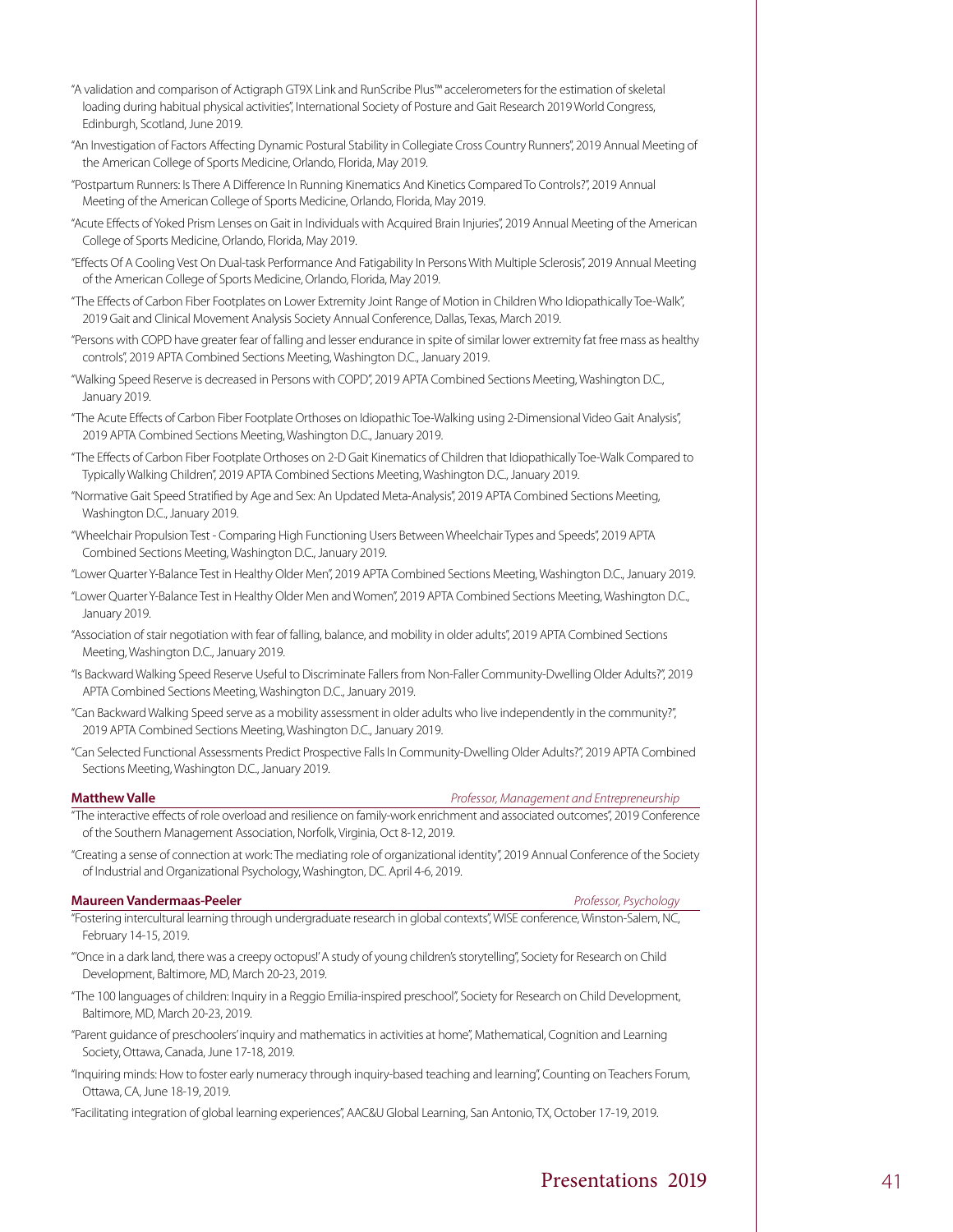"A validation and comparison of Actigraph GT9X Link and RunScribe Plus™ accelerometers for the estimation of skeletal loading during habitual physical activities", International Society of Posture and Gait Research 2019 World Congress, Edinburgh, Scotland, June 2019.

"An Investigation of Factors Affecting Dynamic Postural Stability in Collegiate Cross Country Runners", 2019 Annual Meeting of the American College of Sports Medicine, Orlando, Florida, May 2019.

"Postpartum Runners: Is There A Difference In Running Kinematics And Kinetics Compared To Controls?", 2019 Annual Meeting of the American College of Sports Medicine, Orlando, Florida, May 2019.

"Acute Effects of Yoked Prism Lenses on Gait in Individuals with Acquired Brain Injuries", 2019 Annual Meeting of the American College of Sports Medicine, Orlando, Florida, May 2019.

"Effects Of A Cooling Vest On Dual-task Performance And Fatigability In Persons With Multiple Sclerosis", 2019 Annual Meeting of the American College of Sports Medicine, Orlando, Florida, May 2019.

"The Effects of Carbon Fiber Footplates on Lower Extremity Joint Range of Motion in Children Who Idiopathically Toe-Walk", 2019 Gait and Clinical Movement Analysis Society Annual Conference, Dallas, Texas, March 2019.

"Persons with COPD have greater fear of falling and lesser endurance in spite of similar lower extremity fat free mass as healthy controls", 2019 APTA Combined Sections Meeting, Washington D.C., January 2019.

"Walking Speed Reserve is decreased in Persons with COPD", 2019 APTA Combined Sections Meeting, Washington D.C., January 2019.

"The Acute Effects of Carbon Fiber Footplate Orthoses on Idiopathic Toe-Walking using 2-Dimensional Video Gait Analysis", 2019 APTA Combined Sections Meeting, Washington D.C., January 2019.

"The Effects of Carbon Fiber Footplate Orthoses on 2-D Gait Kinematics of Children that Idiopathically Toe-Walk Compared to Typically Walking Children", 2019 APTA Combined Sections Meeting, Washington D.C., January 2019.

"Normative Gait Speed Stratified by Age and Sex: An Updated Meta-Analysis", 2019 APTA Combined Sections Meeting, Washington D.C., January 2019.

"Wheelchair Propulsion Test - Comparing High Functioning Users Between Wheelchair Types and Speeds", 2019 APTA Combined Sections Meeting, Washington D.C., January 2019.

"Lower Quarter Y-Balance Test in Healthy Older Men", 2019 APTA Combined Sections Meeting, Washington D.C., January 2019.

"Lower Quarter Y-Balance Test in Healthy Older Men and Women", 2019 APTA Combined Sections Meeting, Washington D.C., January 2019.

"Association of stair negotiation with fear of falling, balance, and mobility in older adults", 2019 APTA Combined Sections Meeting, Washington D.C., January 2019.

"Is Backward Walking Speed Reserve Useful to Discriminate Fallers from Non-Faller Community-Dwelling Older Adults?", 2019 APTA Combined Sections Meeting, Washington D.C., January 2019.

"Can Backward Walking Speed serve as a mobility assessment in older adults who live independently in the community?", 2019 APTA Combined Sections Meeting, Washington D.C., January 2019.

"Can Selected Functional Assessments Predict Prospective Falls In Community-Dwelling Older Adults?", 2019 APTA Combined Sections Meeting, Washington D.C., January 2019.

**Matthew Valle** *Professor, Management and Entrepreneurship*

"The interactive effects of role overload and resilience on family-work enrichment and associated outcomes", 2019 Conference of the Southern Management Association, Norfolk, Virginia, Oct 8-12, 2019.

"Creating a sense of connection at work: The mediating role of organizational identity", 2019 Annual Conference of the Society of Industrial and Organizational Psychology, Washington, DC. April 4-6, 2019.

**Maureen Vandermaas-Peeler** *Professor, Psychology*

"Fostering intercultural learning through undergraduate research in global contexts", WISE conference, Winston-Salem, NC, February 14-15, 2019.

"'Once in a dark land, there was a creepy octopus!' A study of young children's storytelling", Society for Research on Child Development, Baltimore, MD, March 20-23, 2019.

"The 100 languages of children: Inquiry in a Reggio Emilia-inspired preschool", Society for Research on Child Development, Baltimore, MD, March 20-23, 2019.

"Parent guidance of preschoolers' inquiry and mathematics in activities at home", Mathematical, Cognition and Learning Society, Ottawa, Canada, June 17-18, 2019.

"Inquiring minds: How to foster early numeracy through inquiry-based teaching and learning", Counting on Teachers Forum, Ottawa, CA, June 18-19, 2019.

"Facilitating integration of global learning experiences", AAC&U Global Learning, San Antonio, TX, October 17-19, 2019.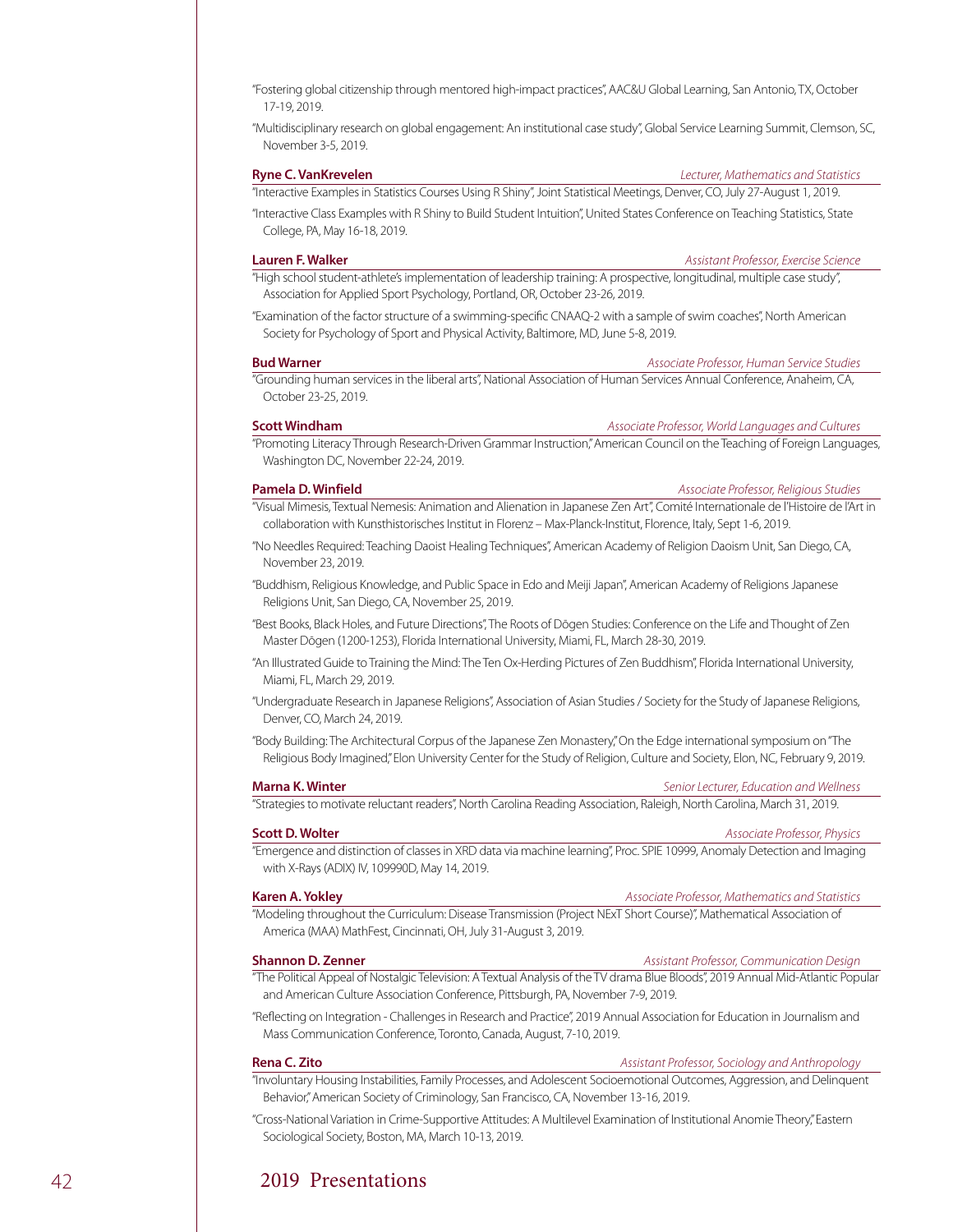"Fostering global citizenship through mentored high-impact practices", AAC&U Global Learning, San Antonio, TX, October 17-19, 2019.

"Multidisciplinary research on global engagement: An institutional case study", Global Service Learning Summit, Clemson, SC, November 3-5, 2019.

**Ryne C. VanKrevelen** — *Lecturer, Mathematics and Statistics*

"Interactive Examples in Statistics Courses Using R Shiny", Joint Statistical Meetings, Denver, CO, July 27-August 1, 2019.

"Interactive Class Examples with R Shiny to Build Student Intuition", United States Conference on Teaching Statistics, State College, PA, May 16-18, 2019.

**Lauren F. Walker** — *Assistant Professor, Exercise Science*

"High school student-athlete's implementation of leadership training: A prospective, longitudinal, multiple case study", Association for Applied Sport Psychology, Portland, OR, October 23-26, 2019.

"Examination of the factor structure of a swimming-specific CNAAQ-2 with a sample of swim coaches", North American Society for Psychology of Sport and Physical Activity, Baltimore, MD, June 5-8, 2019.

**Bud Warner** — *Associate Professor, Human Service Studies*

"Grounding human services in the liberal arts", National Association of Human Services Annual Conference, Anaheim, CA, October 23-25, 2019.

**Scott Windham** — *Associate Professor, World Languages and Cultures*

"Promoting Literacy Through Research-Driven Grammar Instruction," American Council on the Teaching of Foreign Languages, Washington DC, November 22-24, 2019.

**Pamela D. Winfield** — *Associate Professor, Religious Studies*

"Visual Mimesis, Textual Nemesis: Animation and Alienation in Japanese Zen Art", Comité Internationale de l'Histoire de l'Art in collaboration with Kunsthistorisches Institut in Florenz – Max-Planck-Institut, Florence, Italy, Sept 1-6, 2019.

"No Needles Required: Teaching Daoist Healing Techniques", American Academy of Religion Daoism Unit, San Diego, CA, November 23, 2019.

"Buddhism, Religious Knowledge, and Public Space in Edo and Meiji Japan", American Academy of Religions Japanese Religions Unit, San Diego, CA, November 25, 2019.

"Best Books, Black Holes, and Future Directions", The Roots of Dōgen Studies: Conference on the Life and Thought of Zen Master Dōgen (1200-1253), Florida International University, Miami, FL, March 28-30, 2019.

"An Illustrated Guide to Training the Mind: The Ten Ox-Herding Pictures of Zen Buddhism", Florida International University, Miami, FL, March 29, 2019.

"Undergraduate Research in Japanese Religions", Association of Asian Studies / Society for the Study of Japanese Religions, Denver, CO, March 24, 2019.

"Body Building: The Architectural Corpus of the Japanese Zen Monastery," On the Edge international symposium on "The Religious Body Imagined," Elon University Center for the Study of Religion, Culture and Society, Elon, NC, February 9, 2019.

**Marna K. Winter** — *Senior Lecturer, Education and Wellness*

"Strategies to motivate reluctant readers", North Carolina Reading Association, Raleigh, North Carolina, March 31, 2019.

**Scott D. Wolter** — *Associate Professor, Physics*

"Emergence and distinction of classes in XRD data via machine learning", Proc. SPIE 10999, Anomaly Detection and Imaging with X-Rays (ADIX) IV, 109990D, May 14, 2019.

**Karen A. Yokley** — *Associate Professor, Mathematics and Statistics*

"Modeling throughout the Curriculum: Disease Transmission (Project NExT Short Course)", Mathematical Association of America (MAA) MathFest, Cincinnati, OH, July 31-August 3, 2019.

**Shannon D. Zenner** — *Assistant Professor, Communication Design*

"The Political Appeal of Nostalgic Television: A Textual Analysis of the TV drama Blue Bloods", 2019 Annual Mid-Atlantic Popular and American Culture Association Conference, Pittsburgh, PA, November 7-9, 2019.

"Reflecting on Integration - Challenges in Research and Practice", 2019 Annual Association for Education in Journalism and Mass Communication Conference, Toronto, Canada, August, 7-10, 2019.

**Rena C. Zito** — *Assistant Professor, Sociology and Anthropology*

"Involuntary Housing Instabilities, Family Processes, and Adolescent Socioemotional Outcomes, Aggression, and Delinquent Behavior," American Society of Criminology, San Francisco, CA, November 13-16, 2019.

"Cross-National Variation in Crime-Supportive Attitudes: A Multilevel Examination of Institutional Anomie Theory," Eastern Sociological Society, Boston, MA, March 10-13, 2019.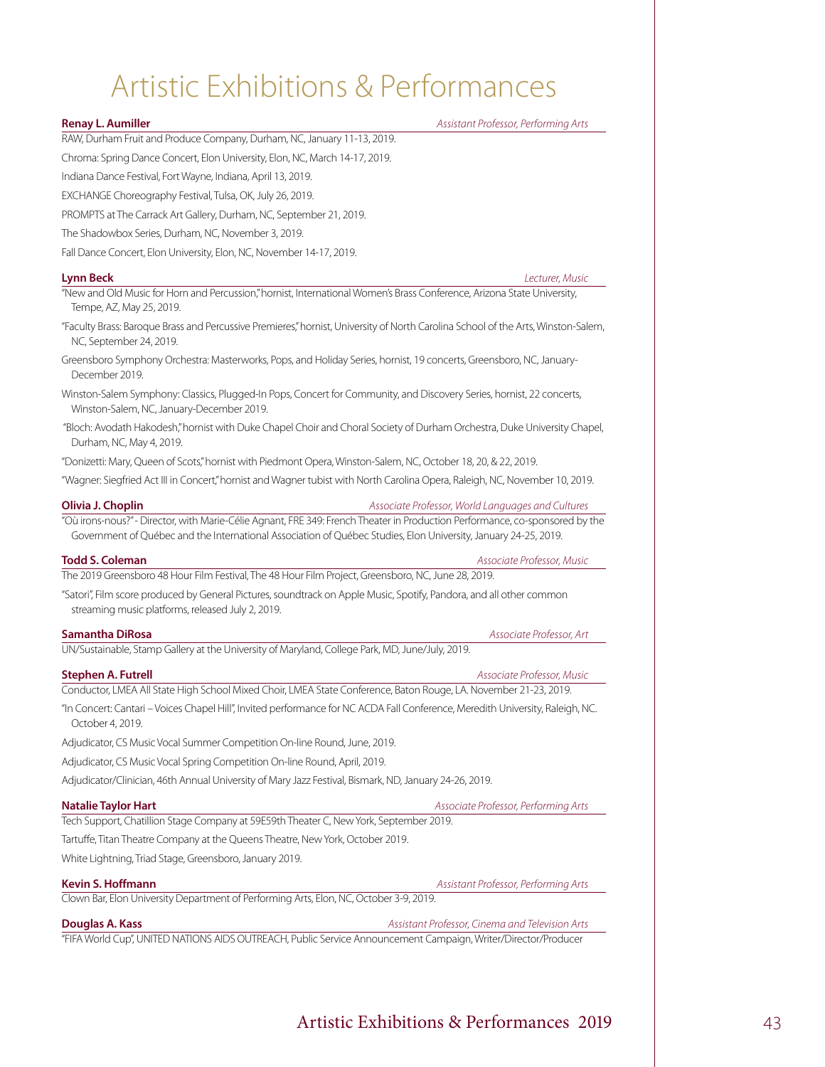# Artistic Exhibitions & Performances

**Renay L. Aumiller** — *Assistant Professor, Performing Arts*

RAW, Durham Fruit and Produce Company, Durham, NC, January 11-13, 2019.

Chroma: Spring Dance Concert, Elon University, Elon, NC, March 14-17, 2019.

Indiana Dance Festival, Fort Wayne, Indiana, April 13, 2019.

EXCHANGE Choreography Festival, Tulsa, OK, July 26, 2019.

PROMPTS at The Carrack Art Gallery, Durham, NC, September 21, 2019.

The Shadowbox Series, Durham, NC, November 3, 2019.

Fall Dance Concert, Elon University, Elon, NC, November 14-17, 2019.

**Lynn Beck** — *Lecturer, Music*

"New and Old Music for Horn and Percussion," hornist, International Women's Brass Conference, Arizona State University, Tempe, AZ, May 25, 2019.

"Faculty Brass: Baroque Brass and Percussive Premieres," hornist, University of North Carolina School of the Arts, Winston-Salem, NC, September 24, 2019.

Greensboro Symphony Orchestra: Masterworks, Pops, and Holiday Series, hornist, 19 concerts, Greensboro, NC, January-December 2019.

Winston-Salem Symphony: Classics, Plugged-In Pops, Concert for Community, and Discovery Series, hornist, 22 concerts, Winston-Salem, NC, January-December 2019.

"Bloch: Avodath Hakodesh," hornist with Duke Chapel Choir and Choral Society of Durham Orchestra, Duke University Chapel, Durham, NC, May 4, 2019.

"Donizetti: Mary, Queen of Scots," hornist with Piedmont Opera, Winston-Salem, NC, October 18, 20, & 22, 2019.

"Wagner: Siegfried Act III in Concert," hornist and Wagner tubist with North Carolina Opera, Raleigh, NC, November 10, 2019.

**Olivia J. Choplin** — *Associate Professor, World Languages and Cultures*

"Où irons-nous?" - Director, with Marie-Célie Agnant, FRE 349: French Theater in Production Performance, co-sponsored by the Government of Québec and the International Association of Québec Studies, Elon University, January 24-25, 2019.

**Todd S. Coleman** — *Associate Professor, Music*

The 2019 Greensboro 48 Hour Film Festival, The 48 Hour Film Project, Greensboro, NC, June 28, 2019.

"Satori", Film score produced by General Pictures, soundtrack on Apple Music, Spotify, Pandora, and all other common streaming music platforms, released July 2, 2019.

**Samantha DiRosa** — *Associate Professor, Art*

UN/Sustainable, Stamp Gallery at the University of Maryland, College Park, MD, June/July, 2019.

**Stephen A. Futrell** — *Associate Professor, Music*

Conductor, LMEA All State High School Mixed Choir, LMEA State Conference, Baton Rouge, LA. November 21-23, 2019.

"In Concert: Cantari – Voices Chapel Hill", Invited performance for NC ACDA Fall Conference, Meredith University, Raleigh, NC. October 4, 2019.

Adjudicator, CS Music Vocal Summer Competition On-line Round, June, 2019.

Adjudicator, CS Music Vocal Spring Competition On-line Round, April, 2019.

Adjudicator/Clinician, 46th Annual University of Mary Jazz Festival, Bismark, ND, January 24-26, 2019.

**Natalie Taylor Hart** — *Associate Professor, Performing Arts*

Tech Support, Chatillion Stage Company at 59E59th Theater C, New York, September 2019.

Tartuffe, Titan Theatre Company at the Queens Theatre, New York, October 2019.

White Lightning, Triad Stage, Greensboro, January 2019.

**Kevin S. Hoffmann** — *Assistant Professor, Performing Arts*

Clown Bar, Elon University Department of Performing Arts, Elon, NC, October 3-9, 2019.

**Douglas A. Kass** — *Assistant Professor, Cinema and Television Arts*

"FIFA World Cup", UNITED NATIONS AIDS OUTREACH, Public Service Announcement Campaign, Writer/Director/Producer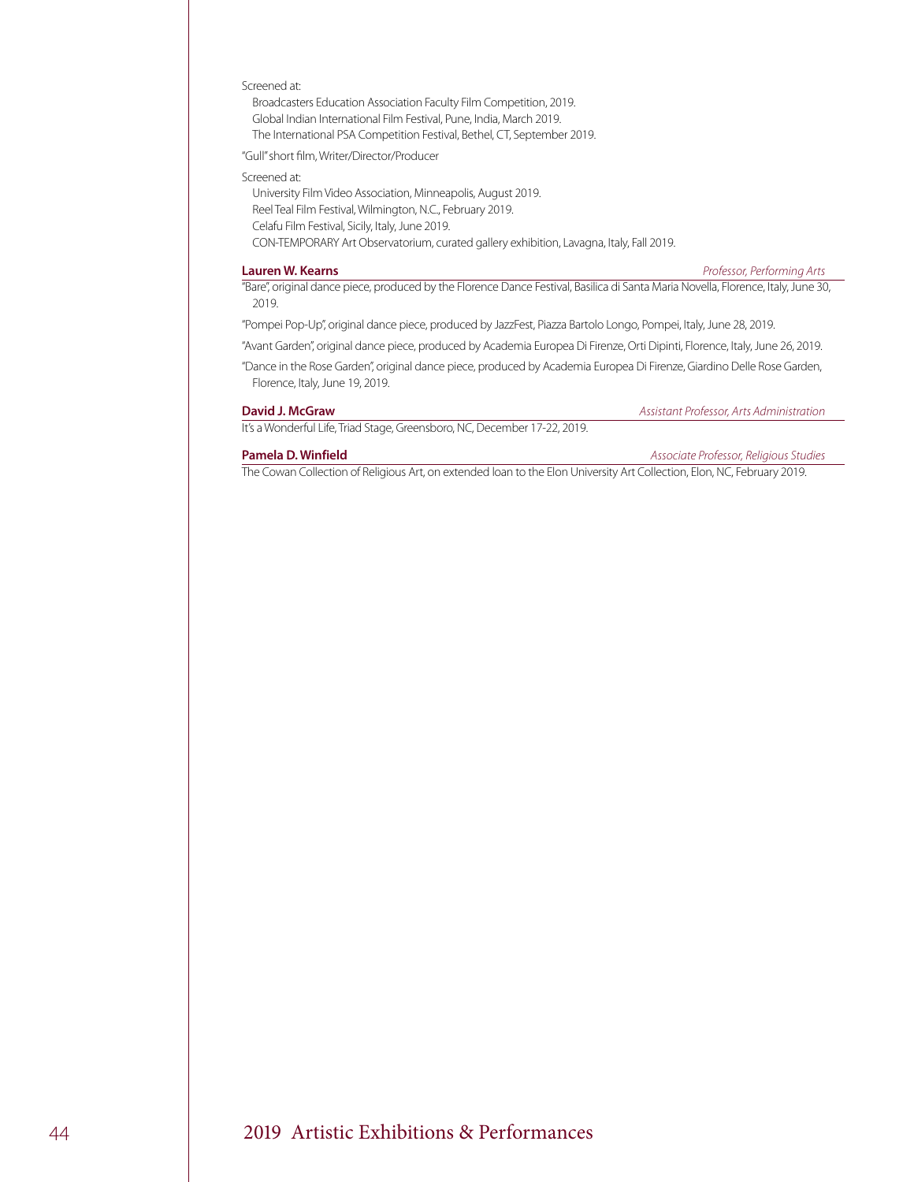Screened at:

Broadcasters Education Association Faculty Film Competition, 2019.
Global Indian International Film Festival, Pune, India, March 2019.
The International PSA Competition Festival, Bethel, CT, September 2019.

"Gull" short film, Writer/Director/Producer

Screened at:

University Film Video Association, Minneapolis, August 2019.
Reel Teal Film Festival, Wilmington, N.C., February 2019.
Celafu Film Festival, Sicily, Italy, June 2019.
CON-TEMPORARY Art Observatorium, curated gallery exhibition, Lavagna, Italy, Fall 2019.

**Lauren W. Kearns** *Professor, Performing Arts*

"Bare", original dance piece, produced by the Florence Dance Festival, Basilica di Santa Maria Novella, Florence, Italy, June 30, 2019.

"Pompei Pop-Up", original dance piece, produced by JazzFest, Piazza Bartolo Longo, Pompei, Italy, June 28, 2019.

"Avant Garden", original dance piece, produced by Academia Europea Di Firenze, Orti Dipinti, Florence, Italy, June 26, 2019.

"Dance in the Rose Garden", original dance piece, produced by Academia Europea Di Firenze, Giardino Delle Rose Garden, Florence, Italy, June 19, 2019.

**David J. McGraw** *Assistant Professor, Arts Administration*

It's a Wonderful Life, Triad Stage, Greensboro, NC, December 17-22, 2019.

**Pamela D. Winfield** *Associate Professor, Religious Studies*

The Cowan Collection of Religious Art, on extended loan to the Elon University Art Collection, Elon, NC, February 2019.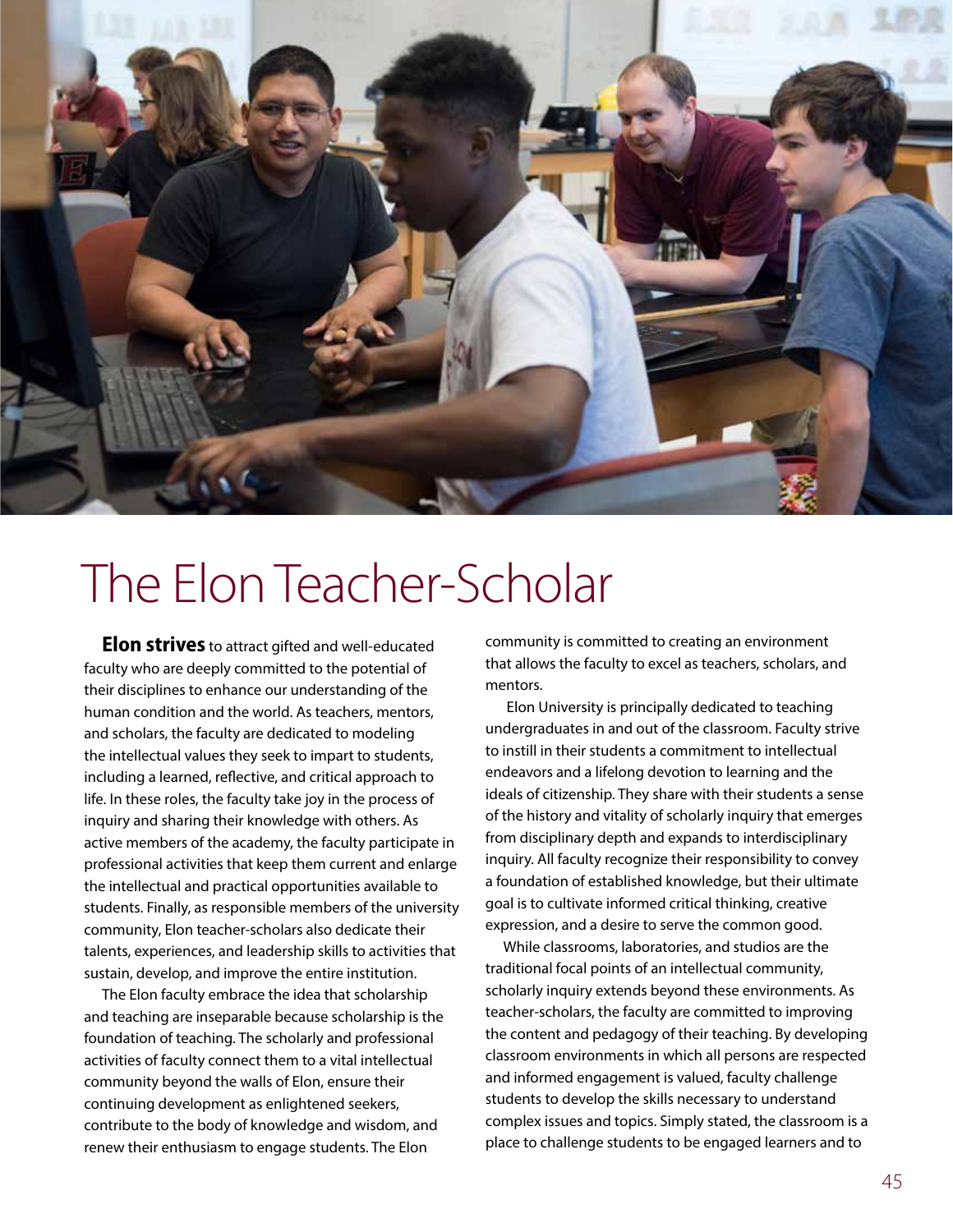# The Elon Teacher-Scholar

**Elon strives** to attract gifted and well-educated faculty who are deeply committed to the potential of their disciplines to enhance our understanding of the human condition and the world. As teachers, mentors, and scholars, the faculty are dedicated to modeling the intellectual values they seek to impart to students, including a learned, reflective, and critical approach to life. In these roles, the faculty take joy in the process of inquiry and sharing their knowledge with others. As active members of the academy, the faculty participate in professional activities that keep them current and enlarge the intellectual and practical opportunities available to students. Finally, as responsible members of the university community, Elon teacher-scholars also dedicate their talents, experiences, and leadership skills to activities that sustain, develop, and improve the entire institution.

The Elon faculty embrace the idea that scholarship and teaching are inseparable because scholarship is the foundation of teaching. The scholarly and professional activities of faculty connect them to a vital intellectual community beyond the walls of Elon, ensure their continuing development as enlightened seekers, contribute to the body of knowledge and wisdom, and renew their enthusiasm to engage students. The Elon community is committed to creating an environment that allows the faculty to excel as teachers, scholars, and mentors.

Elon University is principally dedicated to teaching undergraduates in and out of the classroom. Faculty strive to instill in their students a commitment to intellectual endeavors and a lifelong devotion to learning and the ideals of citizenship. They share with their students a sense of the history and vitality of scholarly inquiry that emerges from disciplinary depth and expands to interdisciplinary inquiry. All faculty recognize their responsibility to convey a foundation of established knowledge, but their ultimate goal is to cultivate informed critical thinking, creative expression, and a desire to serve the common good.

While classrooms, laboratories, and studios are the traditional focal points of an intellectual community, scholarly inquiry extends beyond these environments. As teacher-scholars, the faculty are committed to improving the content and pedagogy of their teaching. By developing classroom environments in which all persons are respected and informed engagement is valued, faculty challenge students to develop the skills necessary to understand complex issues and topics. Simply stated, the classroom is a place to challenge students to be engaged learners and to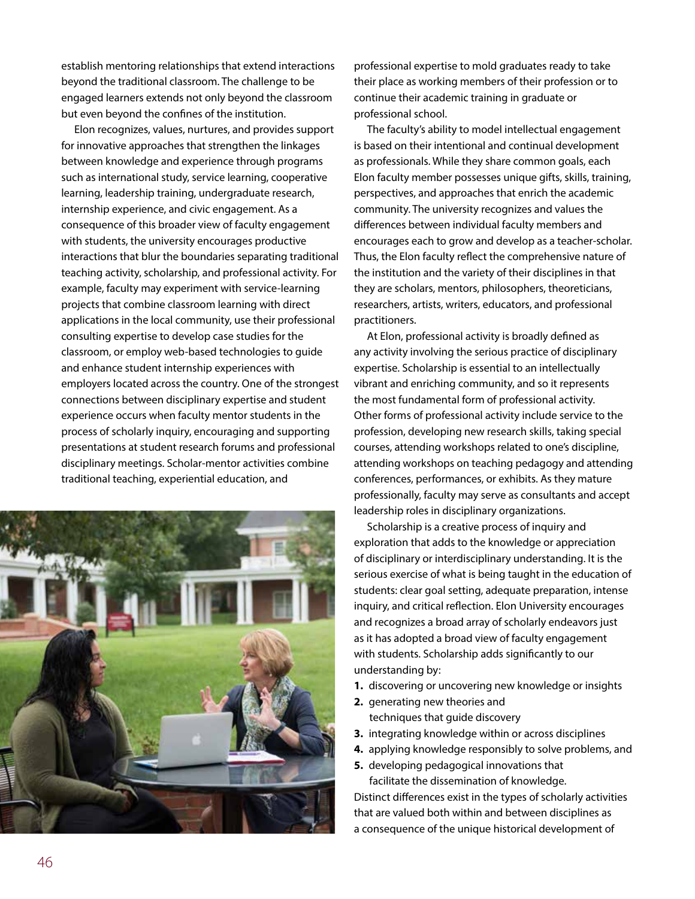establish mentoring relationships that extend interactions beyond the traditional classroom. The challenge to be engaged learners extends not only beyond the classroom but even beyond the confines of the institution.

Elon recognizes, values, nurtures, and provides support for innovative approaches that strengthen the linkages between knowledge and experience through programs such as international study, service learning, cooperative learning, leadership training, undergraduate research, internship experience, and civic engagement. As a consequence of this broader view of faculty engagement with students, the university encourages productive interactions that blur the boundaries separating traditional teaching activity, scholarship, and professional activity. For example, faculty may experiment with service-learning projects that combine classroom learning with direct applications in the local community, use their professional consulting expertise to develop case studies for the classroom, or employ web-based technologies to guide and enhance student internship experiences with employers located across the country. One of the strongest connections between disciplinary expertise and student experience occurs when faculty mentor students in the process of scholarly inquiry, encouraging and supporting presentations at student research forums and professional disciplinary meetings. Scholar-mentor activities combine traditional teaching, experiential education, and professional expertise to mold graduates ready to take their place as working members of their profession or to continue their academic training in graduate or professional school.

The faculty's ability to model intellectual engagement is based on their intentional and continual development as professionals. While they share common goals, each Elon faculty member possesses unique gifts, skills, training, perspectives, and approaches that enrich the academic community. The university recognizes and values the differences between individual faculty members and encourages each to grow and develop as a teacher-scholar. Thus, the Elon faculty reflect the comprehensive nature of the institution and the variety of their disciplines in that they are scholars, mentors, philosophers, theoreticians, researchers, artists, writers, educators, and professional practitioners.

At Elon, professional activity is broadly defined as any activity involving the serious practice of disciplinary expertise. Scholarship is essential to an intellectually vibrant and enriching community, and so it represents the most fundamental form of professional activity. Other forms of professional activity include service to the profession, developing new research skills, taking special courses, attending workshops related to one's discipline, attending workshops on teaching pedagogy and attending conferences, performances, or exhibits. As they mature professionally, faculty may serve as consultants and accept leadership roles in disciplinary organizations.

Scholarship is a creative process of inquiry and exploration that adds to the knowledge or appreciation of disciplinary or interdisciplinary understanding. It is the serious exercise of what is being taught in the education of students: clear goal setting, adequate preparation, intense inquiry, and critical reflection. Elon University encourages and recognizes a broad array of scholarly endeavors just as it has adopted a broad view of faculty engagement with students. Scholarship adds significantly to our understanding by:

1. discovering or uncovering new knowledge or insights
2. generating new theories and techniques that guide discovery
3. integrating knowledge within or across disciplines
4. applying knowledge responsibly to solve problems, and
5. developing pedagogical innovations that facilitate the dissemination of knowledge.

Distinct differences exist in the types of scholarly activities that are valued both within and between disciplines as a consequence of the unique historical development of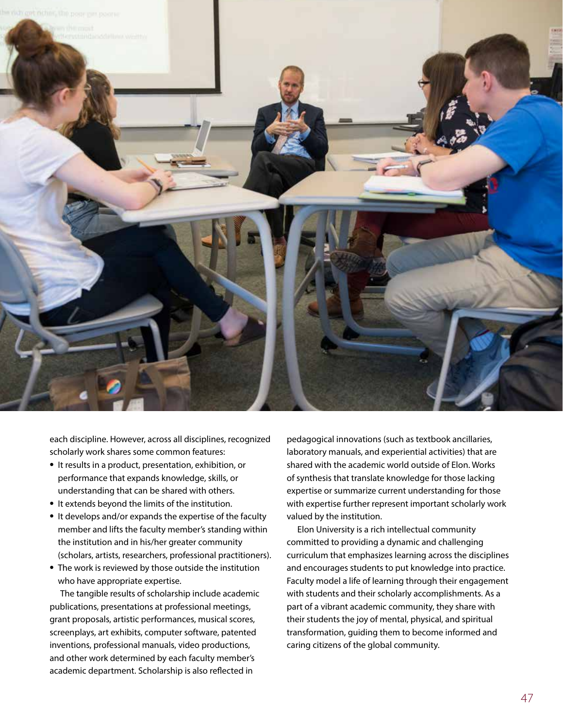each discipline. However, across all disciplines, recognized scholarly work shares some common features:

- It results in a product, presentation, exhibition, or performance that expands knowledge, skills, or understanding that can be shared with others.
- It extends beyond the limits of the institution.
- It develops and/or expands the expertise of the faculty member and lifts the faculty member's standing within the institution and in his/her greater community (scholars, artists, researchers, professional practitioners).
- The work is reviewed by those outside the institution who have appropriate expertise.

The tangible results of scholarship include academic publications, presentations at professional meetings, grant proposals, artistic performances, musical scores, screenplays, art exhibits, computer software, patented inventions, professional manuals, video productions, and other work determined by each faculty member's academic department. Scholarship is also reflected in pedagogical innovations (such as textbook ancillaries, laboratory manuals, and experiential activities) that are shared with the academic world outside of Elon. Works of synthesis that translate knowledge for those lacking expertise or summarize current understanding for those with expertise further represent important scholarly work valued by the institution.

Elon University is a rich intellectual community committed to providing a dynamic and challenging curriculum that emphasizes learning across the disciplines and encourages students to put knowledge into practice. Faculty model a life of learning through their engagement with students and their scholarly accomplishments. As a part of a vibrant academic community, they share with their students the joy of mental, physical, and spiritual transformation, guiding them to become informed and caring citizens of the global community.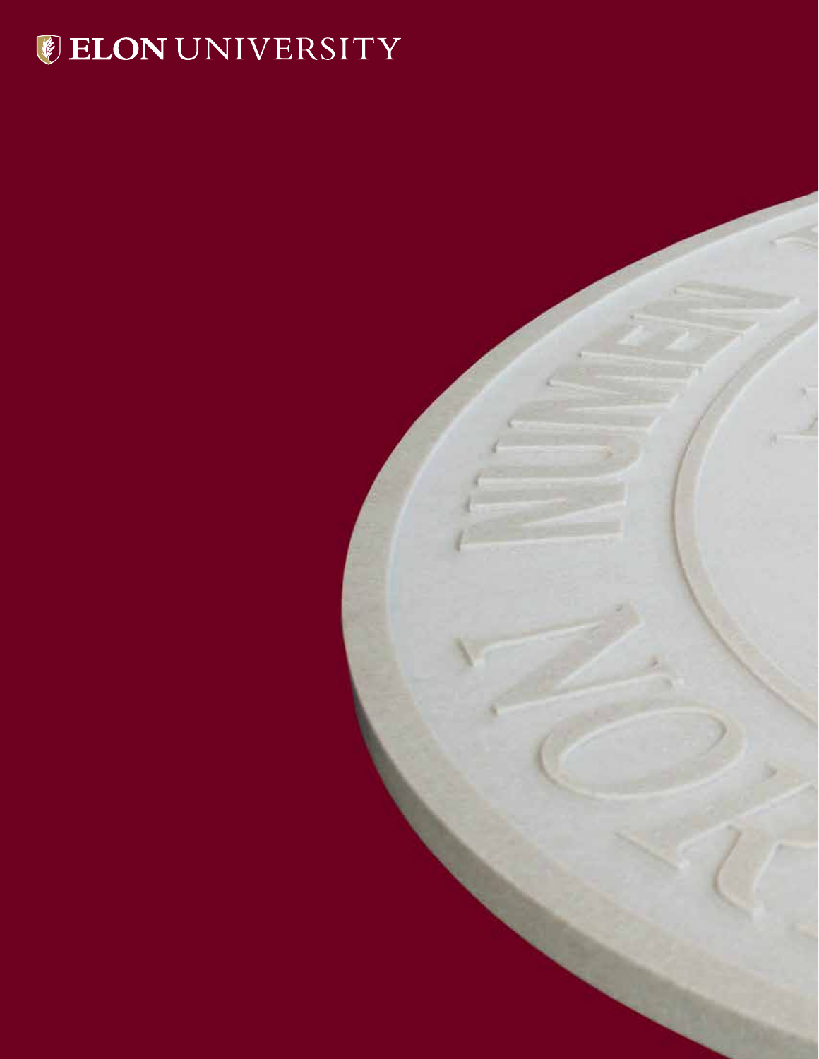ELON UNIVERSITY